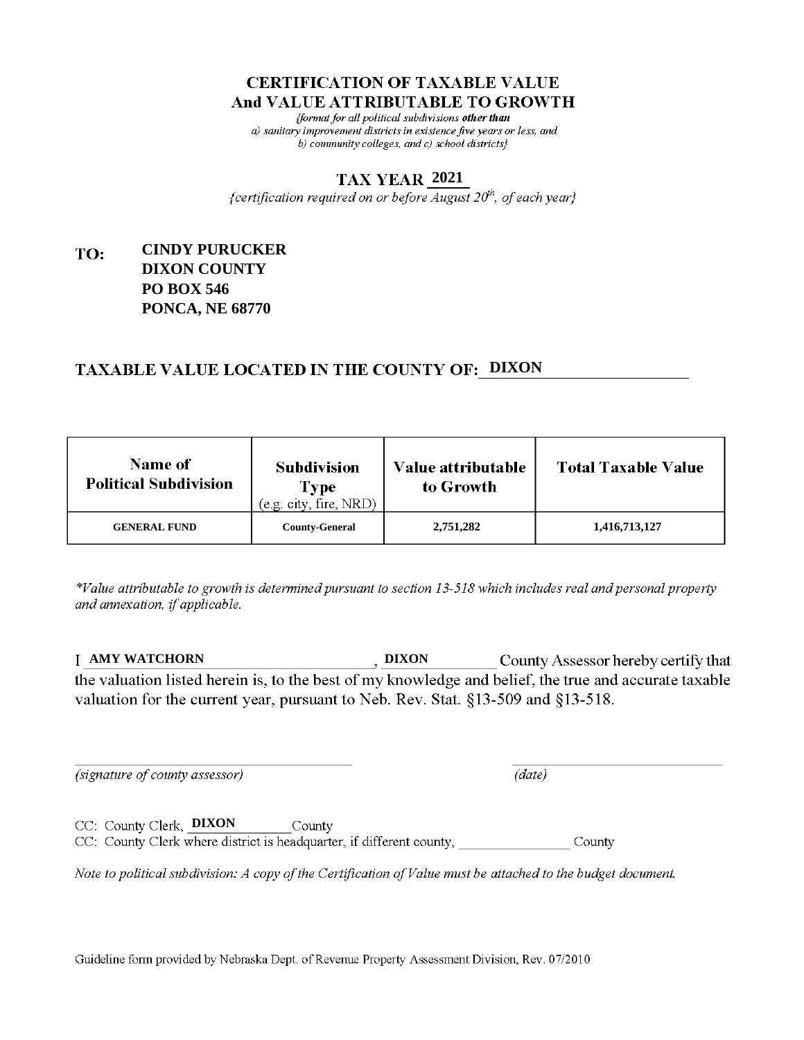# CERTIFICATION OF TAXABLE VALUE
# And VALUE ATTRIBUTABLE TO GROWTH

*{format for all political subdivisions **other than** a) sanitary improvement districts in existence five years or less, and b) community colleges, and c) school districts}*

## TAX YEAR 2021

*{certification required on or before August 20th, of each year}*

**TO:** **CINDY PURUCKER**
**DIXON COUNTY**
**PO BOX 546**
**PONCA, NE 68770**

## TAXABLE VALUE LOCATED IN THE COUNTY OF: DIXON

| Name of Political Subdivision | Subdivision Type (e.g. city, fire, NRD) | Value attributable to Growth | Total Taxable Value |
|---|---|---|---|
| GENERAL FUND | County-General | 2,751,282 | 1,416,713,127 |

*\*Value attributable to growth is determined pursuant to section 13-518 which includes real and personal property and annexation, if applicable.*

I **AMY WATCHORN**, **DIXON** County Assessor hereby certify that the valuation listed herein is, to the best of my knowledge and belief, the true and accurate taxable valuation for the current year, pursuant to Neb. Rev. Stat. §13-509 and §13-518.

_____________________________ *(signature of county assessor)*

_____________________________ *(date)*

CC: County Clerk, **DIXON** County

CC: County Clerk where district is headquarter, if different county, ______________ County

*Note to political subdivision: A copy of the Certification of Value must be attached to the budget document.*

Guideline form provided by Nebraska Dept. of Revenue Property Assessment Division, Rev. 07/2010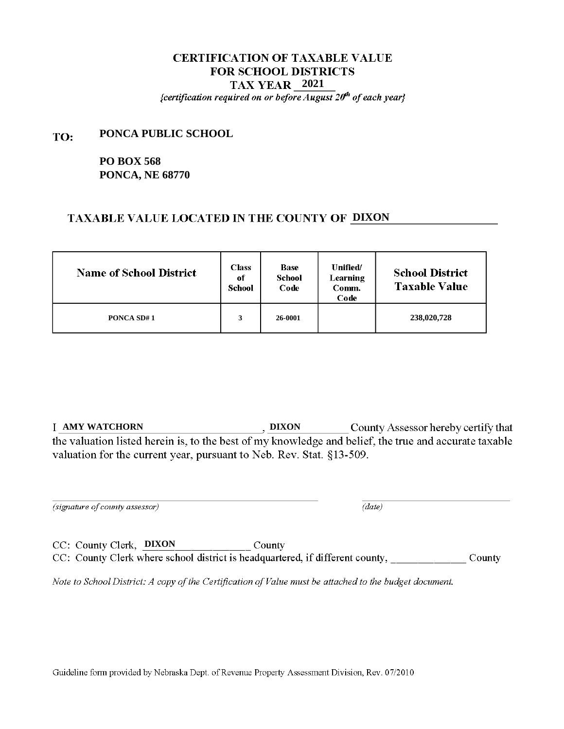# CERTIFICATION OF TAXABLE VALUE
# FOR SCHOOL DISTRICTS
# TAX YEAR 2021

*{certification required on or before August 20th of each year}*

**TO:** **PONCA PUBLIC SCHOOL**

**PO BOX 568**
**PONCA, NE 68770**

## TAXABLE VALUE LOCATED IN THE COUNTY OF DIXON

| Name of School District | Class of School | Base School Code | Unified/ Learning Comm. Code | School District Taxable Value |
|---|---|---|---|---|
| PONCA SD# 1 | 3 | 26-0001 | | 238,020,728 |

I **AMY WATCHORN**, **DIXON** County Assessor hereby certify that the valuation listed herein is, to the best of my knowledge and belief, the true and accurate taxable valuation for the current year, pursuant to Neb. Rev. Stat. §13-509.

_______________________________ _______________
*(signature of county assessor)* *(date)*

CC: County Clerk, **DIXON** County
CC: County Clerk where school district is headquartered, if different county, ______________ County

*Note to School District: A copy of the Certification of Value must be attached to the budget document.*

Guideline form provided by Nebraska Dept. of Revenue Property Assessment Division, Rev. 07/2010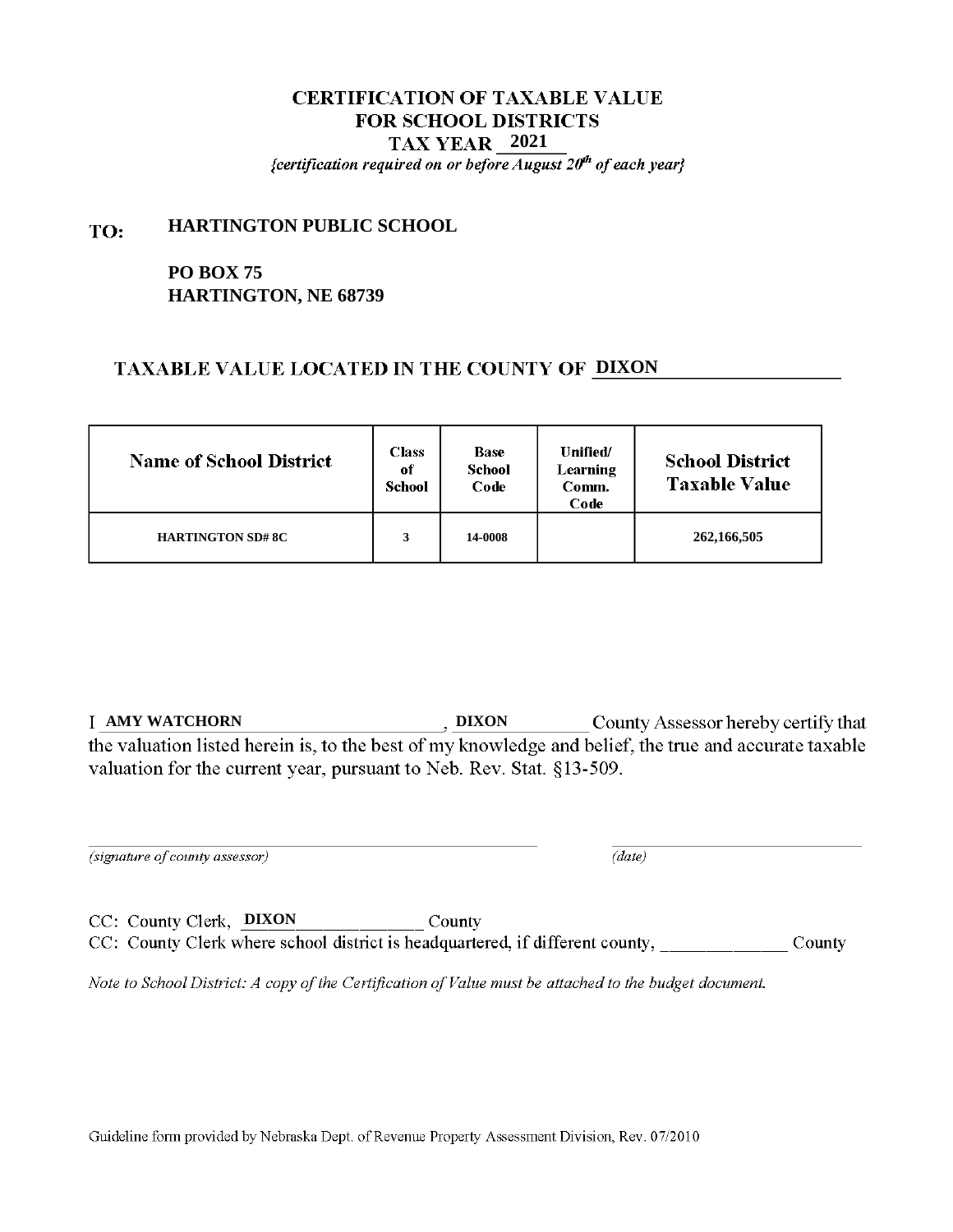# CERTIFICATION OF TAXABLE VALUE
# FOR SCHOOL DISTRICTS
# TAX YEAR 2021

*{certification required on or before August 20th of each year}*

**TO:** **HARTINGTON PUBLIC SCHOOL**

**PO BOX 75**
**HARTINGTON, NE 68739**

## TAXABLE VALUE LOCATED IN THE COUNTY OF DIXON

| Name of School District | Class of School | Base School Code | Unified/ Learning Comm. Code | School District Taxable Value |
|---|---|---|---|---|
| HARTINGTON SD# 8C | 3 | 14-0008 | | 262,166,505 |

I **AMY WATCHORN**, **DIXON** County Assessor hereby certify that the valuation listed herein is, to the best of my knowledge and belief, the true and accurate taxable valuation for the current year, pursuant to Neb. Rev. Stat. §13-509.

_______________________________ *(signature of county assessor)*

_______________ *(date)*

CC: County Clerk, **DIXON** County

CC: County Clerk where school district is headquartered, if different county, _____________ County

*Note to School District: A copy of the Certification of Value must be attached to the budget document.*

Guideline form provided by Nebraska Dept. of Revenue Property Assessment Division, Rev. 07/2010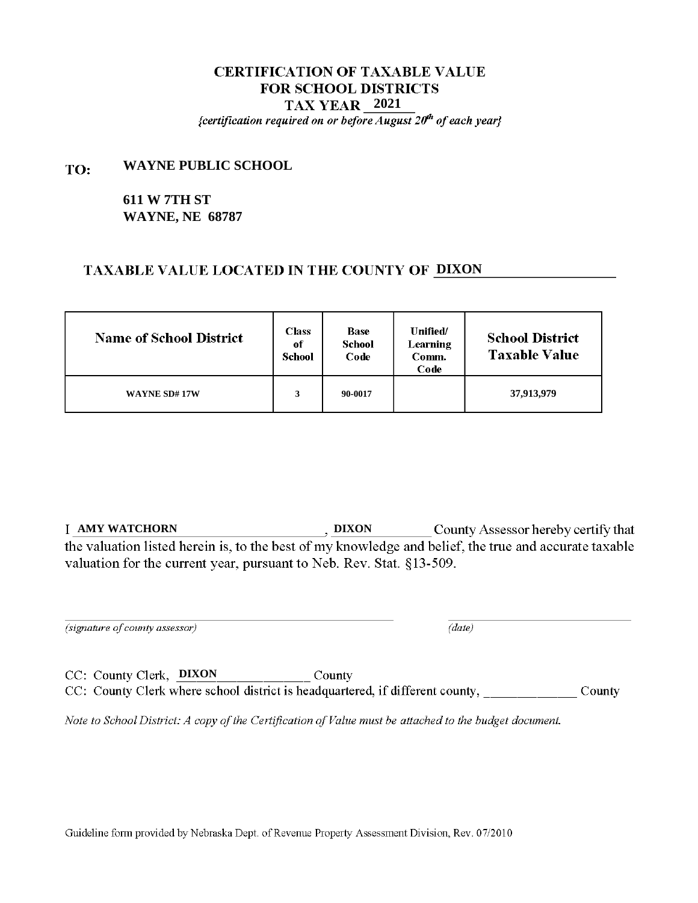# CERTIFICATION OF TAXABLE VALUE
# FOR SCHOOL DISTRICTS
# TAX YEAR 2021

*{certification required on or before August 20th of each year}*

**TO:** **WAYNE PUBLIC SCHOOL**

**611 W 7TH ST**
**WAYNE, NE 68787**

## TAXABLE VALUE LOCATED IN THE COUNTY OF DIXON

| Name of School District | Class of School | Base School Code | Unified/ Learning Comm. Code | School District Taxable Value |
|---|---|---|---|---|
| WAYNE SD# 17W | 3 | 90-0017 | | 37,913,979 |

I **AMY WATCHORN**, **DIXON** County Assessor hereby certify that the valuation listed herein is, to the best of my knowledge and belief, the true and accurate taxable valuation for the current year, pursuant to Neb. Rev. Stat. §13-509.

_______________________________ *(signature of county assessor)* _______________ *(date)*

CC: County Clerk, **DIXON** County
CC: County Clerk where school district is headquartered, if different county, _____________ County

*Note to School District: A copy of the Certification of Value must be attached to the budget document.*

Guideline form provided by Nebraska Dept. of Revenue Property Assessment Division, Rev. 07/2010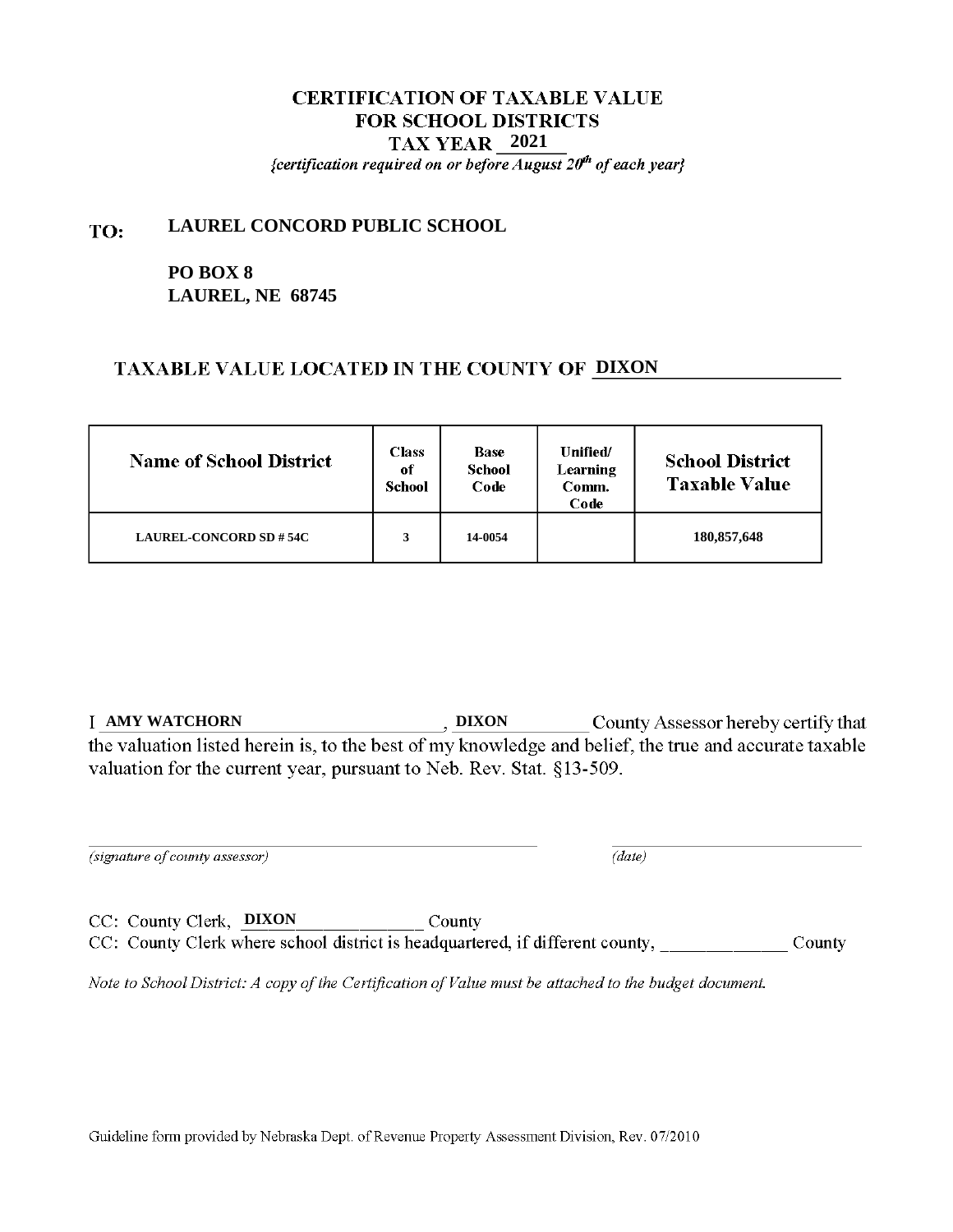# CERTIFICATION OF TAXABLE VALUE FOR SCHOOL DISTRICTS

## TAX YEAR 2021

*{certification required on or before August 20th of each year}*

**TO:** **LAUREL CONCORD PUBLIC SCHOOL**

**PO BOX 8**
**LAUREL, NE 68745**

## TAXABLE VALUE LOCATED IN THE COUNTY OF DIXON

| Name of School District | Class of School | Base School Code | Unified/ Learning Comm. Code | School District Taxable Value |
|---|---|---|---|---|
| LAUREL-CONCORD SD # 54C | 3 | 14-0054 | | 180,857,648 |

I **AMY WATCHORN**, **DIXON** County Assessor hereby certify that the valuation listed herein is, to the best of my knowledge and belief, the true and accurate taxable valuation for the current year, pursuant to Neb. Rev. Stat. §13-509.

_______________________________ *(signature of county assessor)*  _______________ *(date)*

CC: County Clerk, **DIXON** County

CC: County Clerk where school district is headquartered, if different county, _______________ County

*Note to School District: A copy of the Certification of Value must be attached to the budget document.*

Guideline form provided by Nebraska Dept. of Revenue Property Assessment Division, Rev. 07/2010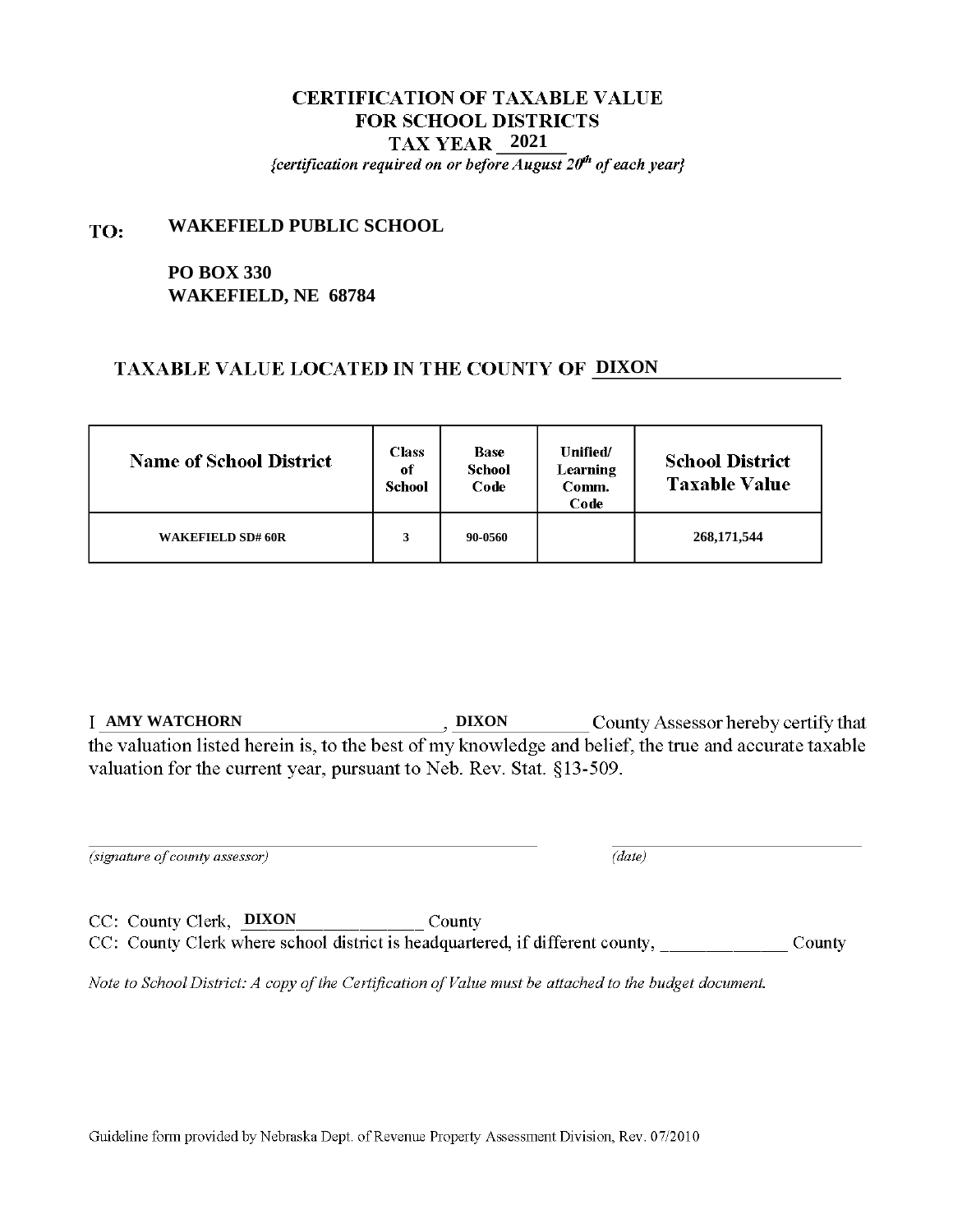# CERTIFICATION OF TAXABLE VALUE
# FOR SCHOOL DISTRICTS
# TAX YEAR 2021

*{certification required on or before August 20th of each year}*

**TO: WAKEFIELD PUBLIC SCHOOL**

**PO BOX 330**
**WAKEFIELD, NE 68784**

## TAXABLE VALUE LOCATED IN THE COUNTY OF DIXON

| Name of School District | Class of School | Base School Code | Unified/ Learning Comm. Code | School District Taxable Value |
|---|---|---|---|---|
| WAKEFIELD SD# 60R | 3 | 90-0560 | | 268,171,544 |

I **AMY WATCHORN**, **DIXON** County Assessor hereby certify that the valuation listed herein is, to the best of my knowledge and belief, the true and accurate taxable valuation for the current year, pursuant to Neb. Rev. Stat. §13-509.

*(signature of county assessor)* *(date)*

CC: County Clerk, **DIXON** County
CC: County Clerk where school district is headquartered, if different county, _____________ County

*Note to School District: A copy of the Certification of Value must be attached to the budget document.*

Guideline form provided by Nebraska Dept. of Revenue Property Assessment Division, Rev. 07/2010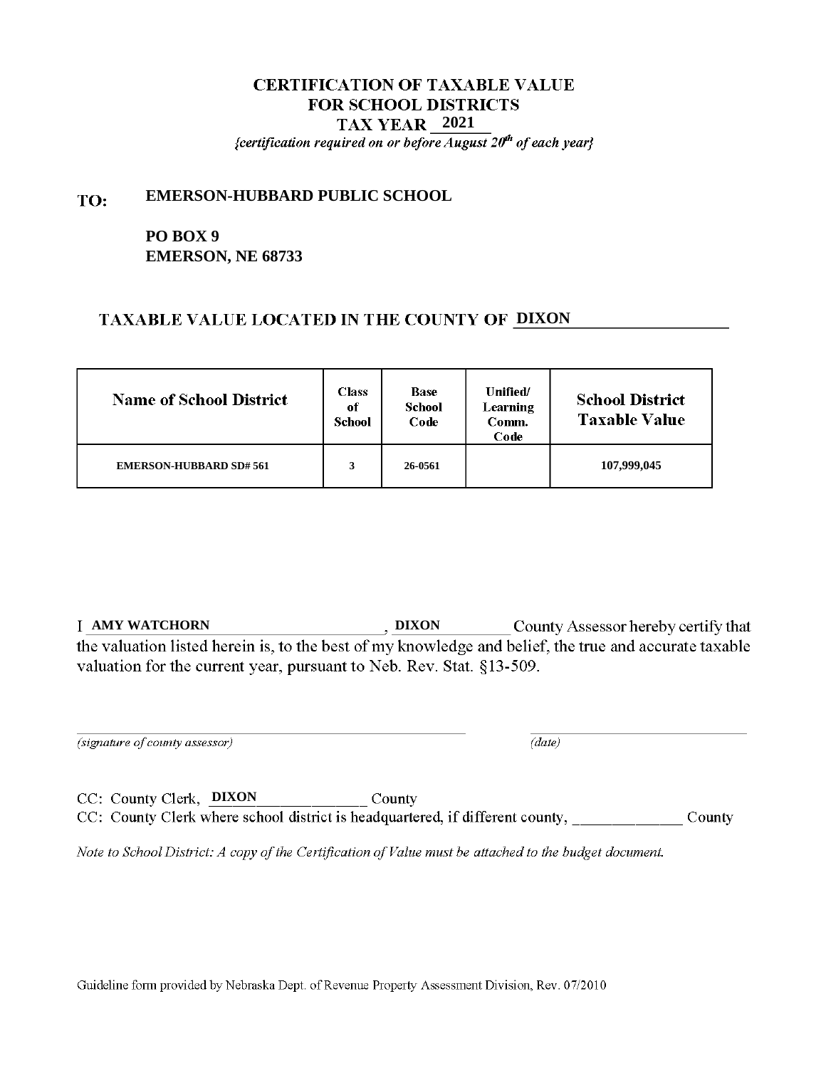# CERTIFICATION OF TAXABLE VALUE FOR SCHOOL DISTRICTS TAX YEAR 2021

*{certification required on or before August 20th of each year}*

**TO: EMERSON-HUBBARD PUBLIC SCHOOL**

**PO BOX 9**
**EMERSON, NE 68733**

## TAXABLE VALUE LOCATED IN THE COUNTY OF DIXON

| Name of School District | Class of School | Base School Code | Unified/ Learning Comm. Code | School District Taxable Value |
|---|---|---|---|---|
| EMERSON-HUBBARD SD# 561 | 3 | 26-0561 | | 107,999,045 |

I **AMY WATCHORN**, **DIXON** County Assessor hereby certify that the valuation listed herein is, to the best of my knowledge and belief, the true and accurate taxable valuation for the current year, pursuant to Neb. Rev. Stat. §13-509.

*(signature of county assessor)* *(date)*

CC: County Clerk, **DIXON** County
CC: County Clerk where school district is headquartered, if different county, ______________ County

*Note to School District: A copy of the Certification of Value must be attached to the budget document.*

Guideline form provided by Nebraska Dept. of Revenue Property Assessment Division, Rev. 07/2010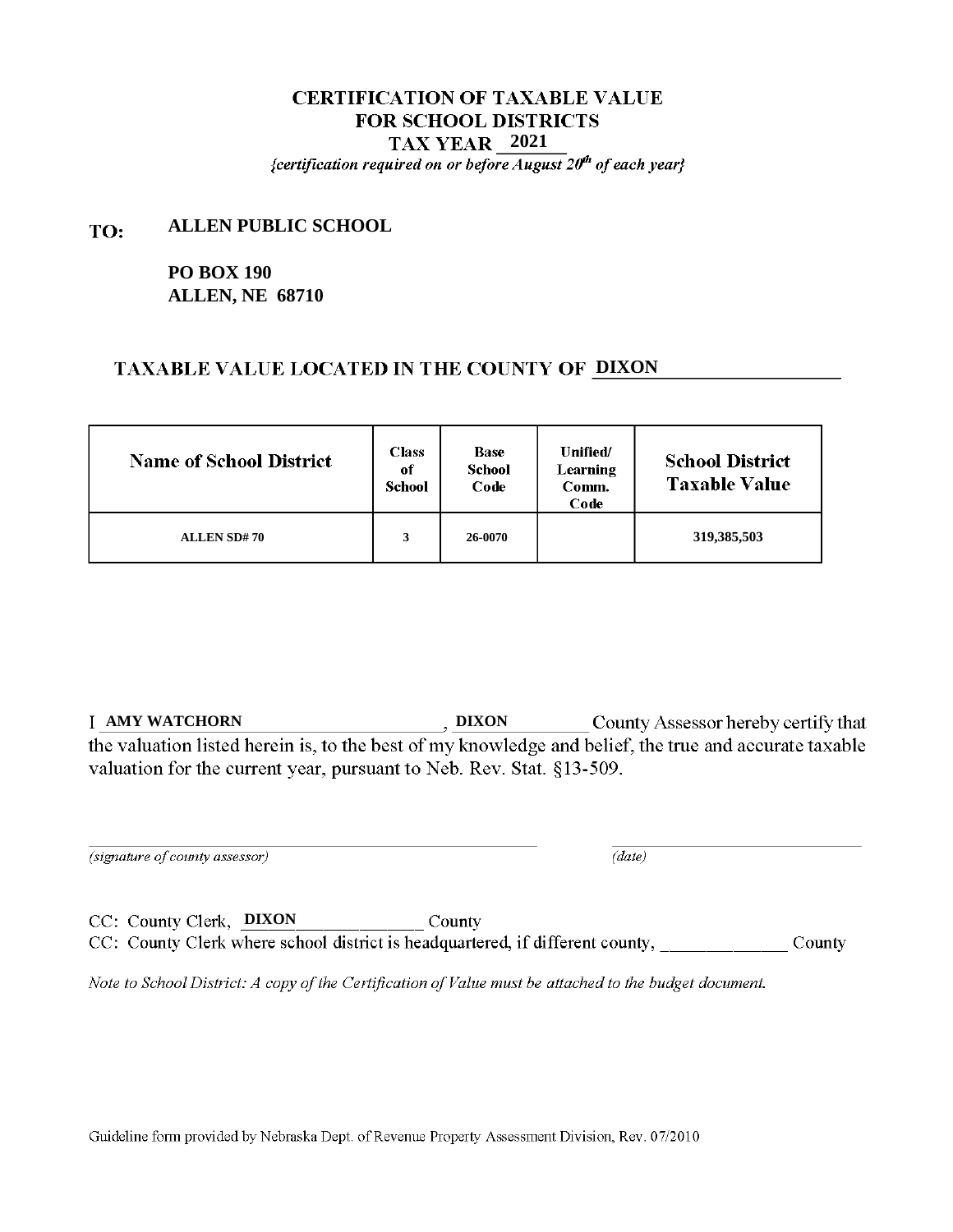# CERTIFICATION OF TAXABLE VALUE
# FOR SCHOOL DISTRICTS
# TAX YEAR 2021

*{certification required on or before August 20th of each year}*

**TO:** **ALLEN PUBLIC SCHOOL**

**PO BOX 190**
**ALLEN, NE 68710**

## TAXABLE VALUE LOCATED IN THE COUNTY OF DIXON

| Name of School District | Class of School | Base School Code | Unified/ Learning Comm. Code | School District Taxable Value |
|---|---|---|---|---|
| ALLEN SD# 70 | 3 | 26-0070 | | 319,385,503 |

I **AMY WATCHORN**, **DIXON** County Assessor hereby certify that the valuation listed herein is, to the best of my knowledge and belief, the true and accurate taxable valuation for the current year, pursuant to Neb. Rev. Stat. §13-509.

_______________________________ *(signature of county assessor)*

_______________________________ *(date)*

CC: County Clerk, **DIXON** County

CC: County Clerk where school district is headquartered, if different county, _____________ County

*Note to School District: A copy of the Certification of Value must be attached to the budget document.*

Guideline form provided by Nebraska Dept. of Revenue Property Assessment Division, Rev. 07/2010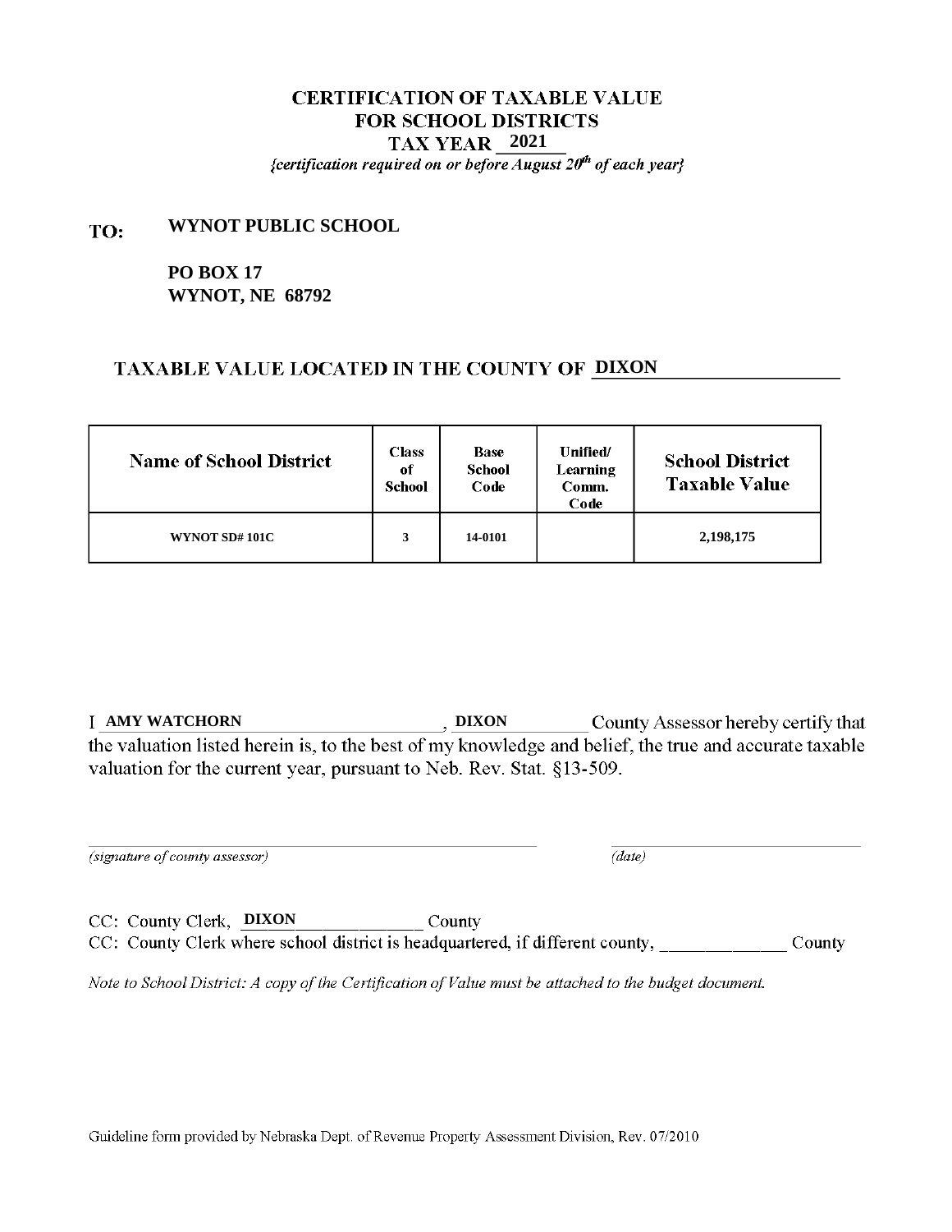# CERTIFICATION OF TAXABLE VALUE FOR SCHOOL DISTRICTS TAX YEAR 2021

*{certification required on or before August 20th of each year}*

**TO: WYNOT PUBLIC SCHOOL**

**PO BOX 17**
**WYNOT, NE 68792**

## TAXABLE VALUE LOCATED IN THE COUNTY OF DIXON

| Name of School District | Class of School | Base School Code | Unified/ Learning Comm. Code | School District Taxable Value |
|---|---|---|---|---|
| WYNOT SD# 101C | 3 | 14-0101 | | 2,198,175 |

I **AMY WATCHORN**, **DIXON** County Assessor hereby certify that the valuation listed herein is, to the best of my knowledge and belief, the true and accurate taxable valuation for the current year, pursuant to Neb. Rev. Stat. §13-509.

_______________________________ *(signature of county assessor)*

_______________________________ *(date)*

CC: County Clerk, **DIXON** County

CC: County Clerk where school district is headquartered, if different county, _____________ County

*Note to School District: A copy of the Certification of Value must be attached to the budget document.*

Guideline form provided by Nebraska Dept. of Revenue Property Assessment Division, Rev. 07/2010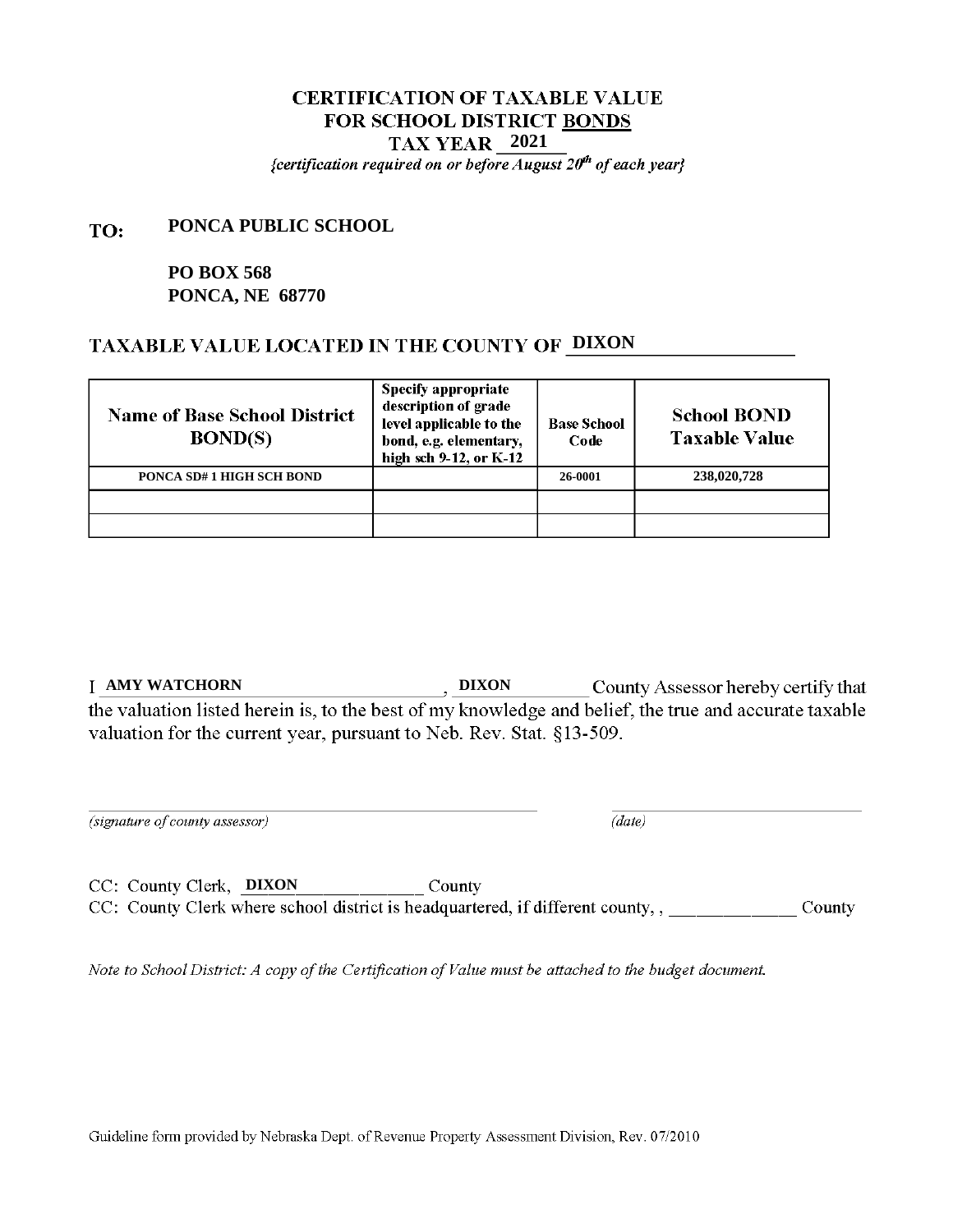# CERTIFICATION OF TAXABLE VALUE
# FOR SCHOOL DISTRICT BONDS
## TAX YEAR 2021

*{certification required on or before August 20th of each year}*

**TO: PONCA PUBLIC SCHOOL**

**PO BOX 568**
**PONCA, NE 68770**

## TAXABLE VALUE LOCATED IN THE COUNTY OF DIXON

| Name of Base School District BOND(S) | Specify appropriate description of grade level applicable to the bond, e.g. elementary, high sch 9-12, or K-12 | Base School Code | School BOND Taxable Value |
|---|---|---|---|
| PONCA SD# 1 HIGH SCH BOND | | 26-0001 | 238,020,728 |
| | | | |
| | | | |

I **AMY WATCHORN**, **DIXON** County Assessor hereby certify that the valuation listed herein is, to the best of my knowledge and belief, the true and accurate taxable valuation for the current year, pursuant to Neb. Rev. Stat. §13-509.

_______________________________ _______________
*(signature of county assessor)* *(date)*

CC: County Clerk, **DIXON** County
CC: County Clerk where school district is headquartered, if different county, , _____________ County

*Note to School District: A copy of the Certification of Value must be attached to the budget document.*

Guideline form provided by Nebraska Dept. of Revenue Property Assessment Division, Rev. 07/2010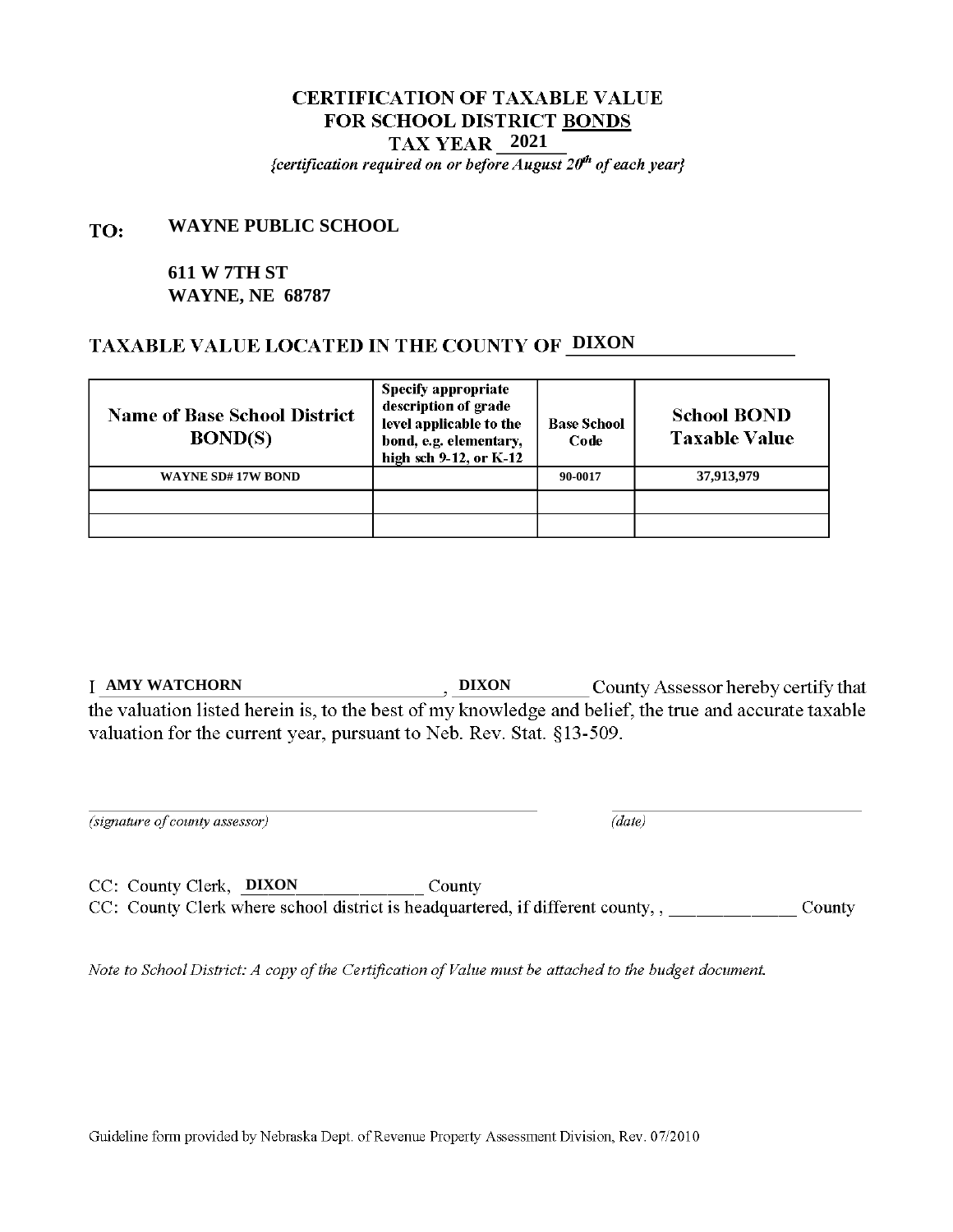# CERTIFICATION OF TAXABLE VALUE
# FOR SCHOOL DISTRICT BONDS
# TAX YEAR 2021

*{certification required on or before August 20$^{th}$ of each year}*

**TO:** **WAYNE PUBLIC SCHOOL**

**611 W 7TH ST**
**WAYNE, NE 68787**

## TAXABLE VALUE LOCATED IN THE COUNTY OF DIXON

| Name of Base School District BOND(S) | Specify appropriate description of grade level applicable to the bond, e.g. elementary, high sch 9-12, or K-12 | Base School Code | School BOND Taxable Value |
|---|---|---|---|
| WAYNE SD# 17W BOND | | 90-0017 | 37,913,979 |
| | | | |
| | | | |

I **AMY WATCHORN**, **DIXON** County Assessor hereby certify that the valuation listed herein is, to the best of my knowledge and belief, the true and accurate taxable valuation for the current year, pursuant to Neb. Rev. Stat. §13-509.

_______________________________ _______________
*(signature of county assessor)* *(date)*

CC: County Clerk, **DIXON** County
CC: County Clerk where school district is headquartered, if different county, , _____________ County

*Note to School District: A copy of the Certification of Value must be attached to the budget document.*

Guideline form provided by Nebraska Dept. of Revenue Property Assessment Division, Rev. 07/2010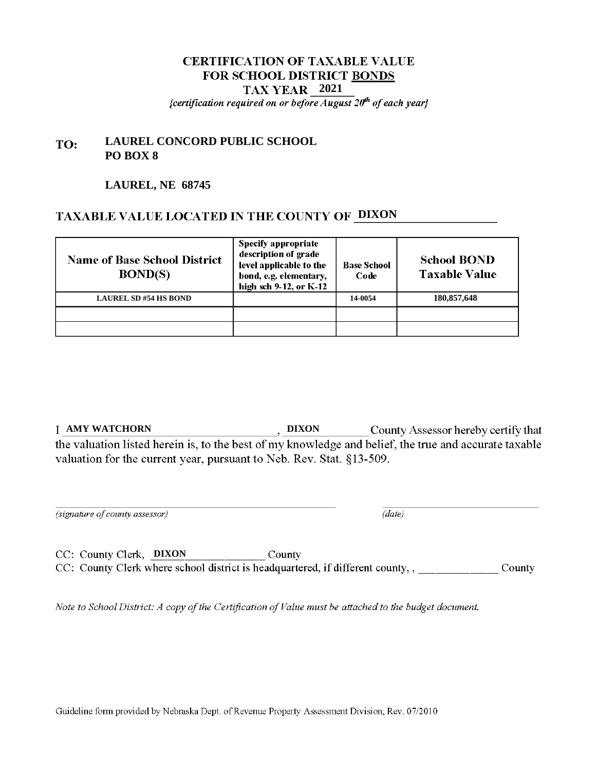# CERTIFICATION OF TAXABLE VALUE
# FOR SCHOOL DISTRICT BONDS
## TAX YEAR 2021

*{certification required on or before August 20th of each year}*

**TO:** **LAUREL CONCORD PUBLIC SCHOOL**
**PO BOX 8**

**LAUREL, NE 68745**

## TAXABLE VALUE LOCATED IN THE COUNTY OF DIXON

| Name of Base School District BOND(S) | Specify appropriate description of grade level applicable to the bond, e.g. elementary, high sch 9-12, or K-12 | Base School Code | School BOND Taxable Value |
|---|---|---|---|
| LAUREL SD #54 HS BOND | | 14-0054 | 180,857,648 |
| | | | |
| | | | |

I AMY WATCHORN, DIXON County Assessor hereby certify that the valuation listed herein is, to the best of my knowledge and belief, the true and accurate taxable valuation for the current year, pursuant to Neb. Rev. Stat. §13-509.

*(signature of county assessor)* *(date)*

CC: County Clerk, DIXON County
CC: County Clerk where school district is headquartered, if different county, , ______________ County

*Note to School District: A copy of the Certification of Value must be attached to the budget document.*

Guideline form provided by Nebraska Dept. of Revenue Property Assessment Division, Rev. 07/2010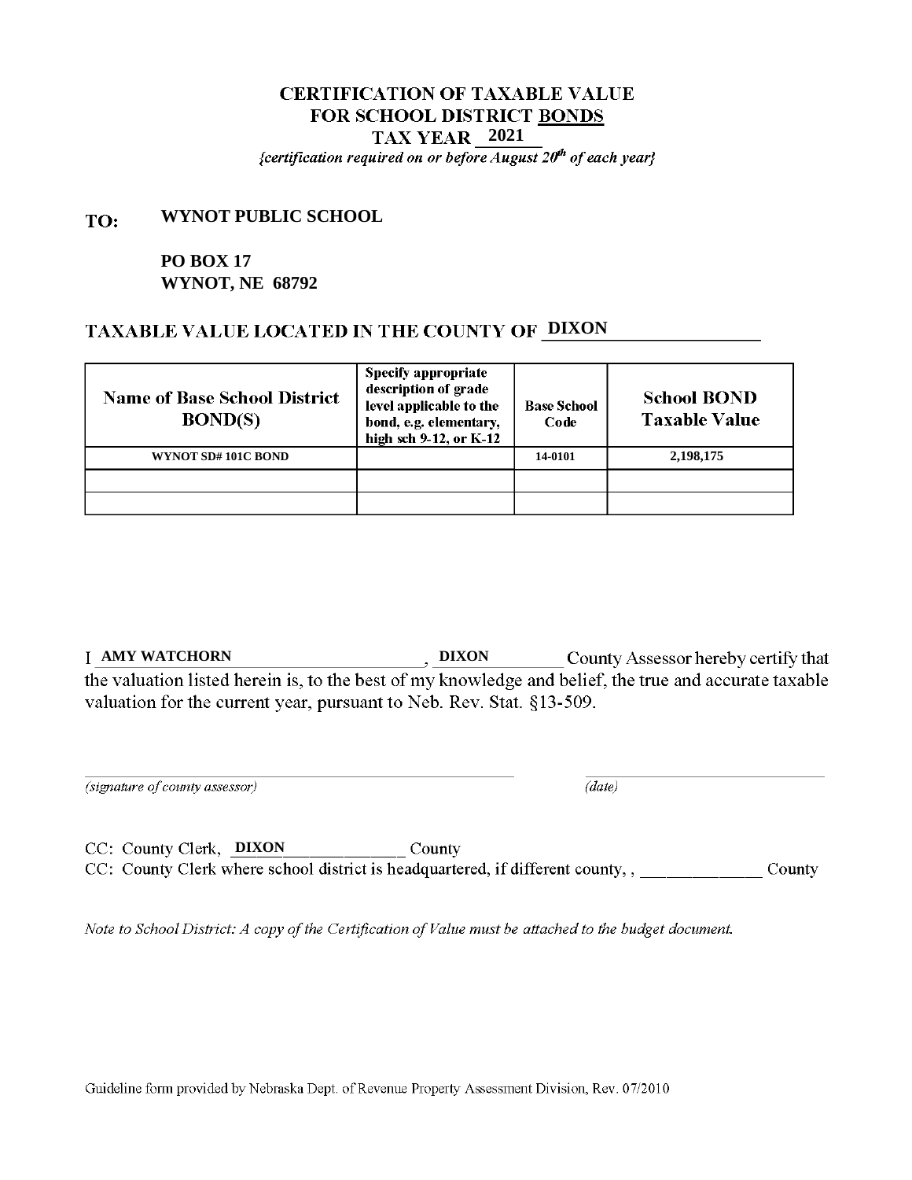# CERTIFICATION OF TAXABLE VALUE FOR SCHOOL DISTRICT BONDS

**TAX YEAR 2021**

*{certification required on or before August 20th of each year}*

**TO:** **WYNOT PUBLIC SCHOOL**

**PO BOX 17**
**WYNOT, NE 68792**

## TAXABLE VALUE LOCATED IN THE COUNTY OF DIXON

| Name of Base School District BOND(S) | Specify appropriate description of grade level applicable to the bond, e.g. elementary, high sch 9-12, or K-12 | Base School Code | School BOND Taxable Value |
|---|---|---|---|
| WYNOT SD# 101C BOND | | 14-0101 | 2,198,175 |
| | | | |
| | | | |

I AMY WATCHORN, DIXON County Assessor hereby certify that the valuation listed herein is, to the best of my knowledge and belief, the true and accurate taxable valuation for the current year, pursuant to Neb. Rev. Stat. §13-509.

*(signature of county assessor)* *(date)*

CC: County Clerk, DIXON County
CC: County Clerk where school district is headquartered, if different county, , ______________ County

*Note to School District: A copy of the Certification of Value must be attached to the budget document.*

Guideline form provided by Nebraska Dept. of Revenue Property Assessment Division, Rev. 07/2010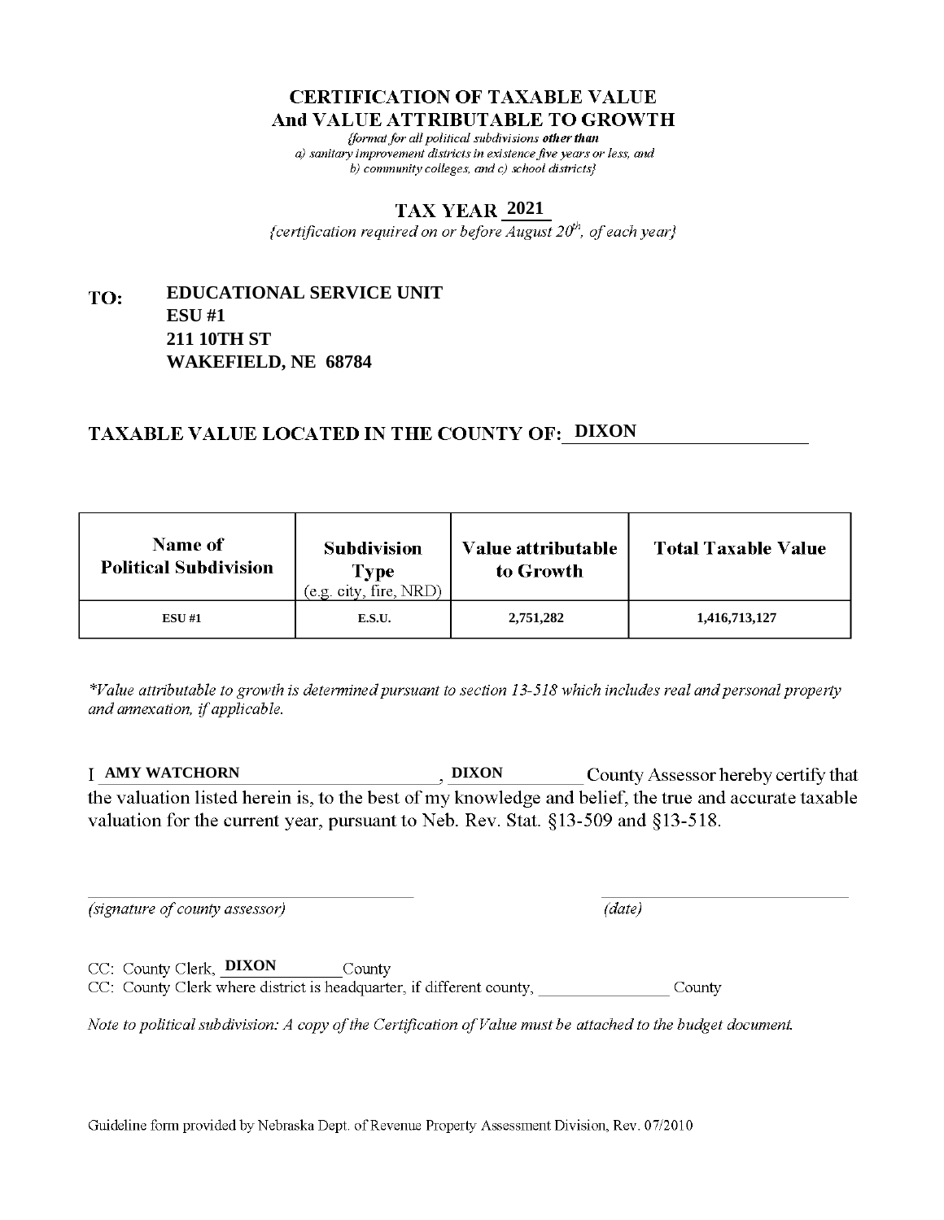# CERTIFICATION OF TAXABLE VALUE
# And VALUE ATTRIBUTABLE TO GROWTH

*{format for all political subdivisions **other than** a) sanitary improvement districts in existence five years or less, and b) community colleges, and c) school districts}*

## TAX YEAR 2021

*{certification required on or before August 20th, of each year}*

**TO:** **EDUCATIONAL SERVICE UNIT**
**ESU #1**
**211 10TH ST**
**WAKEFIELD, NE 68784**

## TAXABLE VALUE LOCATED IN THE COUNTY OF: DIXON

| Name of Political Subdivision | Subdivision Type (e.g. city, fire, NRD) | Value attributable to Growth | Total Taxable Value |
|---|---|---|---|
| ESU #1 | E.S.U. | 2,751,282 | 1,416,713,127 |

*\*Value attributable to growth is determined pursuant to section 13-518 which includes real and personal property and annexation, if applicable.*

I **AMY WATCHORN**, **DIXON** County Assessor hereby certify that the valuation listed herein is, to the best of my knowledge and belief, the true and accurate taxable valuation for the current year, pursuant to Neb. Rev. Stat. §13-509 and §13-518.

_______________________________ *(signature of county assessor)*

_______________________________ *(date)*

CC: County Clerk, **DIXON** County

CC: County Clerk where district is headquarter, if different county, _______________ County

*Note to political subdivision: A copy of the Certification of Value must be attached to the budget document.*

Guideline form provided by Nebraska Dept. of Revenue Property Assessment Division, Rev. 07/2010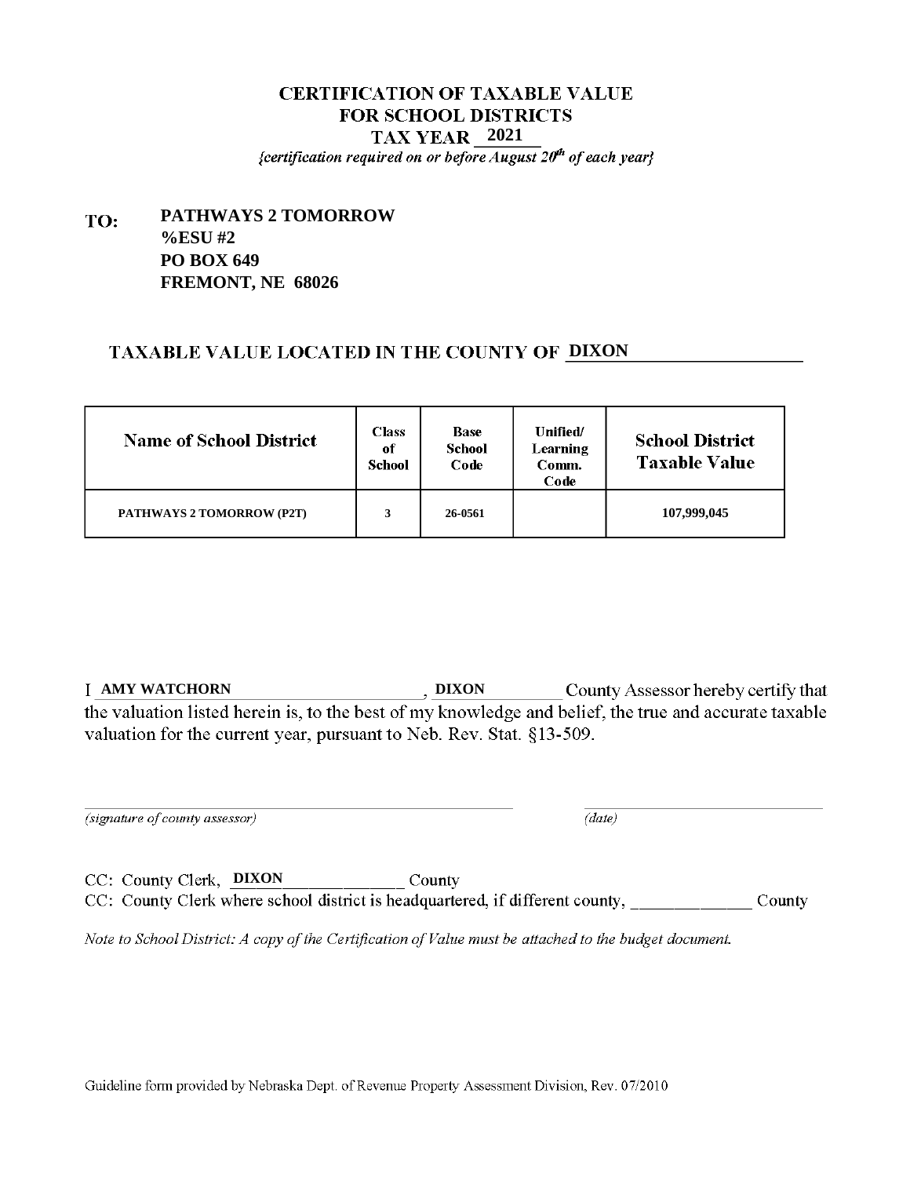# CERTIFICATION OF TAXABLE VALUE FOR SCHOOL DISTRICTS TAX YEAR 2021

*{certification required on or before August 20th of each year}*

**TO:** **PATHWAYS 2 TOMORROW**
**%ESU #2**
**PO BOX 649**
**FREMONT, NE 68026**

## TAXABLE VALUE LOCATED IN THE COUNTY OF DIXON

| Name of School District | Class of School | Base School Code | Unified/ Learning Comm. Code | School District Taxable Value |
|---|---|---|---|---|
| PATHWAYS 2 TOMORROW (P2T) | 3 | 26-0561 | | 107,999,045 |

I **AMY WATCHORN**, **DIXON** County Assessor hereby certify that the valuation listed herein is, to the best of my knowledge and belief, the true and accurate taxable valuation for the current year, pursuant to Neb. Rev. Stat. §13-509.

_______________________________ *(signature of county assessor)*

_______________ *(date)*

CC: County Clerk, **DIXON** County

CC: County Clerk where school district is headquartered, if different county, _____________ County

*Note to School District: A copy of the Certification of Value must be attached to the budget document.*

Guideline form provided by Nebraska Dept. of Revenue Property Assessment Division, Rev. 07/2010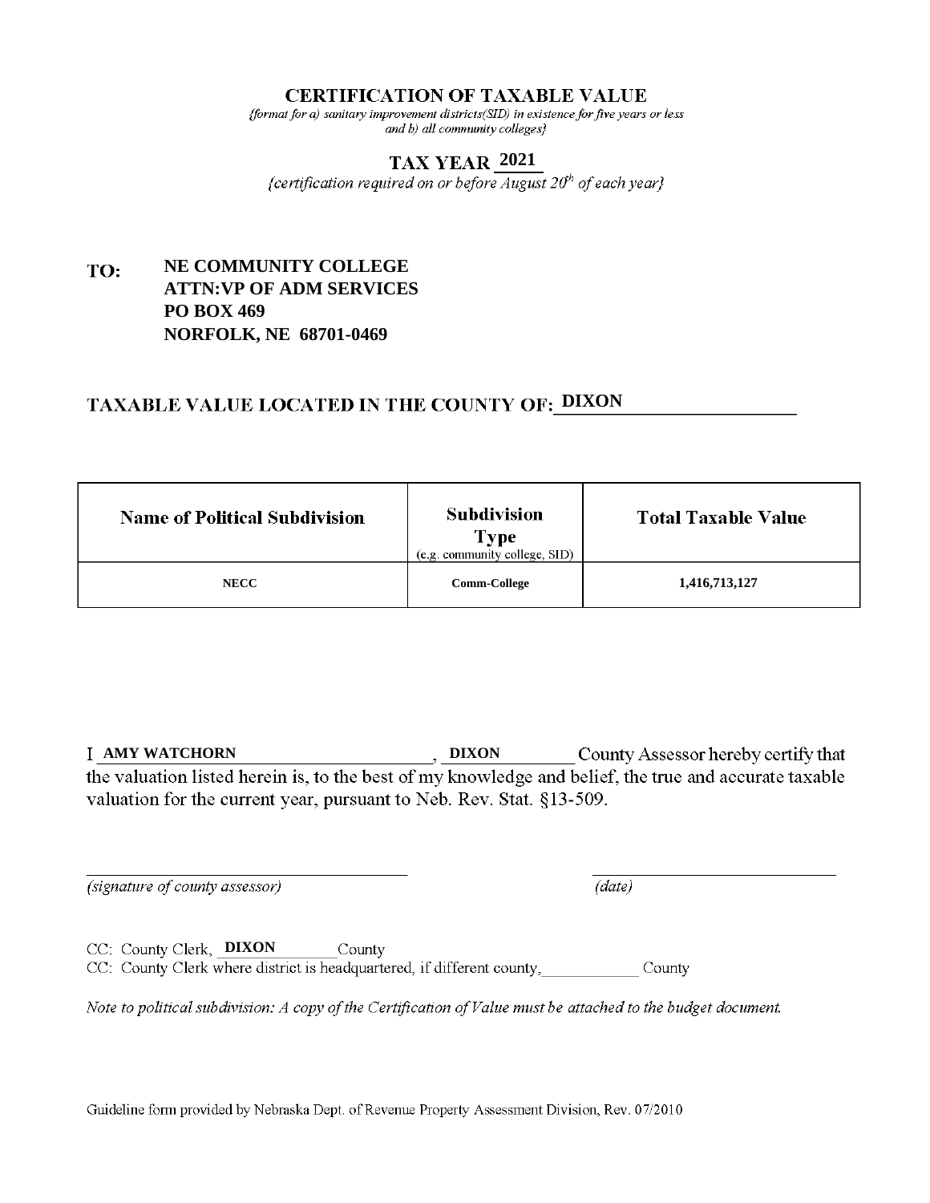# CERTIFICATION OF TAXABLE VALUE

*{format for a) sanitary improvement districts(SID) in existence for five years or less and b) all community colleges}*

## TAX YEAR 2021

*{certification required on or before August 20th of each year}*

**TO:** **NE COMMUNITY COLLEGE**
**ATTN:VP OF ADM SERVICES**
**PO BOX 469**
**NORFOLK, NE 68701-0469**

## TAXABLE VALUE LOCATED IN THE COUNTY OF: DIXON

| Name of Political Subdivision | Subdivision Type (e.g. community college, SID) | Total Taxable Value |
|---|---|---|
| NECC | Comm-College | 1,416,713,127 |

I **AMY WATCHORN**, **DIXON** County Assessor hereby certify that the valuation listed herein is, to the best of my knowledge and belief, the true and accurate taxable valuation for the current year, pursuant to Neb. Rev. Stat. §13-509.

_______________________________ *(signature of county assessor)*

_______________________________ *(date)*

CC: County Clerk, **DIXON** County
CC: County Clerk where district is headquartered, if different county, ____________ County

*Note to political subdivision: A copy of the Certification of Value must be attached to the budget document.*

Guideline form provided by Nebraska Dept. of Revenue Property Assessment Division, Rev. 07/2010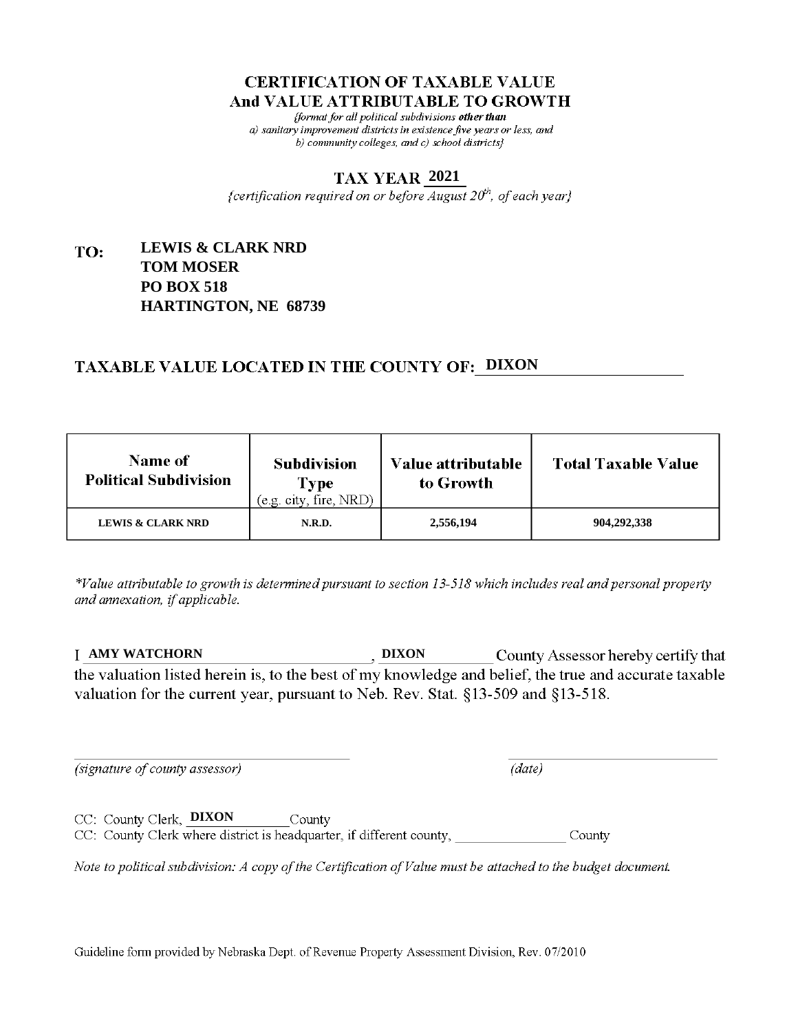# CERTIFICATION OF TAXABLE VALUE
# And VALUE ATTRIBUTABLE TO GROWTH

*{format for all political subdivisions **other than** a) sanitary improvement districts in existence five years or less, and b) community colleges, and c) school districts}*

## TAX YEAR 2021

*{certification required on or before August 20th, of each year}*

**TO:** **LEWIS & CLARK NRD**
**TOM MOSER**
**PO BOX 518**
**HARTINGTON, NE 68739**

## TAXABLE VALUE LOCATED IN THE COUNTY OF: DIXON

| Name of Political Subdivision | Subdivision Type (e.g. city, fire, NRD) | Value attributable to Growth | Total Taxable Value |
|---|---|---|---|
| LEWIS & CLARK NRD | N.R.D. | 2,556,194 | 904,292,338 |

*\*Value attributable to growth is determined pursuant to section 13-518 which includes real and personal property and annexation, if applicable.*

I **AMY WATCHORN**, **DIXON** County Assessor hereby certify that the valuation listed herein is, to the best of my knowledge and belief, the true and accurate taxable valuation for the current year, pursuant to Neb. Rev. Stat. §13-509 and §13-518.

_______________________________ *(signature of county assessor)*

_______________________________ *(date)*

CC: County Clerk, **DIXON** County

CC: County Clerk where district is headquarter, if different county, _______________ County

*Note to political subdivision: A copy of the Certification of Value must be attached to the budget document.*

Guideline form provided by Nebraska Dept. of Revenue Property Assessment Division, Rev. 07/2010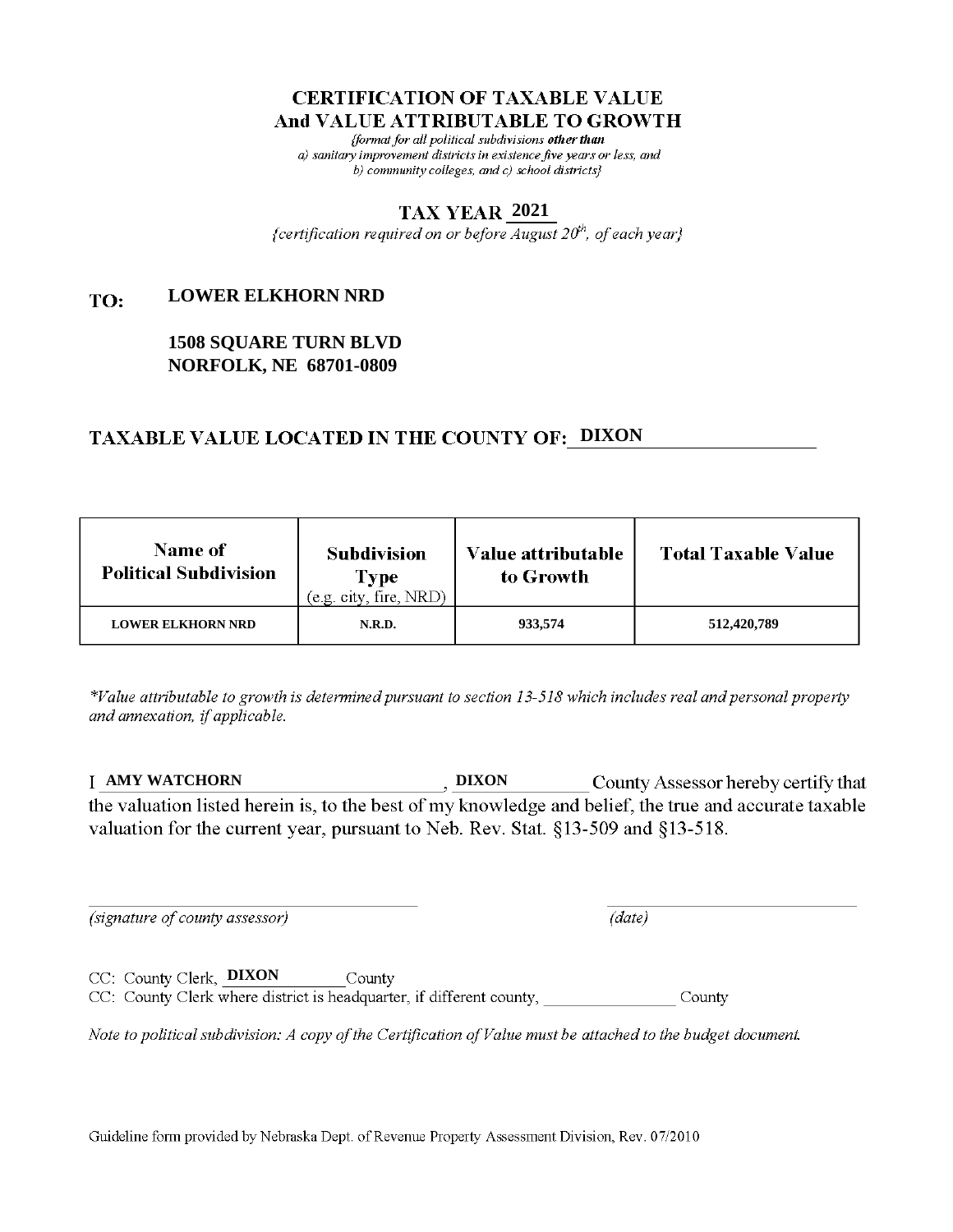# CERTIFICATION OF TAXABLE VALUE
# And VALUE ATTRIBUTABLE TO GROWTH

*{format for all political subdivisions **other than** a) sanitary improvement districts in existence five years or less, and b) community colleges, and c) school districts}*

## TAX YEAR 2021

*{certification required on or before August 20th, of each year}*

**TO:** **LOWER ELKHORN NRD**

**1508 SQUARE TURN BLVD**
**NORFOLK, NE 68701-0809**

## TAXABLE VALUE LOCATED IN THE COUNTY OF: DIXON

| Name of Political Subdivision | Subdivision Type (e.g. city, fire, NRD) | Value attributable to Growth | Total Taxable Value |
|---|---|---|---|
| LOWER ELKHORN NRD | N.R.D. | 933,574 | 512,420,789 |

*\*Value attributable to growth is determined pursuant to section 13-518 which includes real and personal property and annexation, if applicable.*

I **AMY WATCHORN**, **DIXON** County Assessor hereby certify that the valuation listed herein is, to the best of my knowledge and belief, the true and accurate taxable valuation for the current year, pursuant to Neb. Rev. Stat. §13-509 and §13-518.

_______________________________ *(signature of county assessor)*

_______________________________ *(date)*

CC: County Clerk, **DIXON** County

CC: County Clerk where district is headquarter, if different county, _______________ County

*Note to political subdivision: A copy of the Certification of Value must be attached to the budget document.*

Guideline form provided by Nebraska Dept. of Revenue Property Assessment Division, Rev. 07/2010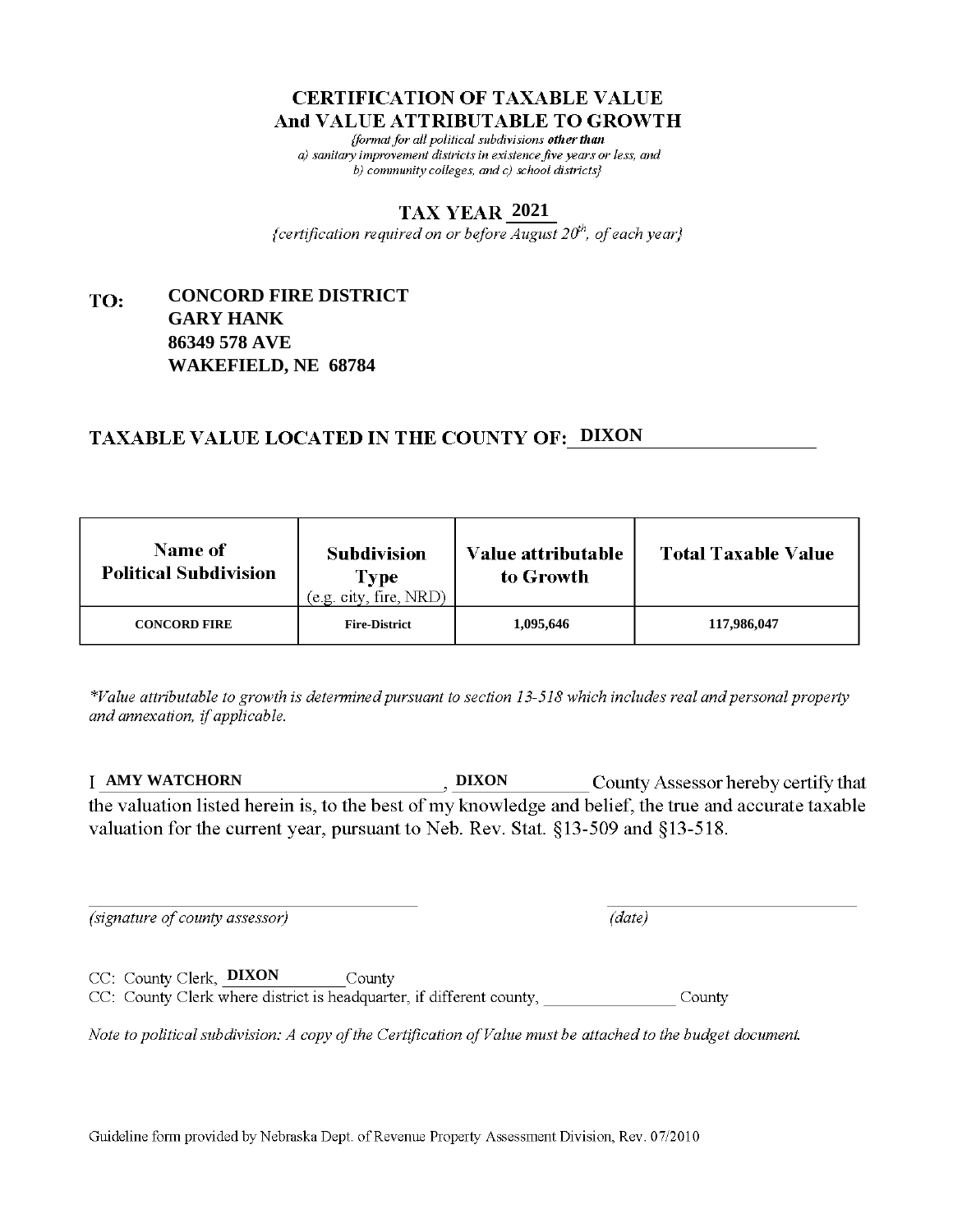# CERTIFICATION OF TAXABLE VALUE
# And VALUE ATTRIBUTABLE TO GROWTH

*{format for all political subdivisions **other than** a) sanitary improvement districts in existence five years or less, and b) community colleges, and c) school districts}*

## TAX YEAR 2021

*{certification required on or before August 20th, of each year}*

**TO: CONCORD FIRE DISTRICT**
**GARY HANK**
**86349 578 AVE**
**WAKEFIELD, NE 68784**

## TAXABLE VALUE LOCATED IN THE COUNTY OF: DIXON

| Name of Political Subdivision | Subdivision Type (e.g. city, fire, NRD) | Value attributable to Growth | Total Taxable Value |
|---|---|---|---|
| CONCORD FIRE | Fire-District | 1,095,646 | 117,986,047 |

*\*Value attributable to growth is determined pursuant to section 13-518 which includes real and personal property and annexation, if applicable.*

I **AMY WATCHORN**, **DIXON** County Assessor hereby certify that the valuation listed herein is, to the best of my knowledge and belief, the true and accurate taxable valuation for the current year, pursuant to Neb. Rev. Stat. §13-509 and §13-518.

_______________________________ *(signature of county assessor)*　　　　_______________________ *(date)*

CC: County Clerk, **DIXON** County
CC: County Clerk where district is headquarter, if different county, _______________ County

*Note to political subdivision: A copy of the Certification of Value must be attached to the budget document.*

Guideline form provided by Nebraska Dept. of Revenue Property Assessment Division, Rev. 07/2010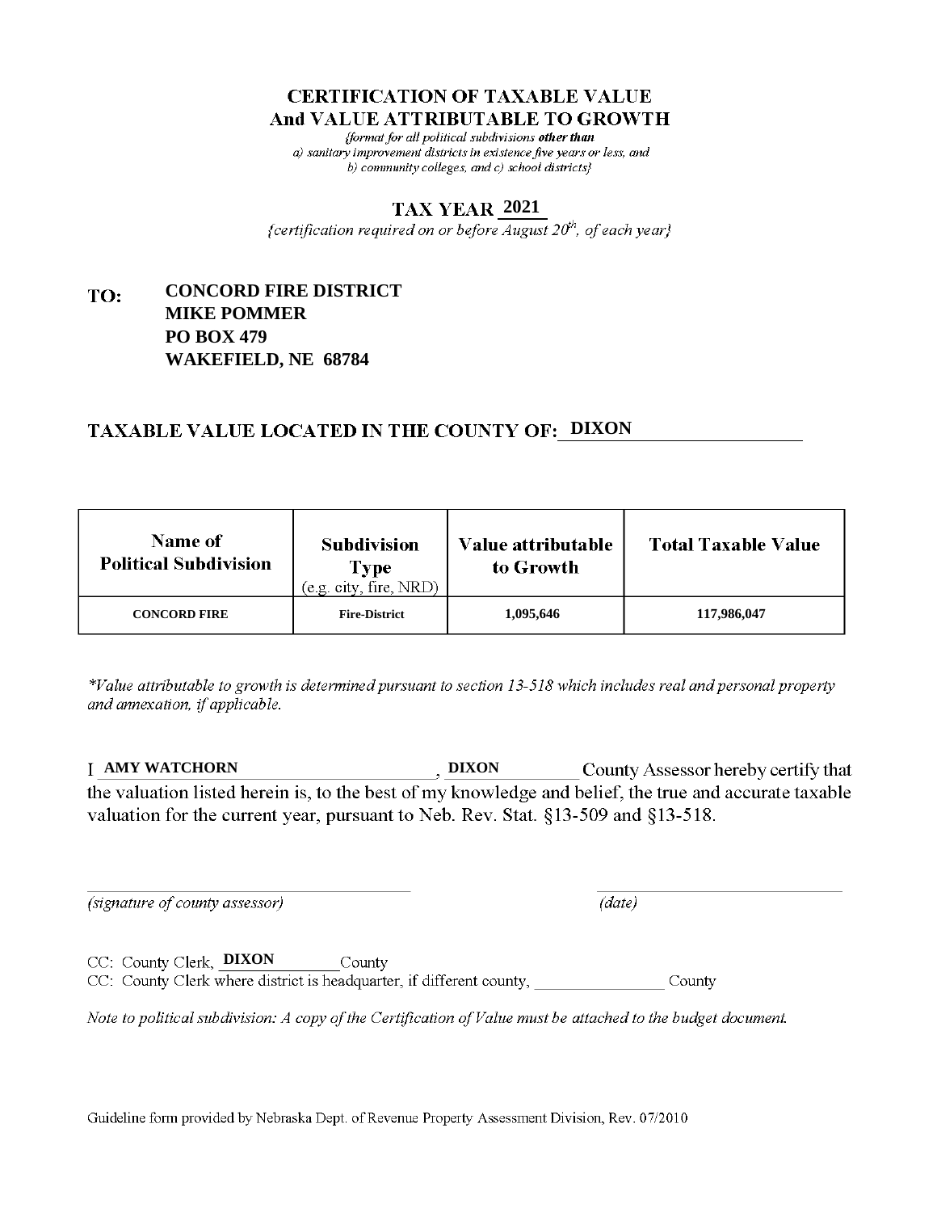# CERTIFICATION OF TAXABLE VALUE
## And VALUE ATTRIBUTABLE TO GROWTH

*{format for all political subdivisions **other than** a) sanitary improvement districts in existence five years or less, and b) community colleges, and c) school districts}*

## TAX YEAR 2021

*{certification required on or before August 20th, of each year}*

**TO: CONCORD FIRE DISTRICT**
**MIKE POMMER**
**PO BOX 479**
**WAKEFIELD, NE 68784**

## TAXABLE VALUE LOCATED IN THE COUNTY OF: DIXON

| Name of Political Subdivision | Subdivision Type (e.g. city, fire, NRD) | Value attributable to Growth | Total Taxable Value |
|---|---|---|---|
| CONCORD FIRE | Fire-District | 1,095,646 | 117,986,047 |

*\*Value attributable to growth is determined pursuant to section 13-518 which includes real and personal property and annexation, if applicable.*

I **AMY WATCHORN**, **DIXON** County Assessor hereby certify that the valuation listed herein is, to the best of my knowledge and belief, the true and accurate taxable valuation for the current year, pursuant to Neb. Rev. Stat. §13-509 and §13-518.

_______________________________ *(signature of county assessor)*

_______________________________ *(date)*

CC: County Clerk, **DIXON** County

CC: County Clerk where district is headquarter, if different county, _______________ County

*Note to political subdivision: A copy of the Certification of Value must be attached to the budget document.*

Guideline form provided by Nebraska Dept. of Revenue Property Assessment Division, Rev. 07/2010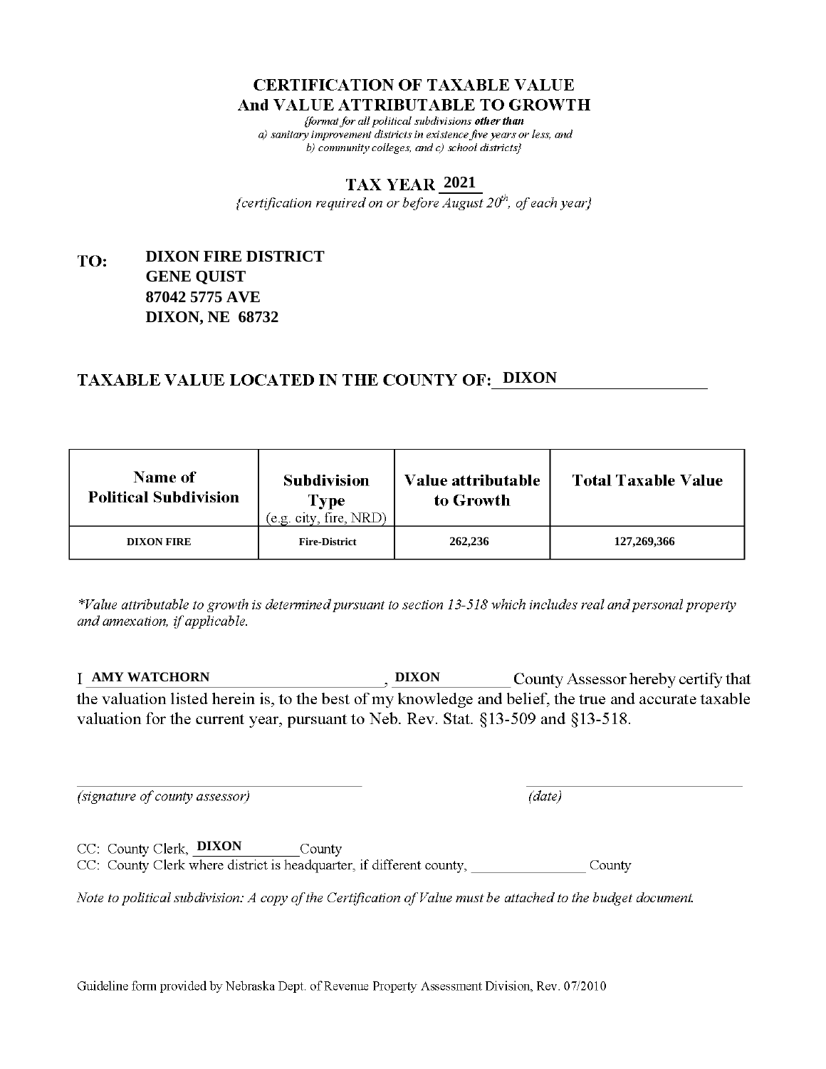# CERTIFICATION OF TAXABLE VALUE
# And VALUE ATTRIBUTABLE TO GROWTH

*{format for all political subdivisions **other than** a) sanitary improvement districts in existence five years or less, and b) community colleges, and c) school districts}*

## TAX YEAR 2021

*{certification required on or before August 20th, of each year}*

**TO:** **DIXON FIRE DISTRICT**
**GENE QUIST**
**87042 5775 AVE**
**DIXON, NE 68732**

## TAXABLE VALUE LOCATED IN THE COUNTY OF: DIXON

| Name of Political Subdivision | Subdivision Type (e.g. city, fire, NRD) | Value attributable to Growth | Total Taxable Value |
|---|---|---|---|
| DIXON FIRE | Fire-District | 262,236 | 127,269,366 |

*\*Value attributable to growth is determined pursuant to section 13-518 which includes real and personal property and annexation, if applicable.*

I **AMY WATCHORN**, **DIXON** County Assessor hereby certify that the valuation listed herein is, to the best of my knowledge and belief, the true and accurate taxable valuation for the current year, pursuant to Neb. Rev. Stat. §13-509 and §13-518.

_______________________________ _______________________________
*(signature of county assessor)* *(date)*

CC: County Clerk, **DIXON** County

CC: County Clerk where district is headquarter, if different county, ______________ County

*Note to political subdivision: A copy of the Certification of Value must be attached to the budget document.*

Guideline form provided by Nebraska Dept. of Revenue Property Assessment Division, Rev. 07/2010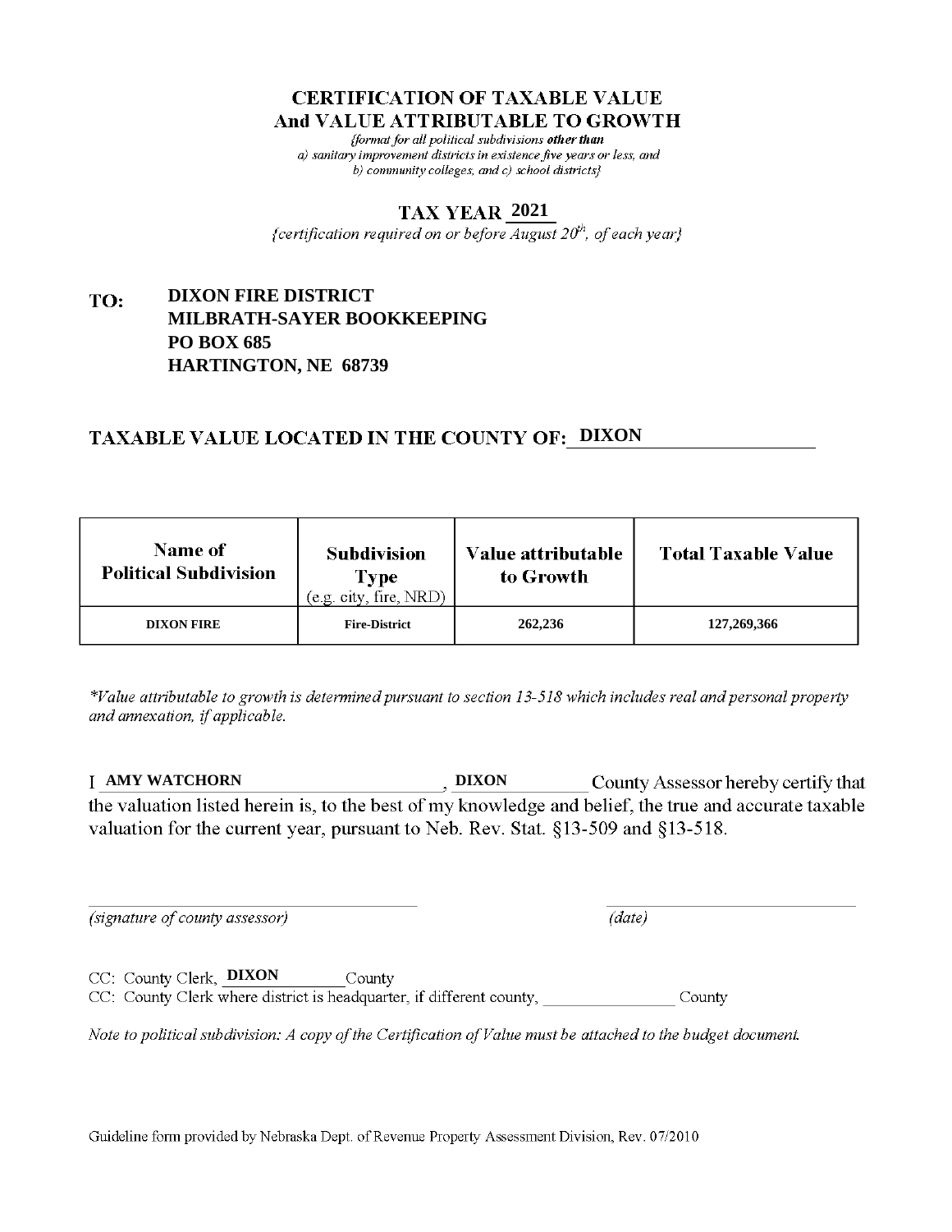# CERTIFICATION OF TAXABLE VALUE
## And VALUE ATTRIBUTABLE TO GROWTH

*{format for all political subdivisions **other than** a) sanitary improvement districts in existence five years or less, and b) community colleges, and c) school districts}*

## TAX YEAR 2021

*{certification required on or before August 20th, of each year}*

**TO:** **DIXON FIRE DISTRICT**
**MILBRATH-SAYER BOOKKEEPING**
**PO BOX 685**
**HARTINGTON, NE 68739**

## TAXABLE VALUE LOCATED IN THE COUNTY OF: DIXON

| Name of Political Subdivision | Subdivision Type (e.g. city, fire, NRD) | Value attributable to Growth | Total Taxable Value |
|---|---|---|---|
| DIXON FIRE | Fire-District | 262,236 | 127,269,366 |

*\*Value attributable to growth is determined pursuant to section 13-518 which includes real and personal property and annexation, if applicable.*

I **AMY WATCHORN**, **DIXON** County Assessor hereby certify that the valuation listed herein is, to the best of my knowledge and belief, the true and accurate taxable valuation for the current year, pursuant to Neb. Rev. Stat. §13-509 and §13-518.

_______________________________ *(signature of county assessor)*

_______________________________ *(date)*

CC: County Clerk, **DIXON** County

CC: County Clerk where district is headquarter, if different county, _______________ County

*Note to political subdivision: A copy of the Certification of Value must be attached to the budget document.*

Guideline form provided by Nebraska Dept. of Revenue Property Assessment Division, Rev. 07/2010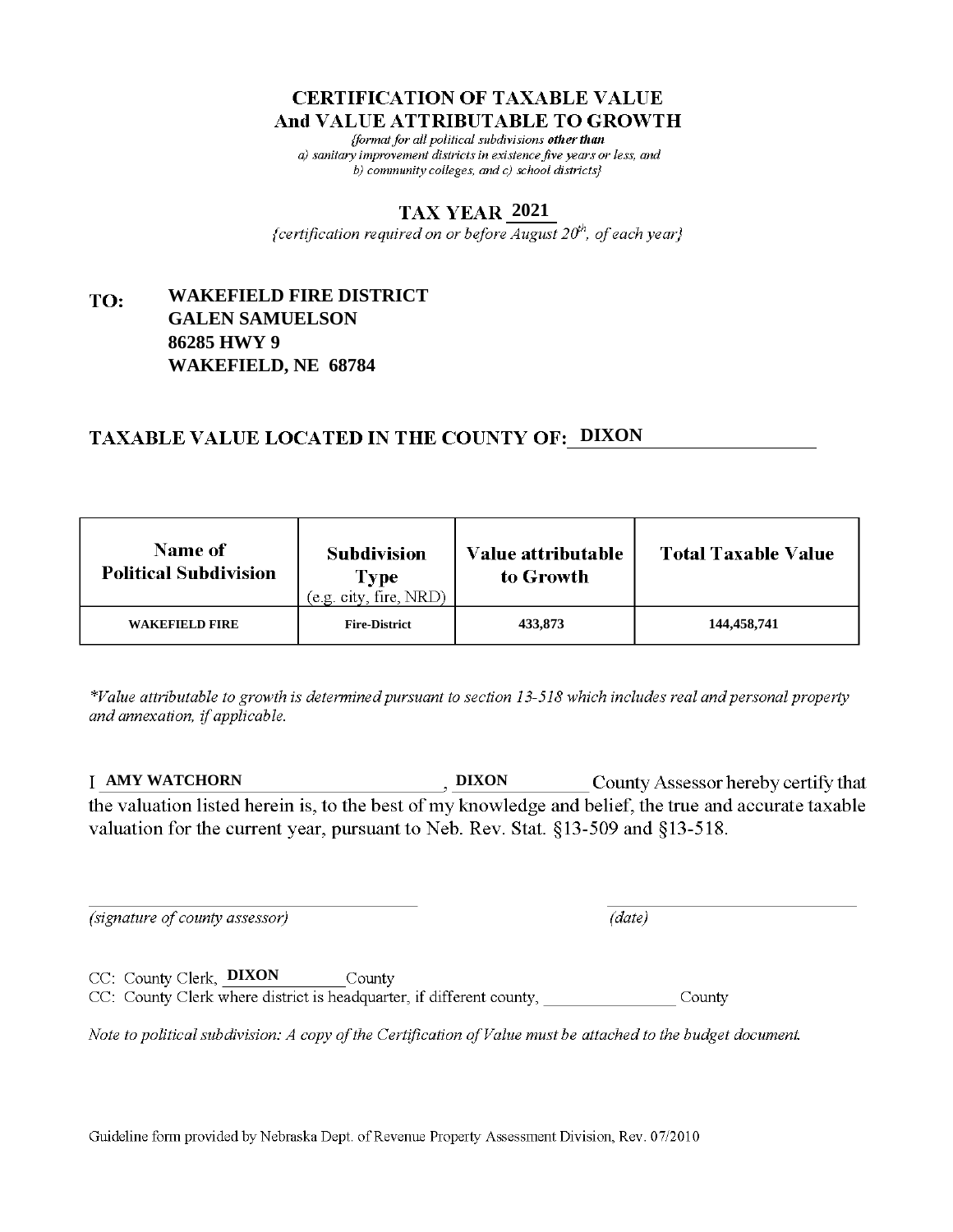# CERTIFICATION OF TAXABLE VALUE
# And VALUE ATTRIBUTABLE TO GROWTH

*{format for all political subdivisions **other than** a) sanitary improvement districts in existence five years or less, and b) community colleges, and c) school districts}*

## TAX YEAR 2021

*{certification required on or before August 20th, of each year}*

**TO:** **WAKEFIELD FIRE DISTRICT**
**GALEN SAMUELSON**
**86285 HWY 9**
**WAKEFIELD, NE 68784**

## TAXABLE VALUE LOCATED IN THE COUNTY OF: DIXON

| Name of Political Subdivision | Subdivision Type (e.g. city, fire, NRD) | Value attributable to Growth | Total Taxable Value |
|---|---|---|---|
| WAKEFIELD FIRE | Fire-District | 433,873 | 144,458,741 |

*\*Value attributable to growth is determined pursuant to section 13-518 which includes real and personal property and annexation, if applicable.*

I **AMY WATCHORN**, **DIXON** County Assessor hereby certify that the valuation listed herein is, to the best of my knowledge and belief, the true and accurate taxable valuation for the current year, pursuant to Neb. Rev. Stat. §13-509 and §13-518.

_______________________________ *(signature of county assessor)*

_______________________________ *(date)*

CC: County Clerk, **DIXON** County

CC: County Clerk where district is headquarter, if different county, ________________ County

*Note to political subdivision: A copy of the Certification of Value must be attached to the budget document.*

Guideline form provided by Nebraska Dept. of Revenue Property Assessment Division, Rev. 07/2010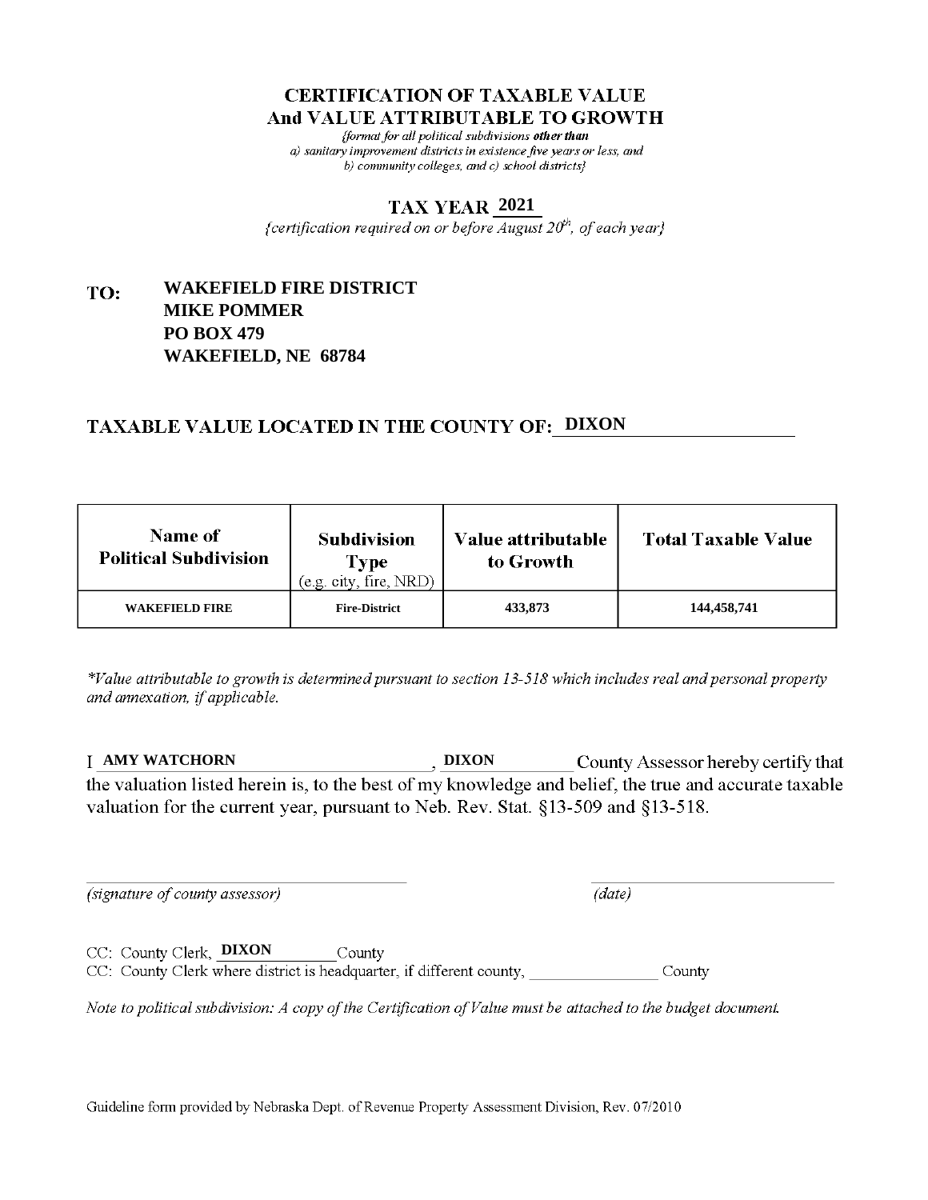# CERTIFICATION OF TAXABLE VALUE
# And VALUE ATTRIBUTABLE TO GROWTH

*{format for all political subdivisions **other than** a) sanitary improvement districts in existence five years or less, and b) community colleges, and c) school districts}*

## TAX YEAR 2021

*{certification required on or before August 20th, of each year}*

**TO:** **WAKEFIELD FIRE DISTRICT**
**MIKE POMMER**
**PO BOX 479**
**WAKEFIELD, NE 68784**

## TAXABLE VALUE LOCATED IN THE COUNTY OF: DIXON

| Name of Political Subdivision | Subdivision Type (e.g. city, fire, NRD) | Value attributable to Growth | Total Taxable Value |
|---|---|---|---|
| WAKEFIELD FIRE | Fire-District | 433,873 | 144,458,741 |

*\*Value attributable to growth is determined pursuant to section 13-518 which includes real and personal property and annexation, if applicable.*

I **AMY WATCHORN**, **DIXON** County Assessor hereby certify that the valuation listed herein is, to the best of my knowledge and belief, the true and accurate taxable valuation for the current year, pursuant to Neb. Rev. Stat. §13-509 and §13-518.

_______________________________ *(signature of county assessor)*

_______________________________ *(date)*

CC: County Clerk, **DIXON** County

CC: County Clerk where district is headquarter, if different county, ______________ County

*Note to political subdivision: A copy of the Certification of Value must be attached to the budget document.*

Guideline form provided by Nebraska Dept. of Revenue Property Assessment Division, Rev. 07/2010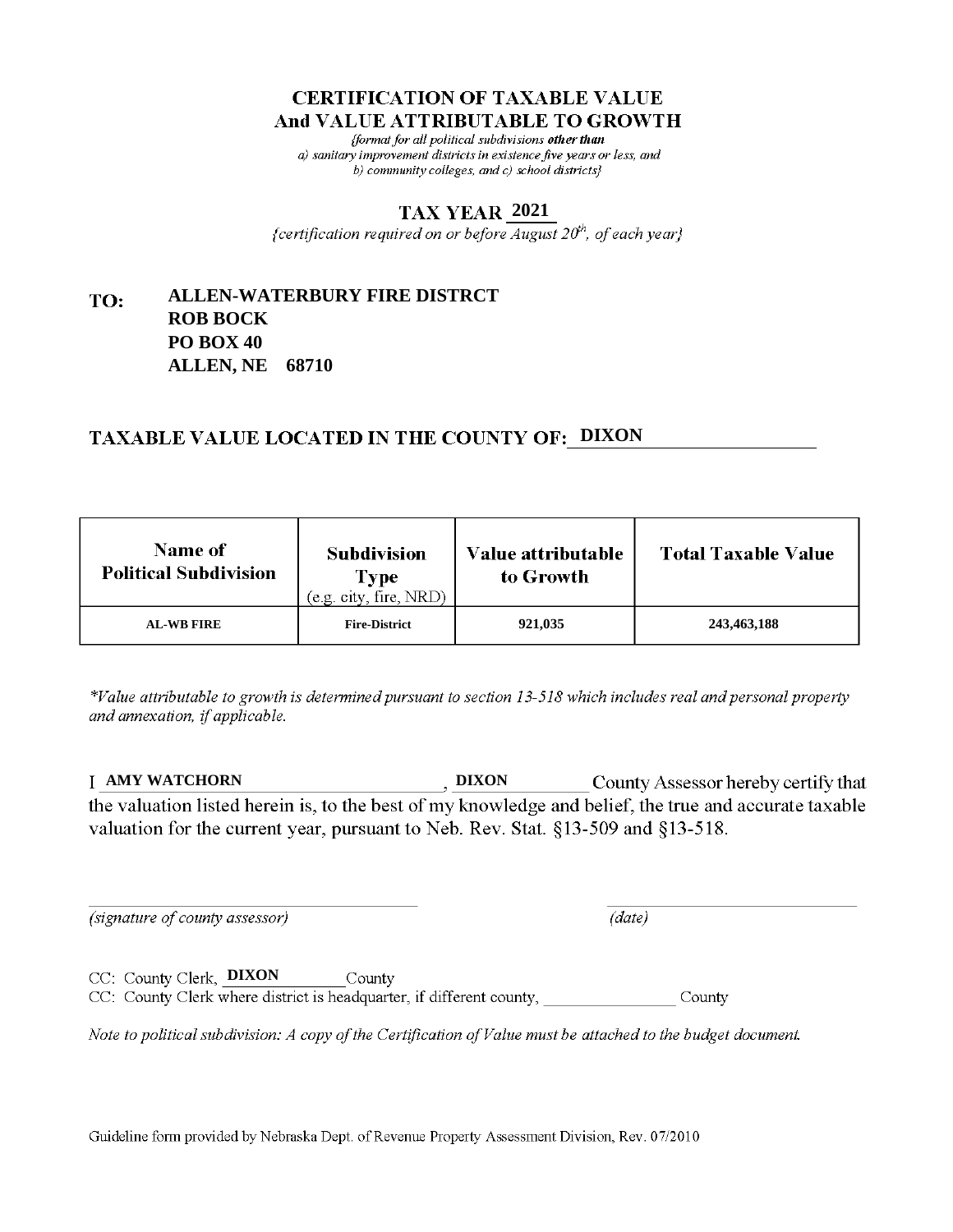# CERTIFICATION OF TAXABLE VALUE And VALUE ATTRIBUTABLE TO GROWTH

*{format for all political subdivisions **other than** a) sanitary improvement districts in existence five years or less, and b) community colleges, and c) school districts}*

## TAX YEAR 2021

*{certification required on or before August 20th, of each year}*

**TO:** **ALLEN-WATERBURY FIRE DISTRCT**
**ROB BOCK**
**PO BOX 40**
**ALLEN, NE 68710**

## TAXABLE VALUE LOCATED IN THE COUNTY OF: DIXON

| Name of Political Subdivision | Subdivision Type (e.g. city, fire, NRD) | Value attributable to Growth | Total Taxable Value |
|---|---|---|---|
| AL-WB FIRE | Fire-District | 921,035 | 243,463,188 |

*\*Value attributable to growth is determined pursuant to section 13-518 which includes real and personal property and annexation, if applicable.*

I **AMY WATCHORN**, **DIXON** County Assessor hereby certify that the valuation listed herein is, to the best of my knowledge and belief, the true and accurate taxable valuation for the current year, pursuant to Neb. Rev. Stat. §13-509 and §13-518.

_______________________________ _______________________
*(signature of county assessor)* *(date)*

CC: County Clerk, **DIXON** County
CC: County Clerk where district is headquarter, if different county, _______________ County

*Note to political subdivision: A copy of the Certification of Value must be attached to the budget document.*

Guideline form provided by Nebraska Dept. of Revenue Property Assessment Division, Rev. 07/2010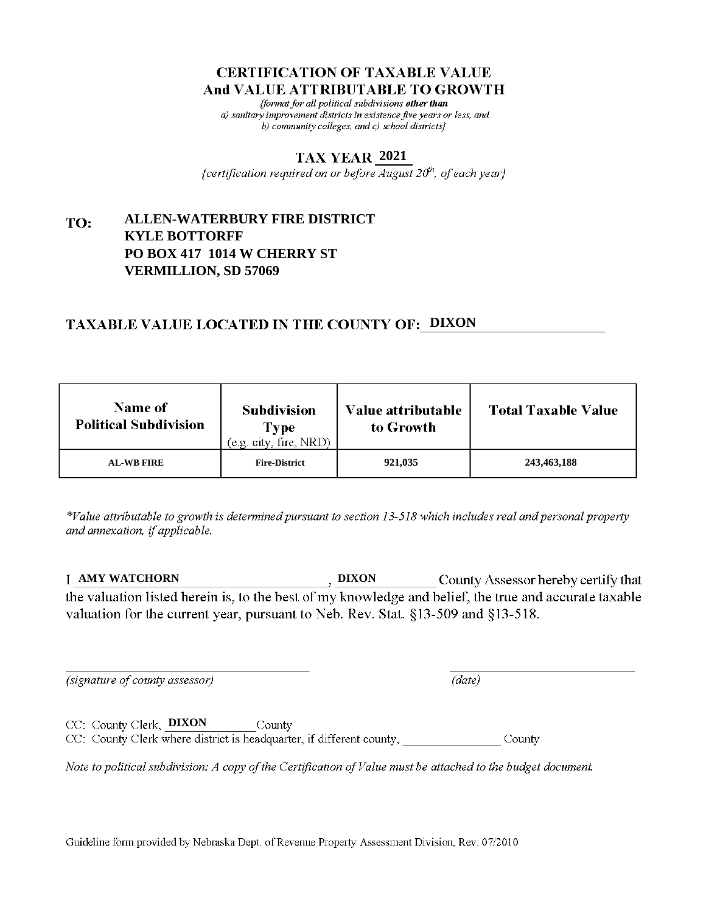# CERTIFICATION OF TAXABLE VALUE
# And VALUE ATTRIBUTABLE TO GROWTH

*{format for all political subdivisions **other than** a) sanitary improvement districts in existence five years or less, and b) community colleges, and c) school districts}*

## TAX YEAR 2021

*{certification required on or before August 20th, of each year}*

**TO:** **ALLEN-WATERBURY FIRE DISTRICT**
**KYLE BOTTORFF**
**PO BOX 417 1014 W CHERRY ST**
**VERMILLION, SD 57069**

## TAXABLE VALUE LOCATED IN THE COUNTY OF: DIXON

| Name of Political Subdivision | Subdivision Type (e.g. city, fire, NRD) | Value attributable to Growth | Total Taxable Value |
|---|---|---|---|
| AL-WB FIRE | Fire-District | 921,035 | 243,463,188 |

*\*Value attributable to growth is determined pursuant to section 13-518 which includes real and personal property and annexation, if applicable.*

I **AMY WATCHORN**, **DIXON** County Assessor hereby certify that the valuation listed herein is, to the best of my knowledge and belief, the true and accurate taxable valuation for the current year, pursuant to Neb. Rev. Stat. §13-509 and §13-518.

_______________________________ *(signature of county assessor)*

_______________________________ *(date)*

CC: County Clerk, **DIXON** County

CC: County Clerk where district is headquarter, if different county, ______________ County

*Note to political subdivision: A copy of the Certification of Value must be attached to the budget document.*

Guideline form provided by Nebraska Dept. of Revenue Property Assessment Division, Rev. 07/2010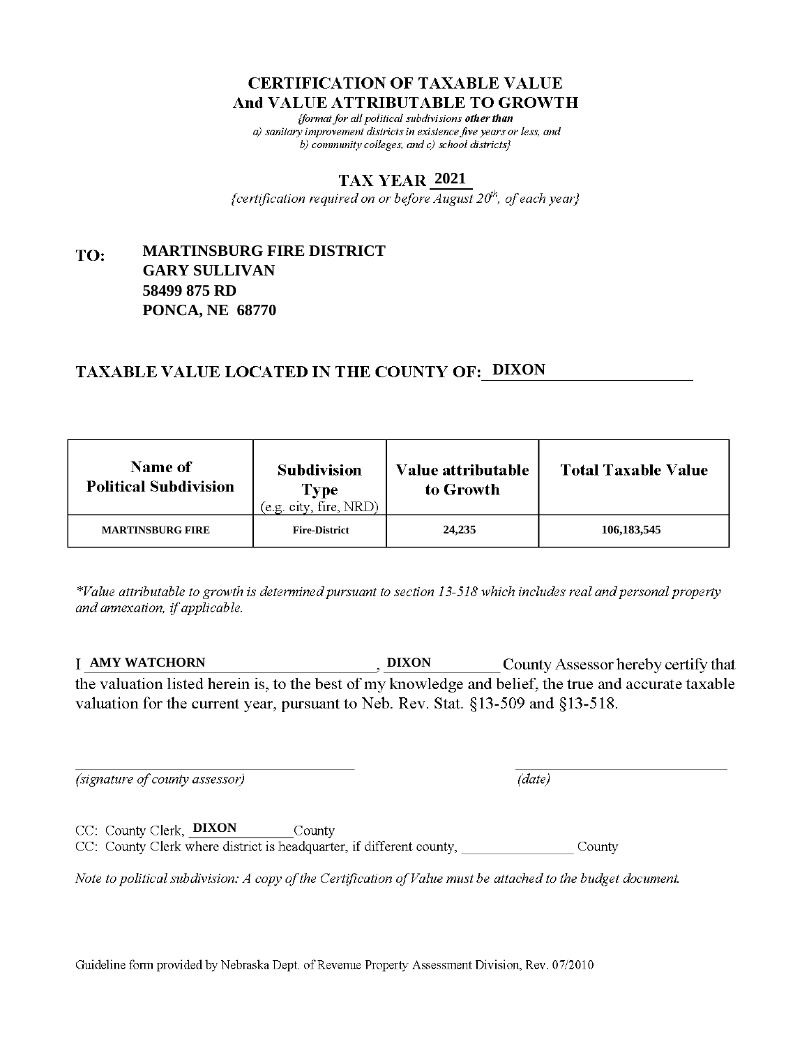# CERTIFICATION OF TAXABLE VALUE
# And VALUE ATTRIBUTABLE TO GROWTH

*{format for all political subdivisions **other than** a) sanitary improvement districts in existence five years or less, and b) community colleges, and c) school districts}*

## TAX YEAR 2021

*{certification required on or before August 20th, of each year}*

**TO:** **MARTINSBURG FIRE DISTRICT**
**GARY SULLIVAN**
**58499 875 RD**
**PONCA, NE 68770**

## TAXABLE VALUE LOCATED IN THE COUNTY OF: DIXON

| Name of Political Subdivision | Subdivision Type (e.g. city, fire, NRD) | Value attributable to Growth | Total Taxable Value |
|---|---|---|---|
| MARTINSBURG FIRE | Fire-District | 24,235 | 106,183,545 |

*\*Value attributable to growth is determined pursuant to section 13-518 which includes real and personal property and annexation, if applicable.*

I **AMY WATCHORN**, **DIXON** County Assessor hereby certify that the valuation listed herein is, to the best of my knowledge and belief, the true and accurate taxable valuation for the current year, pursuant to Neb. Rev. Stat. §13-509 and §13-518.

_______________________________ _______________________________
*(signature of county assessor)* *(date)*

CC: County Clerk, **DIXON** County
CC: County Clerk where district is headquarter, if different county, ________________ County

*Note to political subdivision: A copy of the Certification of Value must be attached to the budget document.*

Guideline form provided by Nebraska Dept. of Revenue Property Assessment Division, Rev. 07/2010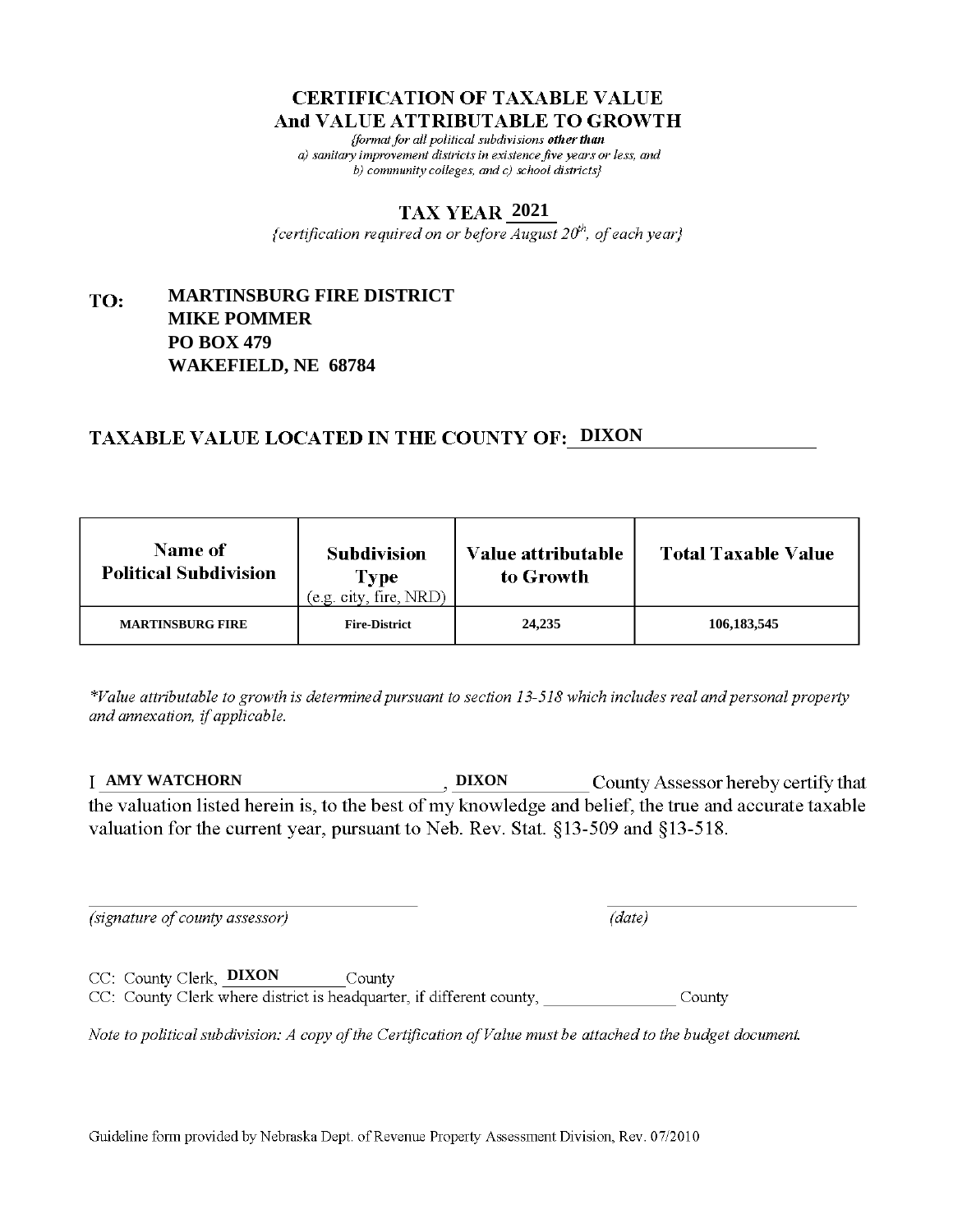# CERTIFICATION OF TAXABLE VALUE
# And VALUE ATTRIBUTABLE TO GROWTH

*{format for all political subdivisions **other than** a) sanitary improvement districts in existence five years or less, and b) community colleges, and c) school districts}*

## TAX YEAR 2021

*{certification required on or before August 20th, of each year}*

**TO:** **MARTINSBURG FIRE DISTRICT**
**MIKE POMMER**
**PO BOX 479**
**WAKEFIELD, NE 68784**

## TAXABLE VALUE LOCATED IN THE COUNTY OF: DIXON

| Name of Political Subdivision | Subdivision Type (e.g. city, fire, NRD) | Value attributable to Growth | Total Taxable Value |
|---|---|---|---|
| MARTINSBURG FIRE | Fire-District | 24,235 | 106,183,545 |

*\*Value attributable to growth is determined pursuant to section 13-518 which includes real and personal property and annexation, if applicable.*

I **AMY WATCHORN**, **DIXON** County Assessor hereby certify that the valuation listed herein is, to the best of my knowledge and belief, the true and accurate taxable valuation for the current year, pursuant to Neb. Rev. Stat. §13-509 and §13-518.

_______________________________ *(signature of county assessor)*

_______________________________ *(date)*

CC: County Clerk, **DIXON** County

CC: County Clerk where district is headquarter, if different county, ______________ County

*Note to political subdivision: A copy of the Certification of Value must be attached to the budget document.*

Guideline form provided by Nebraska Dept. of Revenue Property Assessment Division, Rev. 07/2010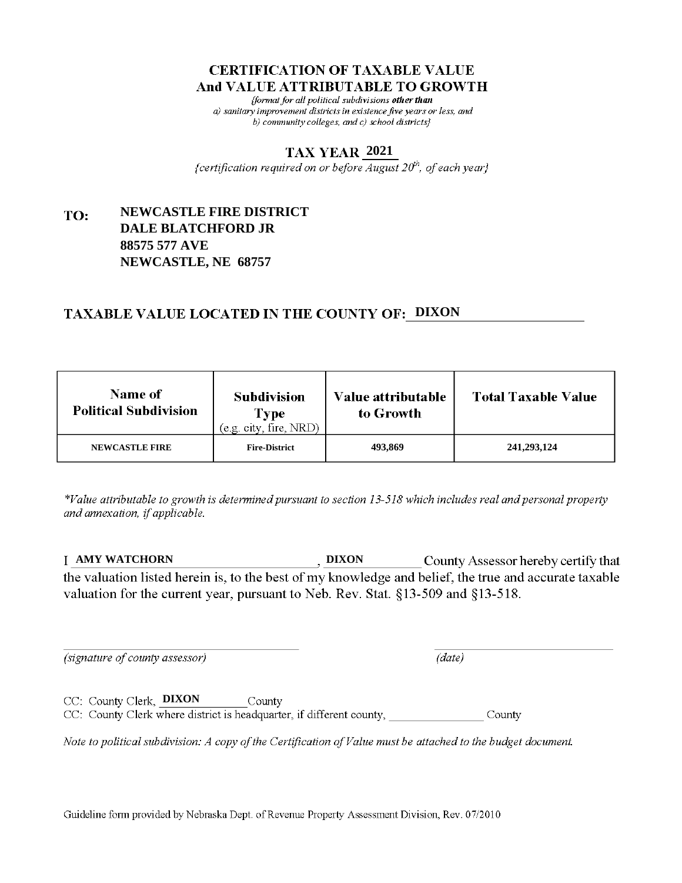# CERTIFICATION OF TAXABLE VALUE
# And VALUE ATTRIBUTABLE TO GROWTH

*{format for all political subdivisions **other than** a) sanitary improvement districts in existence five years or less, and b) community colleges, and c) school districts}*

## TAX YEAR 2021

*{certification required on or before August 20th, of each year}*

**TO:** **NEWCASTLE FIRE DISTRICT**
**DALE BLATCHFORD JR**
**88575 577 AVE**
**NEWCASTLE, NE 68757**

## TAXABLE VALUE LOCATED IN THE COUNTY OF: DIXON

| Name of Political Subdivision | Subdivision Type (e.g. city, fire, NRD) | Value attributable to Growth | Total Taxable Value |
|---|---|---|---|
| NEWCASTLE FIRE | Fire-District | 493,869 | 241,293,124 |

*\*Value attributable to growth is determined pursuant to section 13-518 which includes real and personal property and annexation, if applicable.*

I **AMY WATCHORN**, **DIXON** County Assessor hereby certify that the valuation listed herein is, to the best of my knowledge and belief, the true and accurate taxable valuation for the current year, pursuant to Neb. Rev. Stat. §13-509 and §13-518.

*(signature of county assessor)* *(date)*

CC: County Clerk, **DIXON** County

CC: County Clerk where district is headquarter, if different county, \_\_\_\_\_\_\_\_ County

*Note to political subdivision: A copy of the Certification of Value must be attached to the budget document.*

Guideline form provided by Nebraska Dept. of Revenue Property Assessment Division, Rev. 07/2010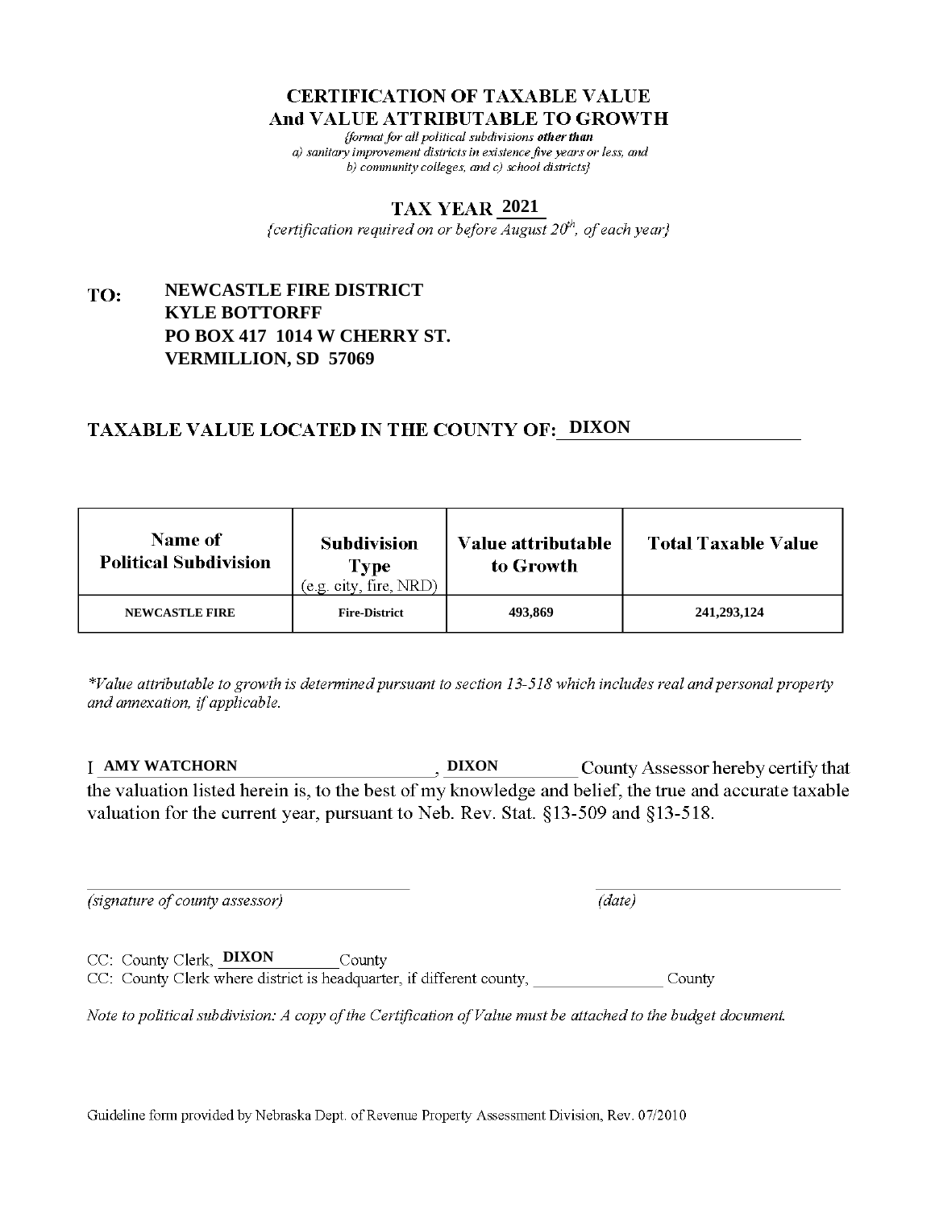# CERTIFICATION OF TAXABLE VALUE
# And VALUE ATTRIBUTABLE TO GROWTH

*{format for all political subdivisions **other than** a) sanitary improvement districts in existence five years or less, and b) community colleges, and c) school districts}*

## TAX YEAR 2021

*{certification required on or before August 20th, of each year}*

**TO:** **NEWCASTLE FIRE DISTRICT**
**KYLE BOTTORFF**
**PO BOX 417 1014 W CHERRY ST.**
**VERMILLION, SD 57069**

## TAXABLE VALUE LOCATED IN THE COUNTY OF: DIXON

| Name of Political Subdivision | Subdivision Type (e.g. city, fire, NRD) | Value attributable to Growth | Total Taxable Value |
|---|---|---|---|
| NEWCASTLE FIRE | Fire-District | 493,869 | 241,293,124 |

*\*Value attributable to growth is determined pursuant to section 13-518 which includes real and personal property and annexation, if applicable.*

I **AMY WATCHORN**, **DIXON** County Assessor hereby certify that the valuation listed herein is, to the best of my knowledge and belief, the true and accurate taxable valuation for the current year, pursuant to Neb. Rev. Stat. §13-509 and §13-518.

_______________________________ *(signature of county assessor)*

_______________________________ *(date)*

CC: County Clerk, **DIXON** County

CC: County Clerk where district is headquarter, if different county, ______________ County

*Note to political subdivision: A copy of the Certification of Value must be attached to the budget document.*

Guideline form provided by Nebraska Dept. of Revenue Property Assessment Division, Rev. 07/2010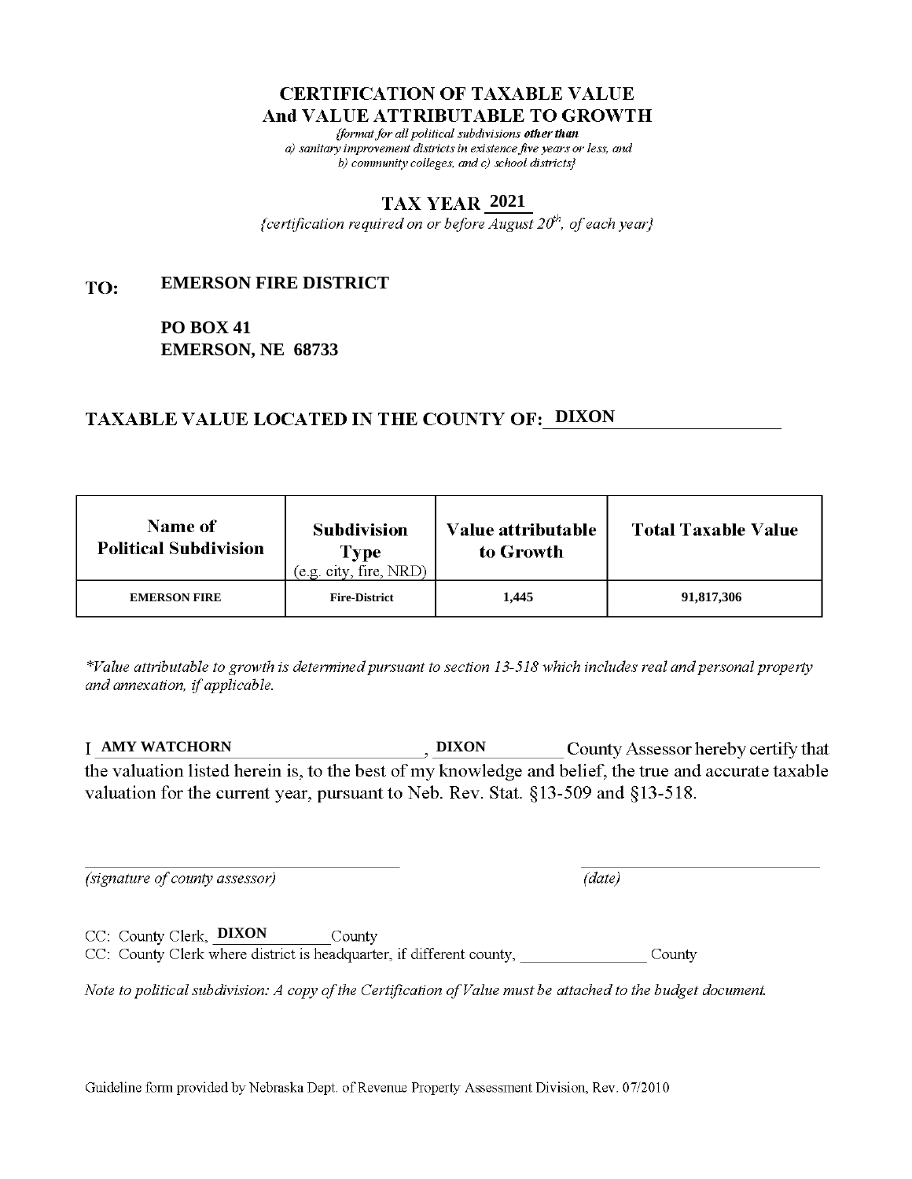# CERTIFICATION OF TAXABLE VALUE
# And VALUE ATTRIBUTABLE TO GROWTH

*{format for all political subdivisions **other than** a) sanitary improvement districts in existence five years or less, and b) community colleges, and c) school districts}*

## TAX YEAR 2021

*{certification required on or before August 20th, of each year}*

**TO:** **EMERSON FIRE DISTRICT**

**PO BOX 41**
**EMERSON, NE 68733**

## TAXABLE VALUE LOCATED IN THE COUNTY OF: DIXON

| Name of Political Subdivision | Subdivision Type (e.g. city, fire, NRD) | Value attributable to Growth | Total Taxable Value |
|---|---|---|---|
| EMERSON FIRE | Fire-District | 1,445 | 91,817,306 |

*\*Value attributable to growth is determined pursuant to section 13-518 which includes real and personal property and annexation, if applicable.*

I **AMY WATCHORN**, **DIXON** County Assessor hereby certify that the valuation listed herein is, to the best of my knowledge and belief, the true and accurate taxable valuation for the current year, pursuant to Neb. Rev. Stat. §13-509 and §13-518.

_____________________________ *(signature of county assessor)*

_____________________________ *(date)*

CC: County Clerk, **DIXON** County

CC: County Clerk where district is headquarter, if different county, ______________ County

*Note to political subdivision: A copy of the Certification of Value must be attached to the budget document.*

Guideline form provided by Nebraska Dept. of Revenue Property Assessment Division, Rev. 07/2010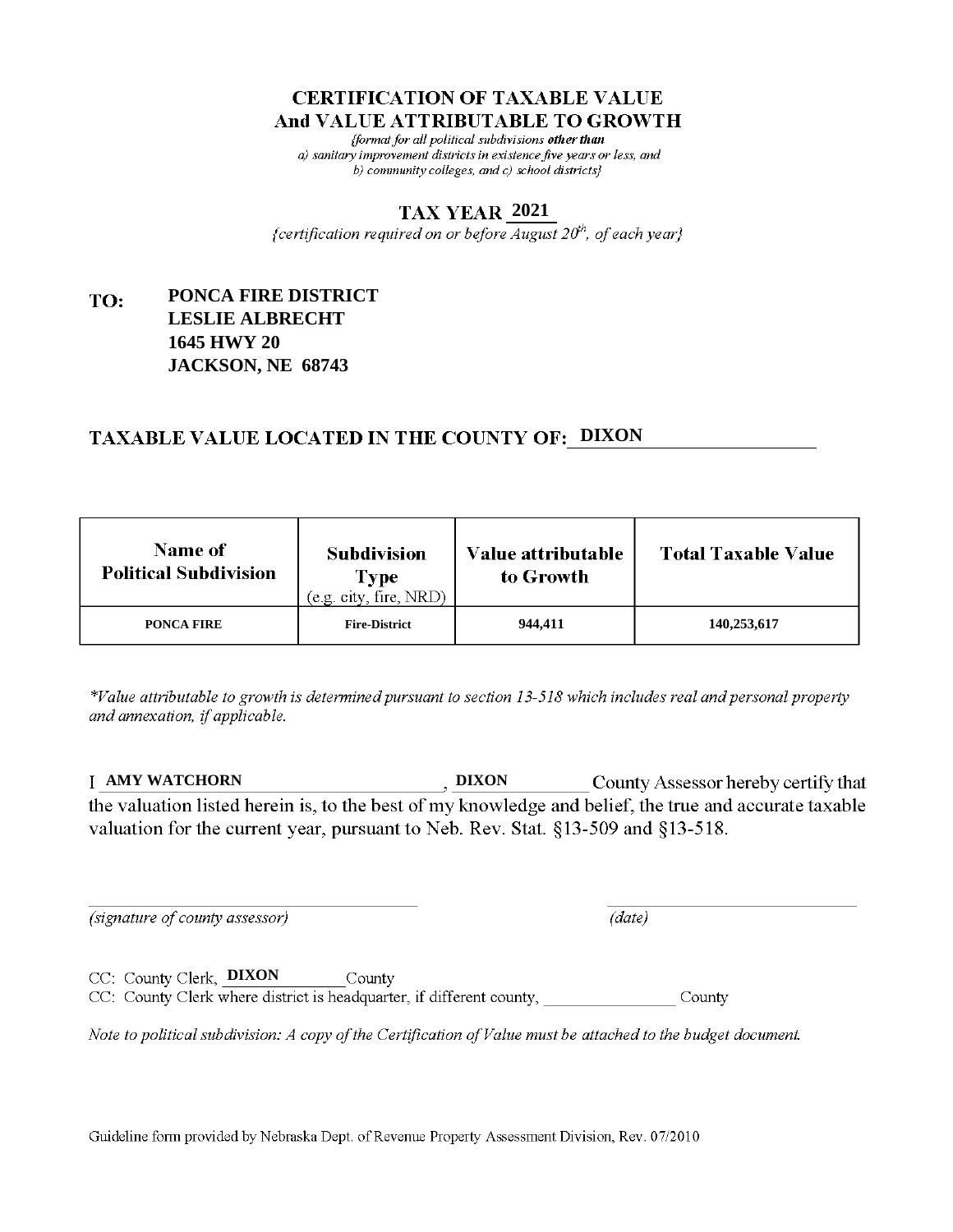# CERTIFICATION OF TAXABLE VALUE
# And VALUE ATTRIBUTABLE TO GROWTH

*{format for all political subdivisions **other than** a) sanitary improvement districts in existence five years or less, and b) community colleges, and c) school districts}*

## TAX YEAR 2021

*{certification required on or before August 20th, of each year}*

**TO:** **PONCA FIRE DISTRICT**
**LESLIE ALBRECHT**
**1645 HWY 20**
**JACKSON, NE 68743**

## TAXABLE VALUE LOCATED IN THE COUNTY OF: DIXON

| Name of Political Subdivision | Subdivision Type (e.g. city, fire, NRD) | Value attributable to Growth | Total Taxable Value |
|---|---|---|---|
| PONCA FIRE | Fire-District | 944,411 | 140,253,617 |

*\*Value attributable to growth is determined pursuant to section 13-518 which includes real and personal property and annexation, if applicable.*

I **AMY WATCHORN**, **DIXON** County Assessor hereby certify that the valuation listed herein is, to the best of my knowledge and belief, the true and accurate taxable valuation for the current year, pursuant to Neb. Rev. Stat. §13-509 and §13-518.

_______________________________ *(signature of county assessor)*

_______________________________ *(date)*

CC: County Clerk, **DIXON** County

CC: County Clerk where district is headquarter, if different county, _______________ County

*Note to political subdivision: A copy of the Certification of Value must be attached to the budget document.*

Guideline form provided by Nebraska Dept. of Revenue Property Assessment Division, Rev. 07/2010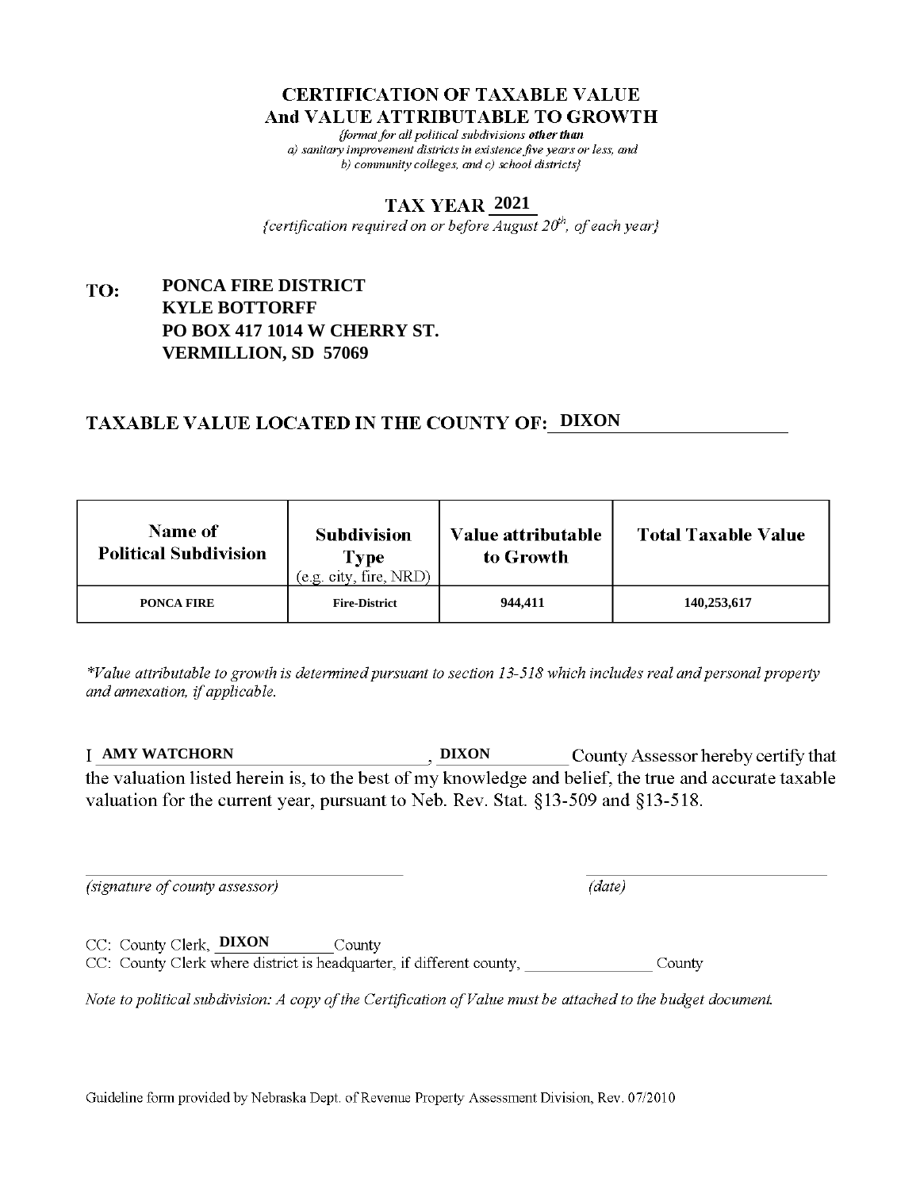# CERTIFICATION OF TAXABLE VALUE
## And VALUE ATTRIBUTABLE TO GROWTH

*{format for all political subdivisions **other than** a) sanitary improvement districts in existence five years or less, and b) community colleges, and c) school districts}*

## TAX YEAR 2021

*{certification required on or before August 20th, of each year}*

**TO:** **PONCA FIRE DISTRICT**
**KYLE BOTTORFF**
**PO BOX 417 1014 W CHERRY ST.**
**VERMILLION, SD 57069**

## TAXABLE VALUE LOCATED IN THE COUNTY OF: DIXON

| Name of Political Subdivision | Subdivision Type (e.g. city, fire, NRD) | Value attributable to Growth | Total Taxable Value |
|---|---|---|---|
| PONCA FIRE | Fire-District | 944,411 | 140,253,617 |

*\*Value attributable to growth is determined pursuant to section 13-518 which includes real and personal property and annexation, if applicable.*

I **AMY WATCHORN**, **DIXON** County Assessor hereby certify that the valuation listed herein is, to the best of my knowledge and belief, the true and accurate taxable valuation for the current year, pursuant to Neb. Rev. Stat. §13-509 and §13-518.

*(signature of county assessor)* *(date)*

CC: County Clerk, **DIXON** County

CC: County Clerk where district is headquarter, if different county, ________________ County

*Note to political subdivision: A copy of the Certification of Value must be attached to the budget document.*

Guideline form provided by Nebraska Dept. of Revenue Property Assessment Division, Rev. 07/2010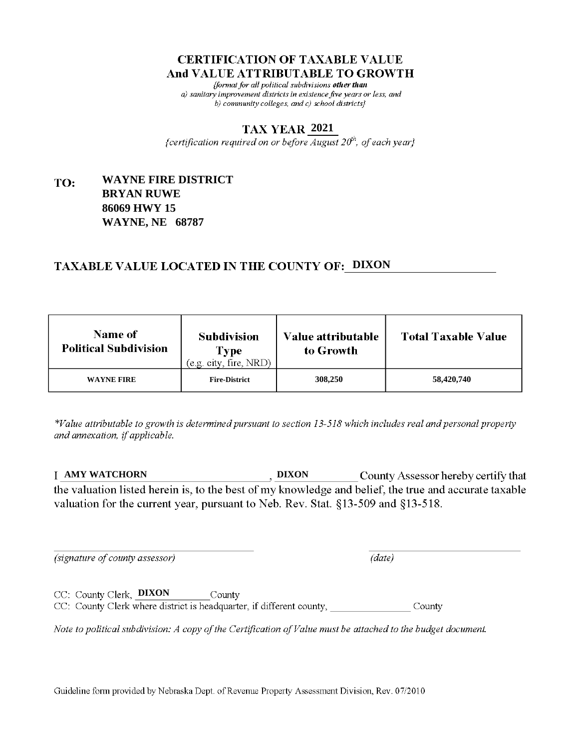# CERTIFICATION OF TAXABLE VALUE
# And VALUE ATTRIBUTABLE TO GROWTH

*{format for all political subdivisions **other than** a) sanitary improvement districts in existence five years or less, and b) community colleges, and c) school districts}*

## TAX YEAR 2021

*{certification required on or before August 20th, of each year}*

**TO: WAYNE FIRE DISTRICT**
**BRYAN RUWE**
**86069 HWY 15**
**WAYNE, NE 68787**

## TAXABLE VALUE LOCATED IN THE COUNTY OF: DIXON

| Name of Political Subdivision | Subdivision Type (e.g. city, fire, NRD) | Value attributable to Growth | Total Taxable Value |
|---|---|---|---|
| WAYNE FIRE | Fire-District | 308,250 | 58,420,740 |

*\*Value attributable to growth is determined pursuant to section 13-518 which includes real and personal property and annexation, if applicable.*

I **AMY WATCHORN**, **DIXON** County Assessor hereby certify that the valuation listed herein is, to the best of my knowledge and belief, the true and accurate taxable valuation for the current year, pursuant to Neb. Rev. Stat. §13-509 and §13-518.

*(signature of county assessor)* *(date)*

CC: County Clerk, **DIXON** County
CC: County Clerk where district is headquarter, if different county, ________________ County

*Note to political subdivision: A copy of the Certification of Value must be attached to the budget document.*

Guideline form provided by Nebraska Dept. of Revenue Property Assessment Division, Rev. 07/2010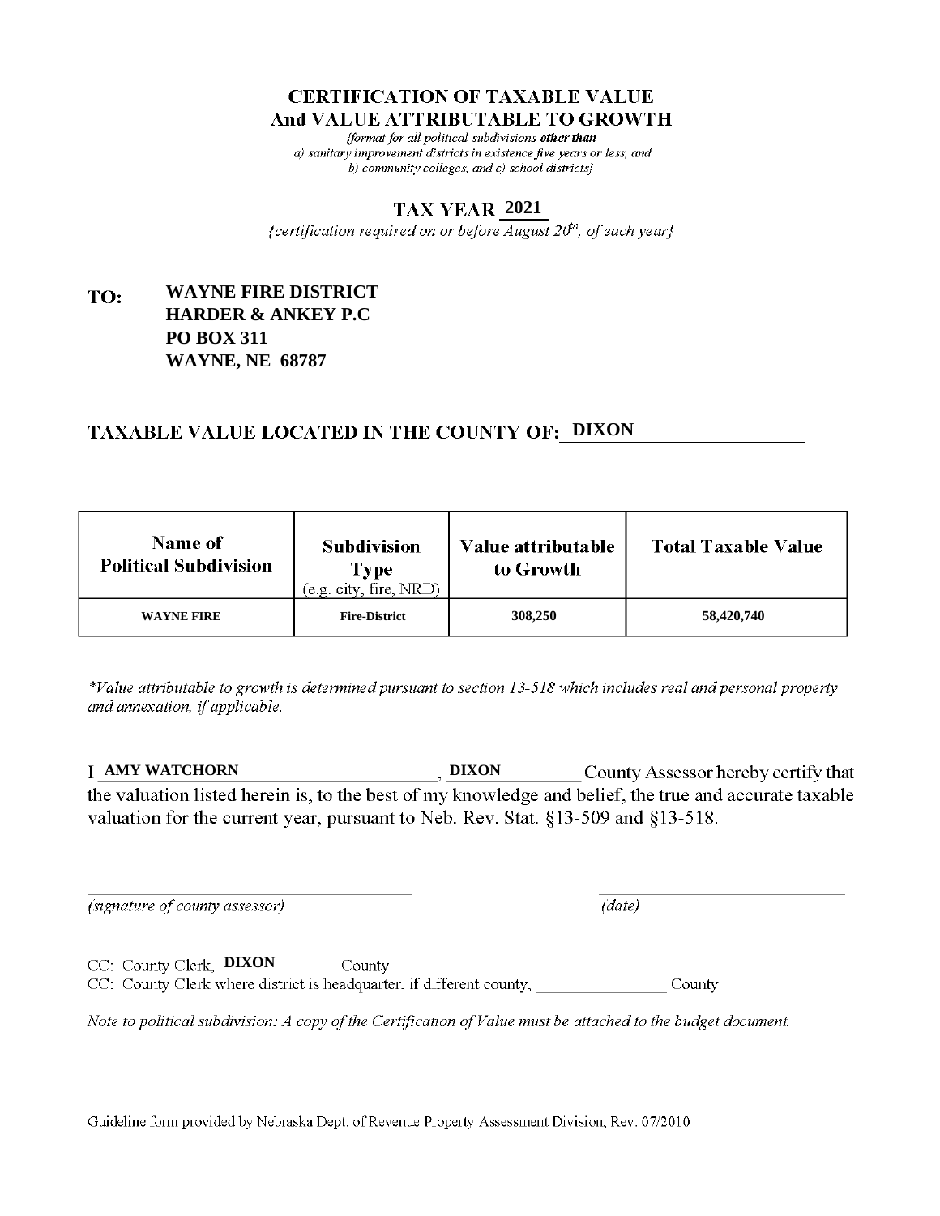# CERTIFICATION OF TAXABLE VALUE
# And VALUE ATTRIBUTABLE TO GROWTH

*{format for all political subdivisions **other than** a) sanitary improvement districts in existence five years or less, and b) community colleges, and c) school districts}*

## TAX YEAR 2021

*{certification required on or before August 20th, of each year}*

**TO:** **WAYNE FIRE DISTRICT**
**HARDER & ANKEY P.C**
**PO BOX 311**
**WAYNE, NE 68787**

## TAXABLE VALUE LOCATED IN THE COUNTY OF: DIXON

| Name of Political Subdivision | Subdivision Type (e.g. city, fire, NRD) | Value attributable to Growth | Total Taxable Value |
|---|---|---|---|
| WAYNE FIRE | Fire-District | 308,250 | 58,420,740 |

*\*Value attributable to growth is determined pursuant to section 13-518 which includes real and personal property and annexation, if applicable.*

I **AMY WATCHORN**, **DIXON** County Assessor hereby certify that the valuation listed herein is, to the best of my knowledge and belief, the true and accurate taxable valuation for the current year, pursuant to Neb. Rev. Stat. §13-509 and §13-518.

_______________________________ *(signature of county assessor)*

_______________________________ *(date)*

CC: County Clerk, **DIXON** County
CC: County Clerk where district is headquarter, if different county, ______________ County

*Note to political subdivision: A copy of the Certification of Value must be attached to the budget document.*

Guideline form provided by Nebraska Dept. of Revenue Property Assessment Division, Rev. 07/2010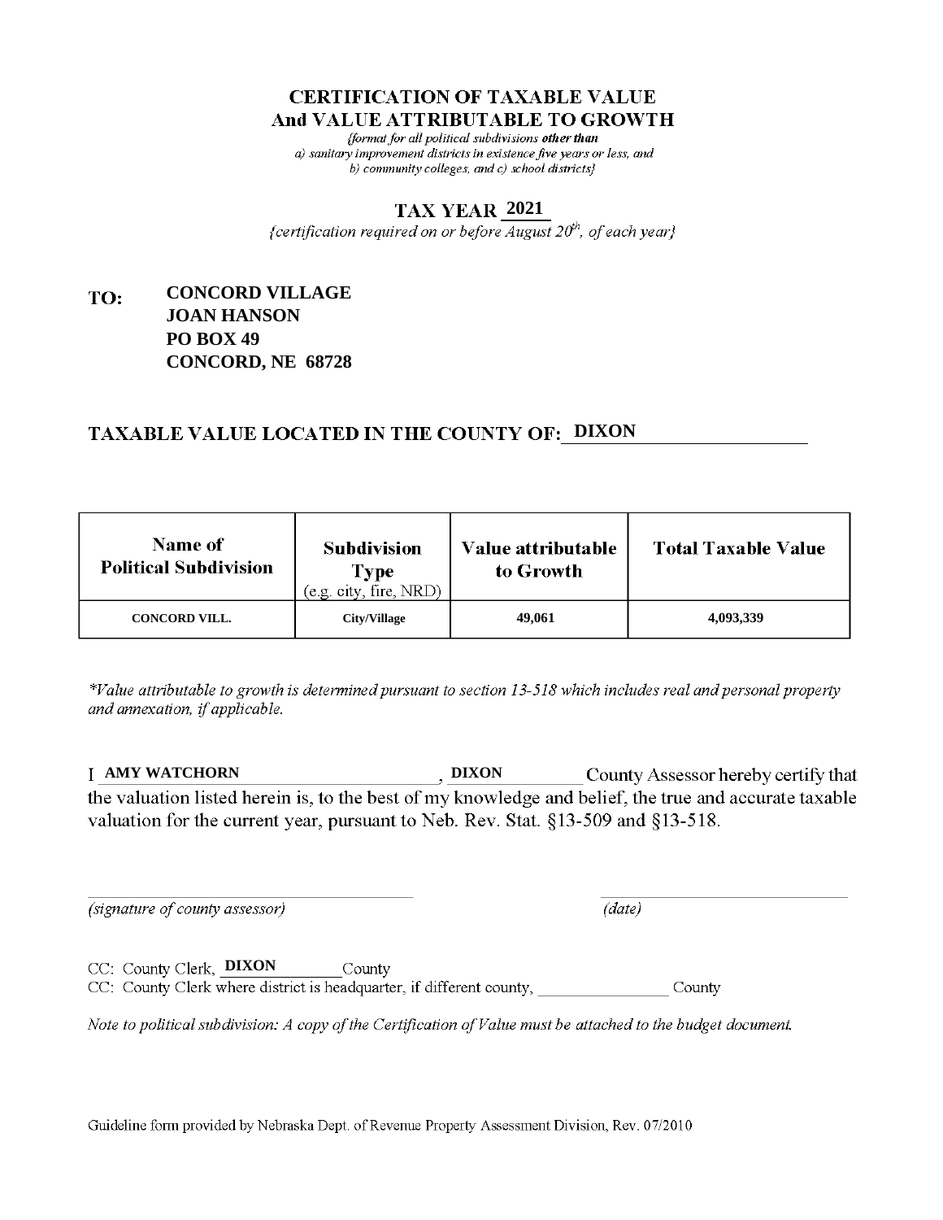# CERTIFICATION OF TAXABLE VALUE
# And VALUE ATTRIBUTABLE TO GROWTH

*{format for all political subdivisions **other than** a) sanitary improvement districts in existence five years or less, and b) community colleges, and c) school districts}*

## TAX YEAR 2021

*{certification required on or before August 20th, of each year}*

**TO:** **CONCORD VILLAGE**
**JOAN HANSON**
**PO BOX 49**
**CONCORD, NE 68728**

## TAXABLE VALUE LOCATED IN THE COUNTY OF: DIXON

| Name of Political Subdivision | Subdivision Type (e.g. city, fire, NRD) | Value attributable to Growth | Total Taxable Value |
|---|---|---|---|
| CONCORD VILL. | City/Village | 49,061 | 4,093,339 |

*\*Value attributable to growth is determined pursuant to section 13-518 which includes real and personal property and annexation, if applicable.*

I **AMY WATCHORN**, **DIXON** County Assessor hereby certify that the valuation listed herein is, to the best of my knowledge and belief, the true and accurate taxable valuation for the current year, pursuant to Neb. Rev. Stat. §13-509 and §13-518.

_______________________________ *(signature of county assessor)*

_______________________________ *(date)*

CC: County Clerk, **DIXON** County
CC: County Clerk where district is headquarter, if different county, ______________ County

*Note to political subdivision: A copy of the Certification of Value must be attached to the budget document.*

Guideline form provided by Nebraska Dept. of Revenue Property Assessment Division, Rev. 07/2010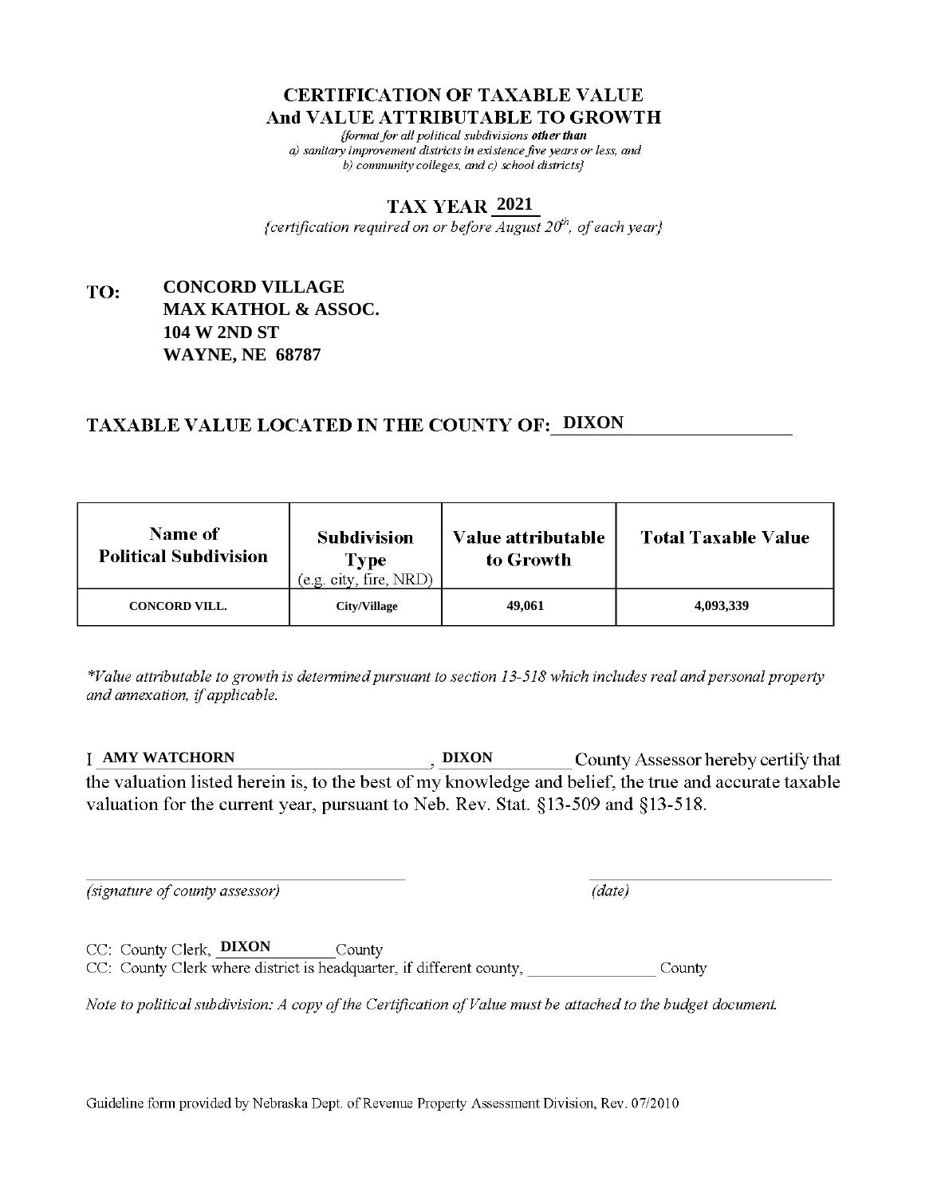# CERTIFICATION OF TAXABLE VALUE
# And VALUE ATTRIBUTABLE TO GROWTH

*{format for all political subdivisions **other than** a) sanitary improvement districts in existence five years or less, and b) community colleges, and c) school districts}*

## TAX YEAR 2021

*{certification required on or before August 20th, of each year}*

**TO:** **CONCORD VILLAGE**
**MAX KATHOL & ASSOC.**
**104 W 2ND ST**
**WAYNE, NE 68787**

## TAXABLE VALUE LOCATED IN THE COUNTY OF: DIXON

| Name of Political Subdivision | Subdivision Type (e.g. city, fire, NRD) | Value attributable to Growth | Total Taxable Value |
|---|---|---|---|
| CONCORD VILL. | City/Village | 49,061 | 4,093,339 |

*\*Value attributable to growth is determined pursuant to section 13-518 which includes real and personal property and annexation, if applicable.*

I **AMY WATCHORN**, **DIXON** County Assessor hereby certify that the valuation listed herein is, to the best of my knowledge and belief, the true and accurate taxable valuation for the current year, pursuant to Neb. Rev. Stat. §13-509 and §13-518.

_______________________________ *(signature of county assessor)*

_______________________________ *(date)*

CC: County Clerk, **DIXON** County

CC: County Clerk where district is headquarter, if different county, _______________ County

*Note to political subdivision: A copy of the Certification of Value must be attached to the budget document.*

Guideline form provided by Nebraska Dept. of Revenue Property Assessment Division, Rev. 07/2010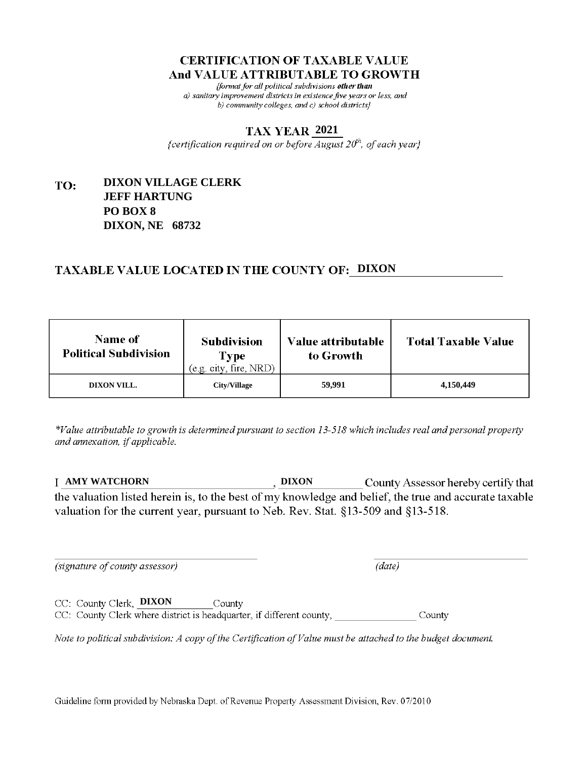# CERTIFICATION OF TAXABLE VALUE
# And VALUE ATTRIBUTABLE TO GROWTH

*{format for all political subdivisions **other than** a) sanitary improvement districts in existence five years or less, and b) community colleges, and c) school districts}*

## TAX YEAR 2021

*{certification required on or before August 20th, of each year}*

**TO:** **DIXON VILLAGE CLERK**
**JEFF HARTUNG**
**PO BOX 8**
**DIXON, NE 68732**

## TAXABLE VALUE LOCATED IN THE COUNTY OF: DIXON

| Name of Political Subdivision | Subdivision Type (e.g. city, fire, NRD) | Value attributable to Growth | Total Taxable Value |
|---|---|---|---|
| DIXON VILL. | City/Village | 59,991 | 4,150,449 |

*\*Value attributable to growth is determined pursuant to section 13-518 which includes real and personal property and annexation, if applicable.*

I **AMY WATCHORN**, **DIXON** County Assessor hereby certify that the valuation listed herein is, to the best of my knowledge and belief, the true and accurate taxable valuation for the current year, pursuant to Neb. Rev. Stat. §13-509 and §13-518.

*(signature of county assessor)* *(date)*

CC: County Clerk, **DIXON** County

CC: County Clerk where district is headquarter, if different county, ______________ County

*Note to political subdivision: A copy of the Certification of Value must be attached to the budget document.*

Guideline form provided by Nebraska Dept. of Revenue Property Assessment Division, Rev. 07/2010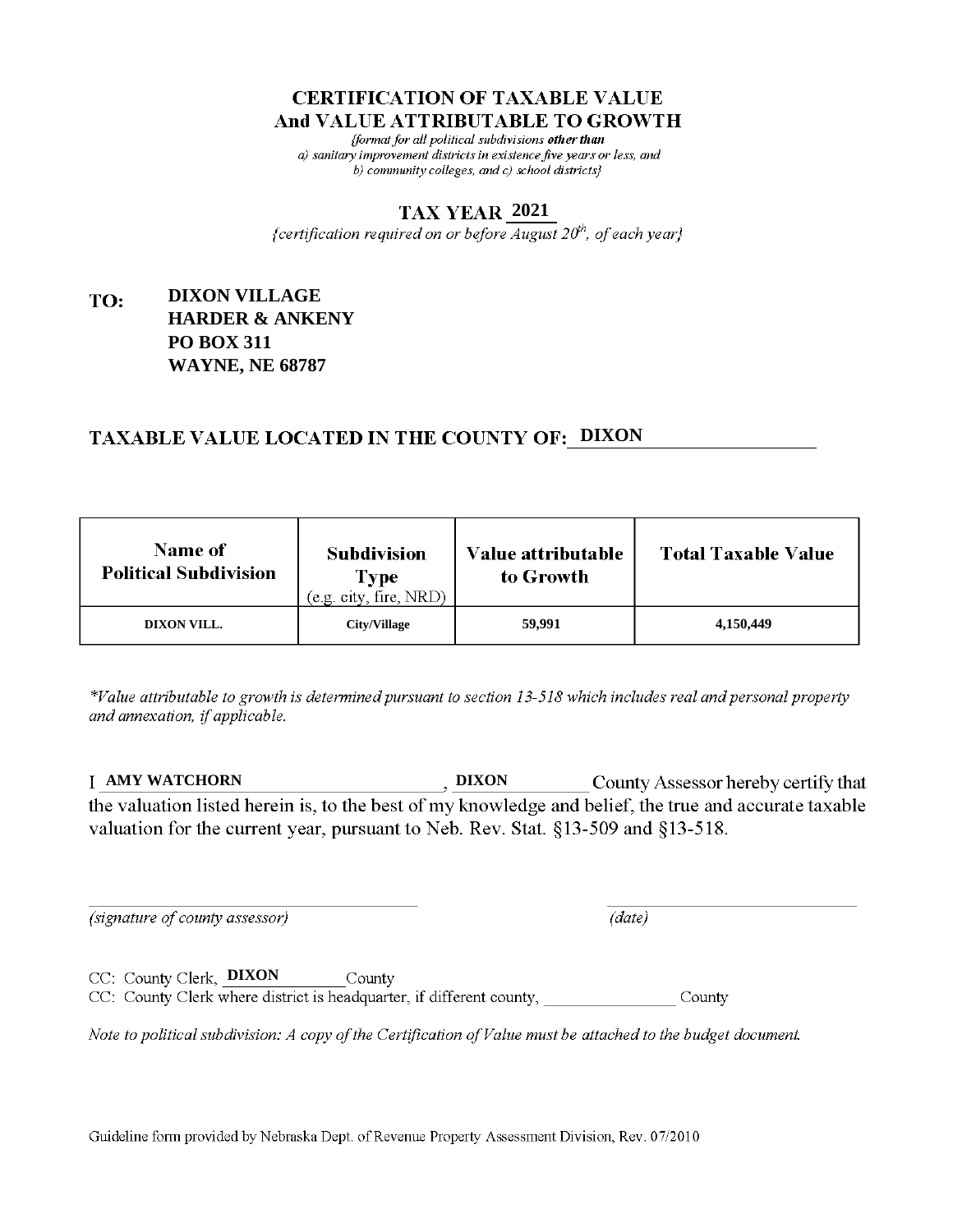# CERTIFICATION OF TAXABLE VALUE
# And VALUE ATTRIBUTABLE TO GROWTH

*{format for all political subdivisions **other than** a) sanitary improvement districts in existence five years or less, and b) community colleges, and c) school districts}*

## TAX YEAR 2021

*{certification required on or before August 20th, of each year}*

**TO:** **DIXON VILLAGE**
**HARDER & ANKENY**
**PO BOX 311**
**WAYNE, NE 68787**

## TAXABLE VALUE LOCATED IN THE COUNTY OF: DIXON

| Name of Political Subdivision | Subdivision Type (e.g. city, fire, NRD) | Value attributable to Growth | Total Taxable Value |
|---|---|---|---|
| DIXON VILL. | City/Village | 59,991 | 4,150,449 |

*\*Value attributable to growth is determined pursuant to section 13-518 which includes real and personal property and annexation, if applicable.*

I **AMY WATCHORN**, **DIXON** County Assessor hereby certify that the valuation listed herein is, to the best of my knowledge and belief, the true and accurate taxable valuation for the current year, pursuant to Neb. Rev. Stat. §13-509 and §13-518.

_______________________________ (signature of county assessor)

_______________________________ (date)

CC: County Clerk, **DIXON** County

CC: County Clerk where district is headquarter, if different county, _______________ County

*Note to political subdivision: A copy of the Certification of Value must be attached to the budget document.*

Guideline form provided by Nebraska Dept. of Revenue Property Assessment Division, Rev. 07/2010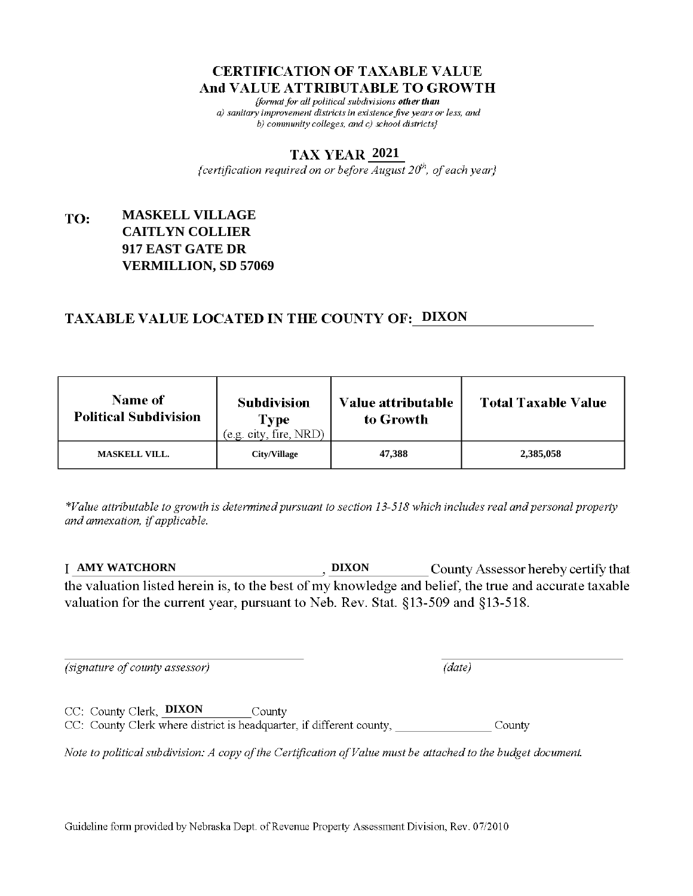# CERTIFICATION OF TAXABLE VALUE
# And VALUE ATTRIBUTABLE TO GROWTH

*{format for all political subdivisions **other than** a) sanitary improvement districts in existence five years or less, and b) community colleges, and c) school districts}*

## TAX YEAR 2021

*{certification required on or before August 20th, of each year}*

**TO:** **MASKELL VILLAGE**
**CAITLYN COLLIER**
**917 EAST GATE DR**
**VERMILLION, SD 57069**

## TAXABLE VALUE LOCATED IN THE COUNTY OF: DIXON

| Name of Political Subdivision | Subdivision Type (e.g. city, fire, NRD) | Value attributable to Growth | Total Taxable Value |
|---|---|---|---|
| MASKELL VILL. | City/Village | 47,388 | 2,385,058 |

*\*Value attributable to growth is determined pursuant to section 13-518 which includes real and personal property and annexation, if applicable.*

I **AMY WATCHORN**, **DIXON** County Assessor hereby certify that the valuation listed herein is, to the best of my knowledge and belief, the true and accurate taxable valuation for the current year, pursuant to Neb. Rev. Stat. §13-509 and §13-518.

\_\_\_\_\_\_\_\_\_\_\_\_\_\_\_\_\_\_\_\_\_\_\_\_\_\_\_\_\_\_ \_\_\_\_\_\_\_\_\_\_\_\_\_\_\_\_\_\_\_\_
*(signature of county assessor)* *(date)*

CC: County Clerk, **DIXON** County
CC: County Clerk where district is headquarter, if different county, \_\_\_\_\_\_\_\_\_\_\_\_ County

*Note to political subdivision: A copy of the Certification of Value must be attached to the budget document.*

Guideline form provided by Nebraska Dept. of Revenue Property Assessment Division, Rev. 07/2010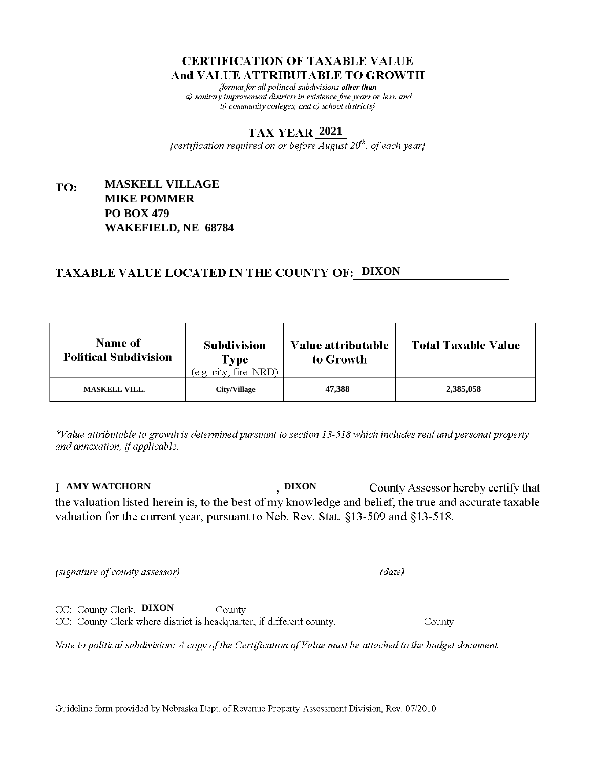# CERTIFICATION OF TAXABLE VALUE And VALUE ATTRIBUTABLE TO GROWTH

*{format for all political subdivisions **other than** a) sanitary improvement districts in existence five years or less, and b) community colleges, and c) school districts}*

## TAX YEAR 2021

*{certification required on or before August 20th, of each year}*

**TO:** **MASKELL VILLAGE**
**MIKE POMMER**
**PO BOX 479**
**WAKEFIELD, NE 68784**

## TAXABLE VALUE LOCATED IN THE COUNTY OF: DIXON

| Name of Political Subdivision | Subdivision Type (e.g. city, fire, NRD) | Value attributable to Growth | Total Taxable Value |
|---|---|---|---|
| MASKELL VILL. | City/Village | 47,388 | 2,385,058 |

*\*Value attributable to growth is determined pursuant to section 13-518 which includes real and personal property and annexation, if applicable.*

I **AMY WATCHORN**, **DIXON** County Assessor hereby certify that the valuation listed herein is, to the best of my knowledge and belief, the true and accurate taxable valuation for the current year, pursuant to Neb. Rev. Stat. §13-509 and §13-518.

_______________________________ *(signature of county assessor)*

_______________________________ *(date)*

CC: County Clerk, **DIXON** County
CC: County Clerk where district is headquarter, if different county, _______________ County

*Note to political subdivision: A copy of the Certification of Value must be attached to the budget document.*

Guideline form provided by Nebraska Dept. of Revenue Property Assessment Division, Rev. 07/2010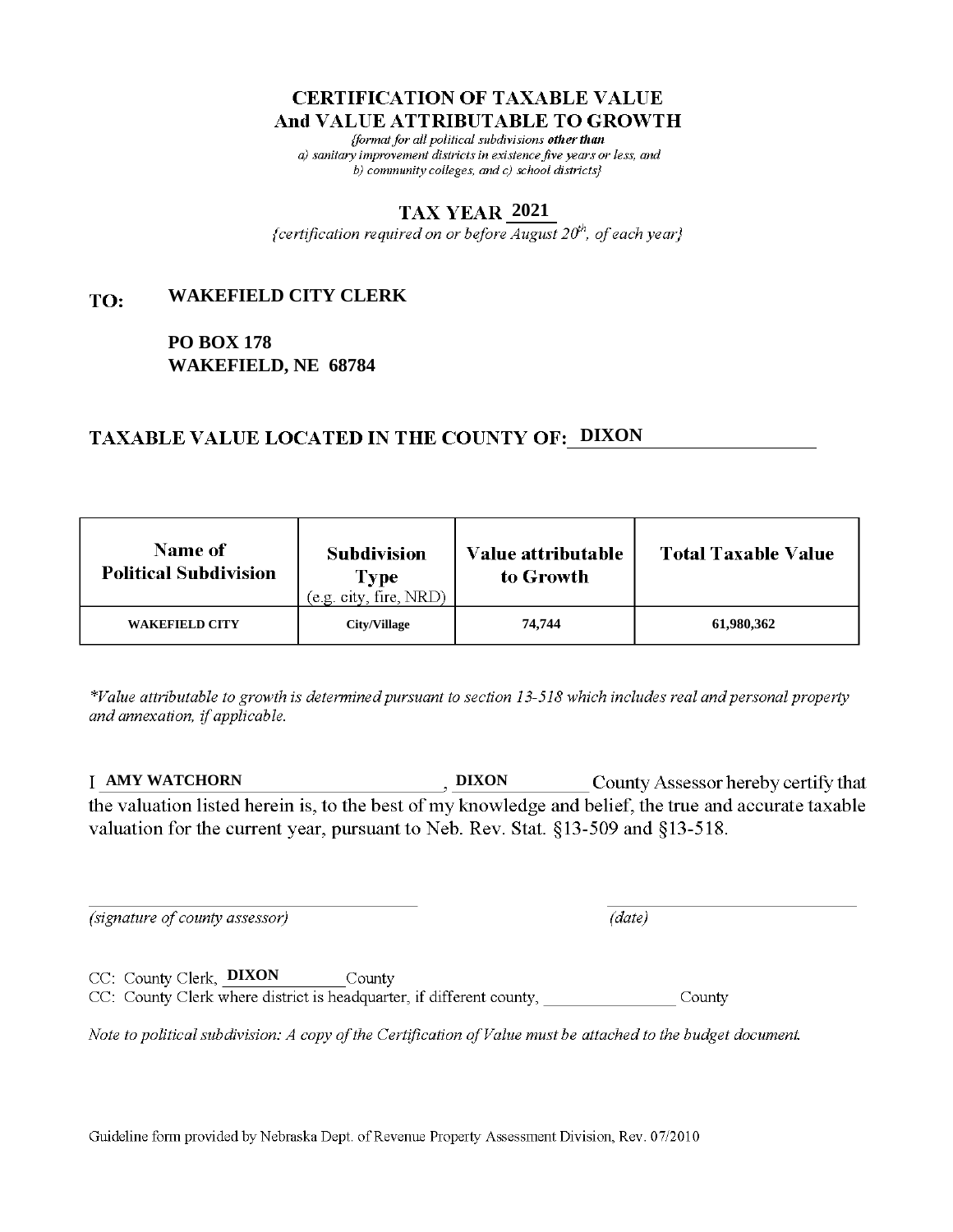# CERTIFICATION OF TAXABLE VALUE
## And VALUE ATTRIBUTABLE TO GROWTH

*{format for all political subdivisions **other than** a) sanitary improvement districts in existence five years or less, and b) community colleges, and c) school districts}*

## TAX YEAR 2021

*{certification required on or before August 20th, of each year}*

**TO:** **WAKEFIELD CITY CLERK**

**PO BOX 178**
**WAKEFIELD, NE 68784**

## TAXABLE VALUE LOCATED IN THE COUNTY OF: DIXON

| Name of Political Subdivision | Subdivision Type (e.g. city, fire, NRD) | Value attributable to Growth | Total Taxable Value |
|---|---|---|---|
| WAKEFIELD CITY | City/Village | 74,744 | 61,980,362 |

*\*Value attributable to growth is determined pursuant to section 13-518 which includes real and personal property and annexation, if applicable.*

I **AMY WATCHORN**, **DIXON** County Assessor hereby certify that the valuation listed herein is, to the best of my knowledge and belief, the true and accurate taxable valuation for the current year, pursuant to Neb. Rev. Stat. §13-509 and §13-518.

_______________________________ *(signature of county assessor)*

_______________________________ *(date)*

CC: County Clerk, **DIXON** County

CC: County Clerk where district is headquarter, if different county, _______________ County

*Note to political subdivision: A copy of the Certification of Value must be attached to the budget document.*

Guideline form provided by Nebraska Dept. of Revenue Property Assessment Division, Rev. 07/2010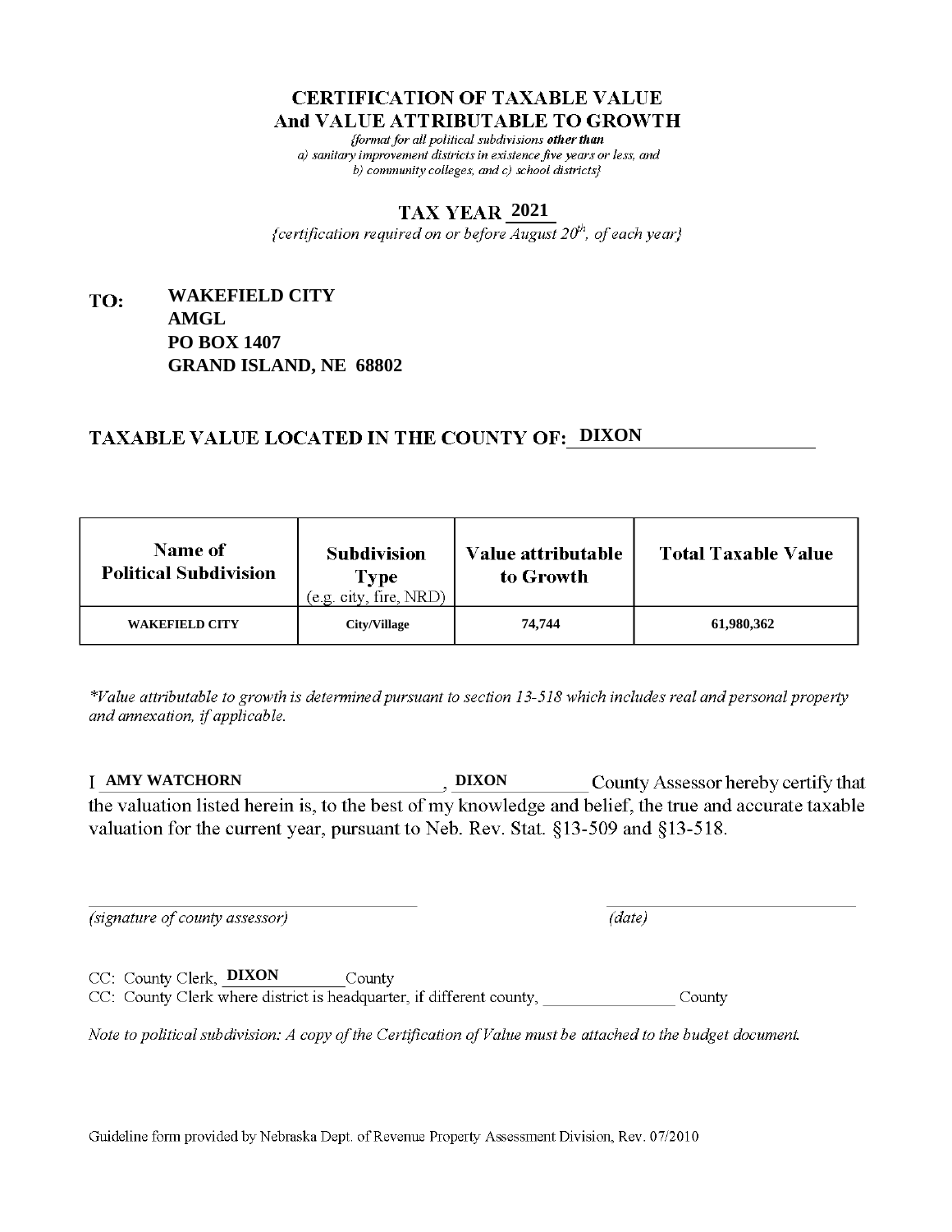# CERTIFICATION OF TAXABLE VALUE
# And VALUE ATTRIBUTABLE TO GROWTH

*{format for all political subdivisions **other than** a) sanitary improvement districts in existence five years or less, and b) community colleges, and c) school districts}*

## TAX YEAR 2021

*{certification required on or before August 20th, of each year}*

**TO:** **WAKEFIELD CITY**
**AMGL**
**PO BOX 1407**
**GRAND ISLAND, NE 68802**

## TAXABLE VALUE LOCATED IN THE COUNTY OF: DIXON

| Name of Political Subdivision | Subdivision Type (e.g. city, fire, NRD) | Value attributable to Growth | Total Taxable Value |
|---|---|---|---|
| WAKEFIELD CITY | City/Village | 74,744 | 61,980,362 |

*\*Value attributable to growth is determined pursuant to section 13-518 which includes real and personal property and annexation, if applicable.*

I **AMY WATCHORN**, **DIXON** County Assessor hereby certify that the valuation listed herein is, to the best of my knowledge and belief, the true and accurate taxable valuation for the current year, pursuant to Neb. Rev. Stat. §13-509 and §13-518.

_______________________________ *(signature of county assessor)*

_______________________________ *(date)*

CC: County Clerk, **DIXON** County

CC: County Clerk where district is headquarter, if different county, _______________ County

*Note to political subdivision: A copy of the Certification of Value must be attached to the budget document.*

Guideline form provided by Nebraska Dept. of Revenue Property Assessment Division, Rev. 07/2010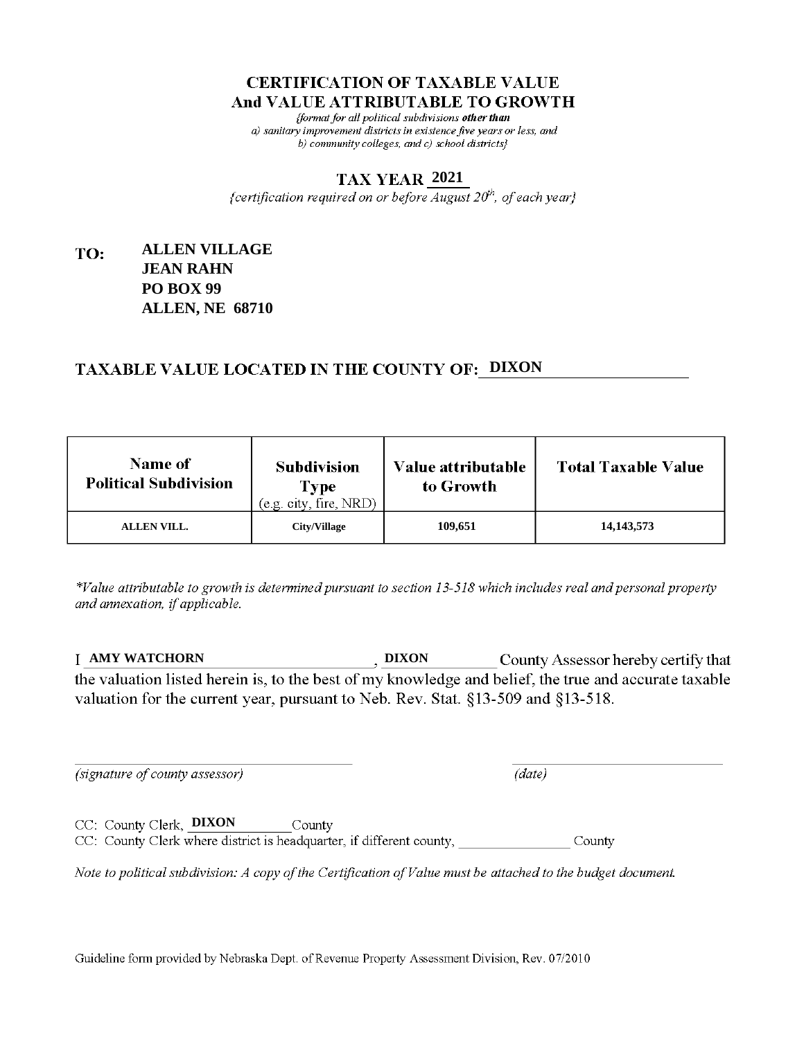# CERTIFICATION OF TAXABLE VALUE
# And VALUE ATTRIBUTABLE TO GROWTH

*{format for all political subdivisions **other than** a) sanitary improvement districts in existence five years or less, and b) community colleges, and c) school districts}*

## TAX YEAR 2021

*{certification required on or before August 20th, of each year}*

**TO:** **ALLEN VILLAGE**
**JEAN RAHN**
**PO BOX 99**
**ALLEN, NE 68710**

## TAXABLE VALUE LOCATED IN THE COUNTY OF: DIXON

| Name of Political Subdivision | Subdivision Type (e.g. city, fire, NRD) | Value attributable to Growth | Total Taxable Value |
|---|---|---|---|
| ALLEN VILL. | City/Village | 109,651 | 14,143,573 |

*\*Value attributable to growth is determined pursuant to section 13-518 which includes real and personal property and annexation, if applicable.*

I **AMY WATCHORN**, **DIXON** County Assessor hereby certify that the valuation listed herein is, to the best of my knowledge and belief, the true and accurate taxable valuation for the current year, pursuant to Neb. Rev. Stat. §13-509 and §13-518.

*(signature of county assessor)* *(date)*

CC: County Clerk, **DIXON** County
CC: County Clerk where district is headquarter, if different county, ________ County

*Note to political subdivision: A copy of the Certification of Value must be attached to the budget document.*

Guideline form provided by Nebraska Dept. of Revenue Property Assessment Division, Rev. 07/2010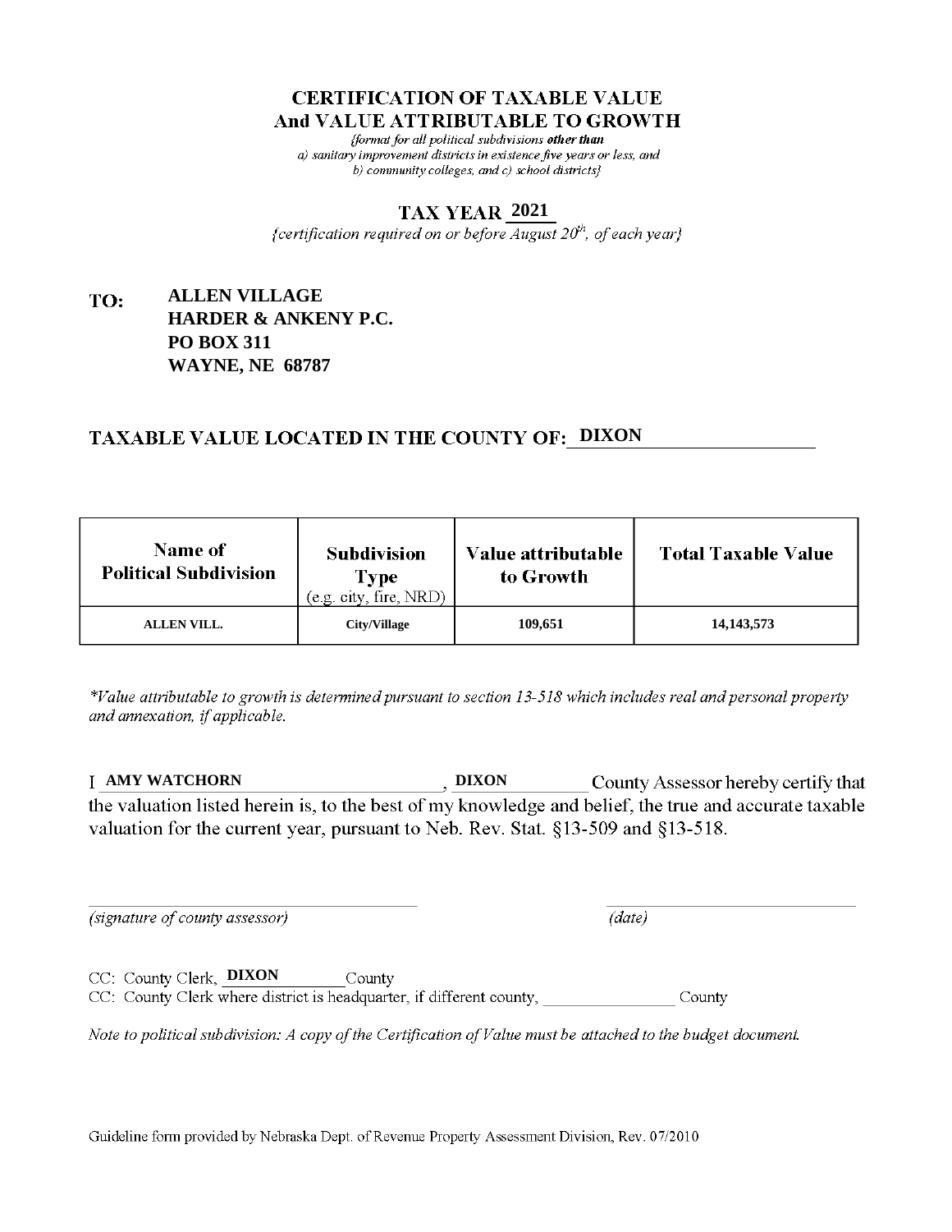# CERTIFICATION OF TAXABLE VALUE
# And VALUE ATTRIBUTABLE TO GROWTH

*{format for all political subdivisions **other than** a) sanitary improvement districts in existence five years or less, and b) community colleges, and c) school districts}*

## TAX YEAR 2021

*{certification required on or before August 20th, of each year}*

**TO:** **ALLEN VILLAGE**
**HARDER & ANKENY P.C.**
**PO BOX 311**
**WAYNE, NE 68787**

## TAXABLE VALUE LOCATED IN THE COUNTY OF: DIXON

| Name of Political Subdivision | Subdivision Type (e.g. city, fire, NRD) | Value attributable to Growth | Total Taxable Value |
|---|---|---|---|
| ALLEN VILL. | City/Village | 109,651 | 14,143,573 |

*\*Value attributable to growth is determined pursuant to section 13-518 which includes real and personal property and annexation, if applicable.*

I **AMY WATCHORN**, **DIXON** County Assessor hereby certify that the valuation listed herein is, to the best of my knowledge and belief, the true and accurate taxable valuation for the current year, pursuant to Neb. Rev. Stat. §13-509 and §13-518.

_______________________________ _______________________________
*(signature of county assessor)* *(date)*

CC: County Clerk, **DIXON** County
CC: County Clerk where district is headquarter, if different county, _______________ County

*Note to political subdivision: A copy of the Certification of Value must be attached to the budget document.*

Guideline form provided by Nebraska Dept. of Revenue Property Assessment Division, Rev. 07/2010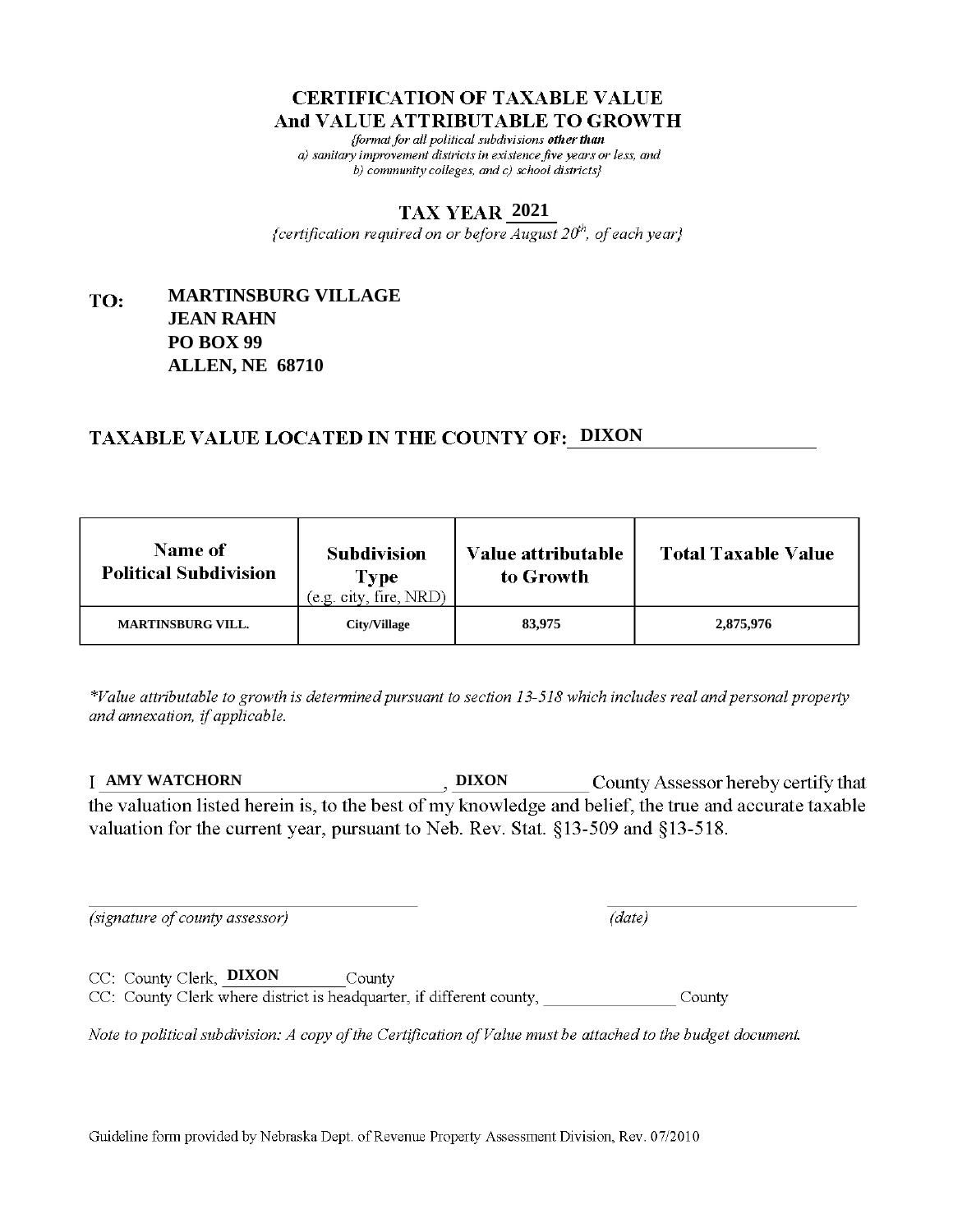# CERTIFICATION OF TAXABLE VALUE
# And VALUE ATTRIBUTABLE TO GROWTH

*{format for all political subdivisions **other than** a) sanitary improvement districts in existence five years or less, and b) community colleges, and c) school districts}*

## TAX YEAR 2021

*{certification required on or before August 20th, of each year}*

**TO:** **MARTINSBURG VILLAGE**
**JEAN RAHN**
**PO BOX 99**
**ALLEN, NE 68710**

## TAXABLE VALUE LOCATED IN THE COUNTY OF: DIXON

| Name of Political Subdivision | Subdivision Type (e.g. city, fire, NRD) | Value attributable to Growth | Total Taxable Value |
|---|---|---|---|
| MARTINSBURG VILL. | City/Village | 83,975 | 2,875,976 |

*\*Value attributable to growth is determined pursuant to section 13-518 which includes real and personal property and annexation, if applicable.*

I **AMY WATCHORN**, **DIXON** County Assessor hereby certify that the valuation listed herein is, to the best of my knowledge and belief, the true and accurate taxable valuation for the current year, pursuant to Neb. Rev. Stat. §13-509 and §13-518.

*(signature of county assessor)* *(date)*

CC: County Clerk, **DIXON** County

CC: County Clerk where district is headquarter, if different county, ______________ County

*Note to political subdivision: A copy of the Certification of Value must be attached to the budget document.*

Guideline form provided by Nebraska Dept. of Revenue Property Assessment Division, Rev. 07/2010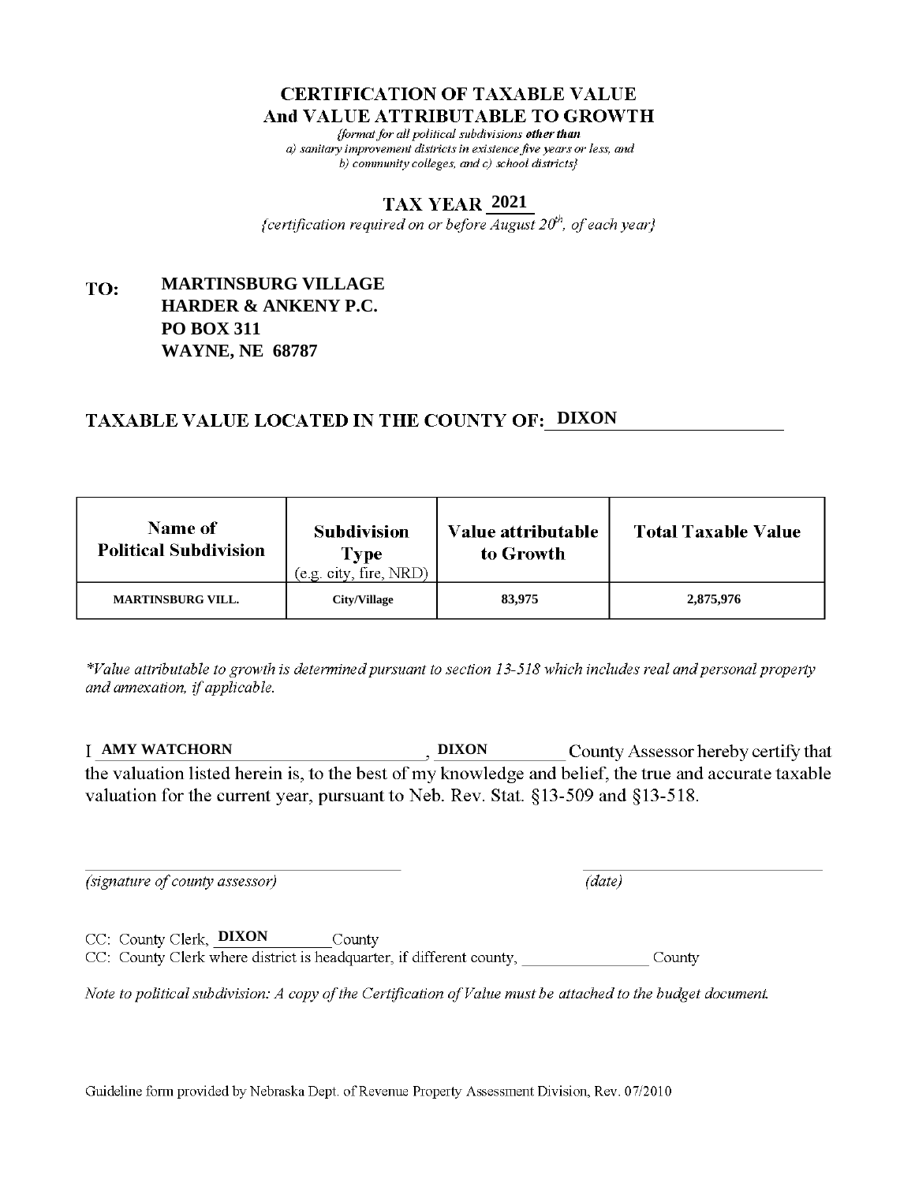# CERTIFICATION OF TAXABLE VALUE
# And VALUE ATTRIBUTABLE TO GROWTH

*{format for all political subdivisions **other than** a) sanitary improvement districts in existence five years or less, and b) community colleges, and c) school districts}*

## TAX YEAR 2021

*{certification required on or before August 20th, of each year}*

**TO:** **MARTINSBURG VILLAGE**
**HARDER & ANKENY P.C.**
**PO BOX 311**
**WAYNE, NE 68787**

## TAXABLE VALUE LOCATED IN THE COUNTY OF: DIXON

| Name of Political Subdivision | Subdivision Type (e.g. city, fire, NRD) | Value attributable to Growth | Total Taxable Value |
|---|---|---|---|
| MARTINSBURG VILL. | City/Village | 83,975 | 2,875,976 |

*\*Value attributable to growth is determined pursuant to section 13-518 which includes real and personal property and annexation, if applicable.*

I **AMY WATCHORN**, **DIXON** County Assessor hereby certify that the valuation listed herein is, to the best of my knowledge and belief, the true and accurate taxable valuation for the current year, pursuant to Neb. Rev. Stat. §13-509 and §13-518.

_______________________________ *(signature of county assessor)*

_______________________________ *(date)*

CC: County Clerk, **DIXON** County
CC: County Clerk where district is headquarter, if different county, _______________ County

*Note to political subdivision: A copy of the Certification of Value must be attached to the budget document.*

Guideline form provided by Nebraska Dept. of Revenue Property Assessment Division, Rev. 07/2010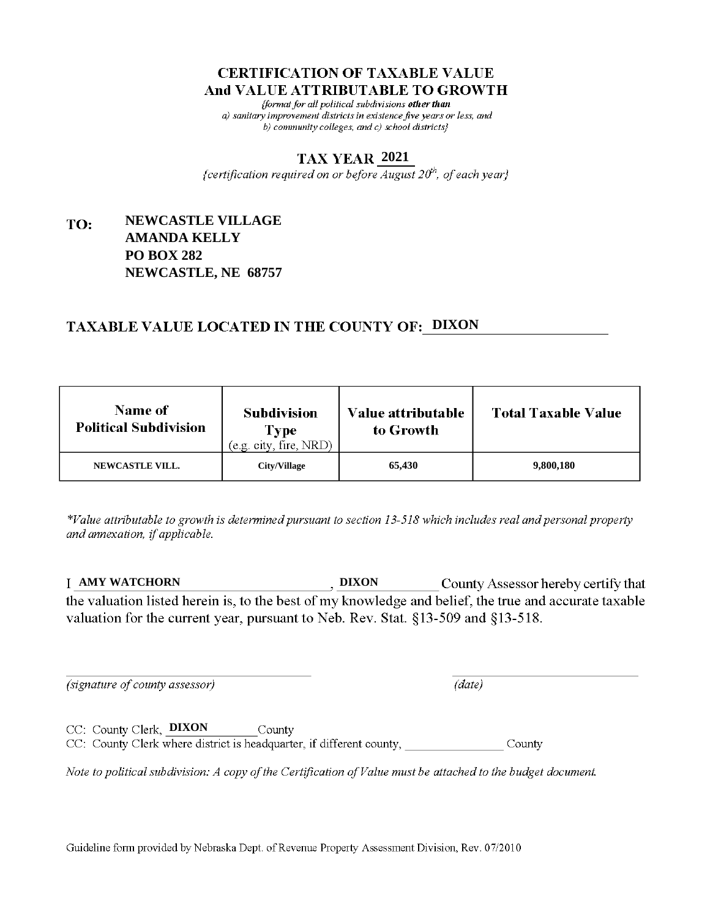# CERTIFICATION OF TAXABLE VALUE
# And VALUE ATTRIBUTABLE TO GROWTH

*{format for all political subdivisions **other than** a) sanitary improvement districts in existence five years or less, and b) community colleges, and c) school districts}*

## TAX YEAR 2021

*{certification required on or before August 20th, of each year}*

**TO:** **NEWCASTLE VILLAGE**
**AMANDA KELLY**
**PO BOX 282**
**NEWCASTLE, NE 68757**

## TAXABLE VALUE LOCATED IN THE COUNTY OF: DIXON

| Name of Political Subdivision | Subdivision Type (e.g. city, fire, NRD) | Value attributable to Growth | Total Taxable Value |
|---|---|---|---|
| NEWCASTLE VILL. | City/Village | 65,430 | 9,800,180 |

*\*Value attributable to growth is determined pursuant to section 13-518 which includes real and personal property and annexation, if applicable.*

I **AMY WATCHORN**, **DIXON** County Assessor hereby certify that the valuation listed herein is, to the best of my knowledge and belief, the true and accurate taxable valuation for the current year, pursuant to Neb. Rev. Stat. §13-509 and §13-518.

_________________________ *(signature of county assessor)*

_________________________ *(date)*

CC: County Clerk, **DIXON** County

CC: County Clerk where district is headquarter, if different county, _______________ County

*Note to political subdivision: A copy of the Certification of Value must be attached to the budget document.*

Guideline form provided by Nebraska Dept. of Revenue Property Assessment Division, Rev. 07/2010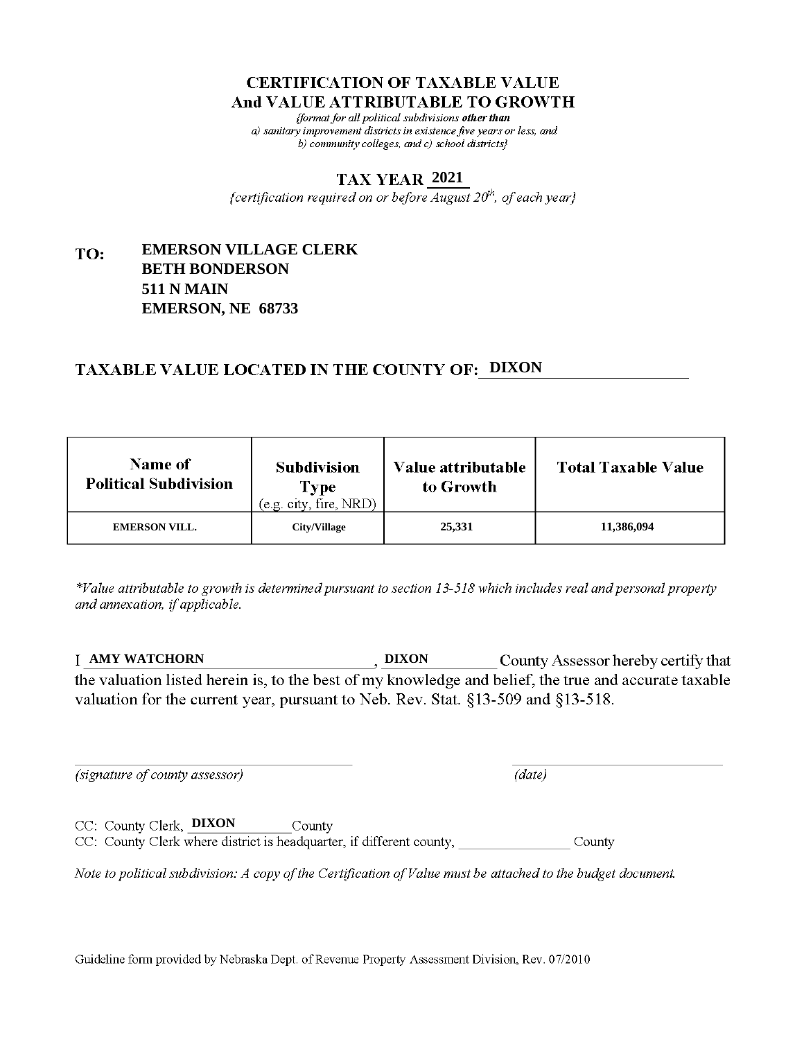# CERTIFICATION OF TAXABLE VALUE
# And VALUE ATTRIBUTABLE TO GROWTH

*{format for all political subdivisions **other than** a) sanitary improvement districts in existence five years or less, and b) community colleges, and c) school districts}*

## TAX YEAR 2021

*{certification required on or before August 20th, of each year}*

**TO:** **EMERSON VILLAGE CLERK**
**BETH BONDERSON**
**511 N MAIN**
**EMERSON, NE 68733**

## TAXABLE VALUE LOCATED IN THE COUNTY OF: DIXON

| Name of Political Subdivision | Subdivision Type (e.g. city, fire, NRD) | Value attributable to Growth | Total Taxable Value |
|---|---|---|---|
| EMERSON VILL. | City/Village | 25,331 | 11,386,094 |

*\*Value attributable to growth is determined pursuant to section 13-518 which includes real and personal property and annexation, if applicable.*

I **AMY WATCHORN**, **DIXON** County Assessor hereby certify that the valuation listed herein is, to the best of my knowledge and belief, the true and accurate taxable valuation for the current year, pursuant to Neb. Rev. Stat. §13-509 and §13-518.

_______________________________ *(signature of county assessor)*

_______________________________ *(date)*

CC: County Clerk, **DIXON** County

CC: County Clerk where district is headquarter, if different county, ______________ County

*Note to political subdivision: A copy of the Certification of Value must be attached to the budget document.*

Guideline form provided by Nebraska Dept. of Revenue Property Assessment Division, Rev. 07/2010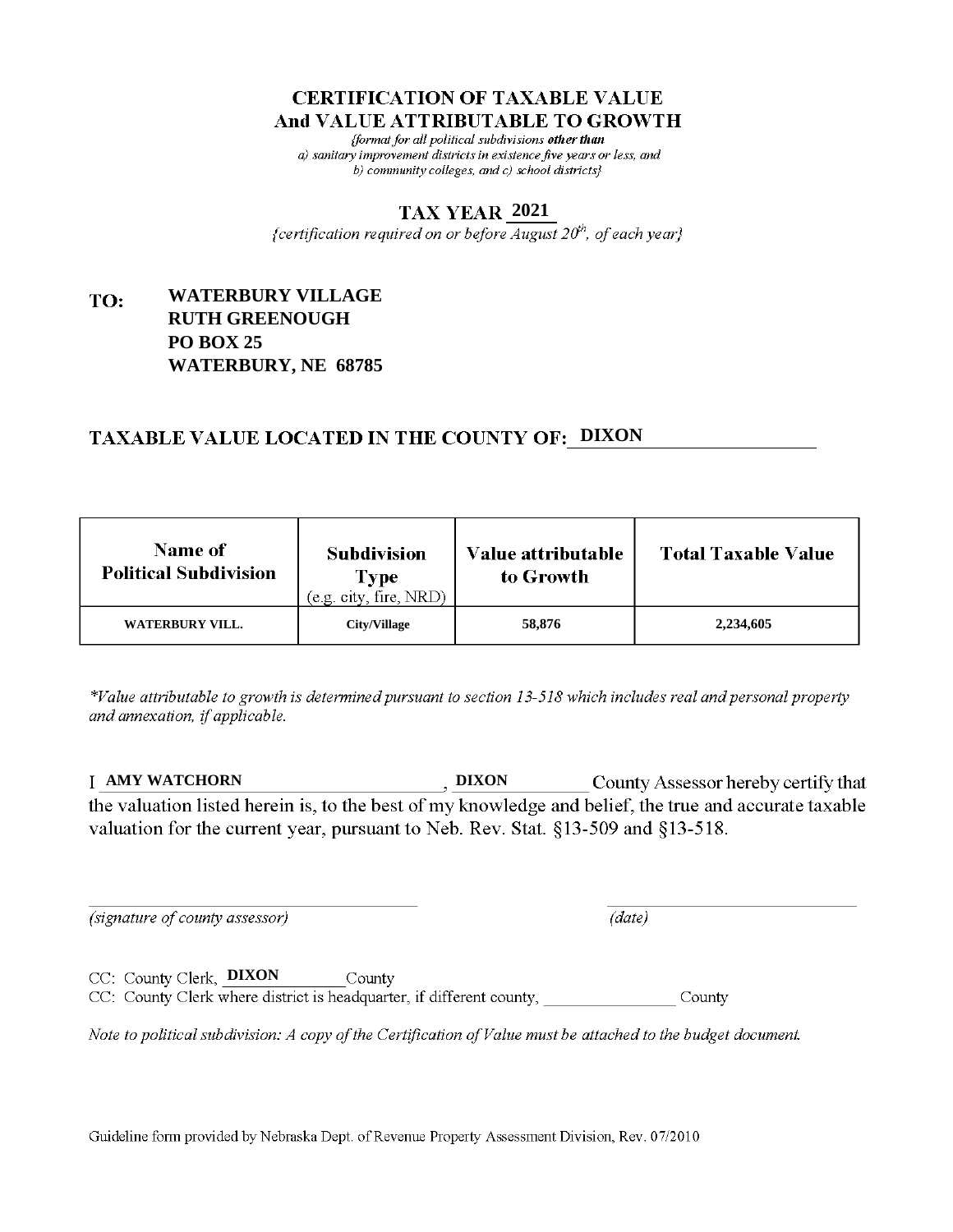# CERTIFICATION OF TAXABLE VALUE
# And VALUE ATTRIBUTABLE TO GROWTH

*{format for all political subdivisions **other than** a) sanitary improvement districts in existence five years or less, and b) community colleges, and c) school districts}*

## TAX YEAR 2021

*{certification required on or before August 20th, of each year}*

**TO:** **WATERBURY VILLAGE**
**RUTH GREENOUGH**
**PO BOX 25**
**WATERBURY, NE 68785**

## TAXABLE VALUE LOCATED IN THE COUNTY OF: DIXON

| Name of Political Subdivision | Subdivision Type (e.g. city, fire, NRD) | Value attributable to Growth | Total Taxable Value |
|---|---|---|---|
| WATERBURY VILL. | City/Village | 58,876 | 2,234,605 |

*\*Value attributable to growth is determined pursuant to section 13-518 which includes real and personal property and annexation, if applicable.*

I **AMY WATCHORN**, **DIXON** County Assessor hereby certify that the valuation listed herein is, to the best of my knowledge and belief, the true and accurate taxable valuation for the current year, pursuant to Neb. Rev. Stat. §13-509 and §13-518.

_______________________________ *(signature of county assessor)*

_______________________________ *(date)*

CC: County Clerk, **DIXON** County

CC: County Clerk where district is headquarter, if different county, ______________ County

*Note to political subdivision: A copy of the Certification of Value must be attached to the budget document.*

Guideline form provided by Nebraska Dept. of Revenue Property Assessment Division, Rev. 07/2010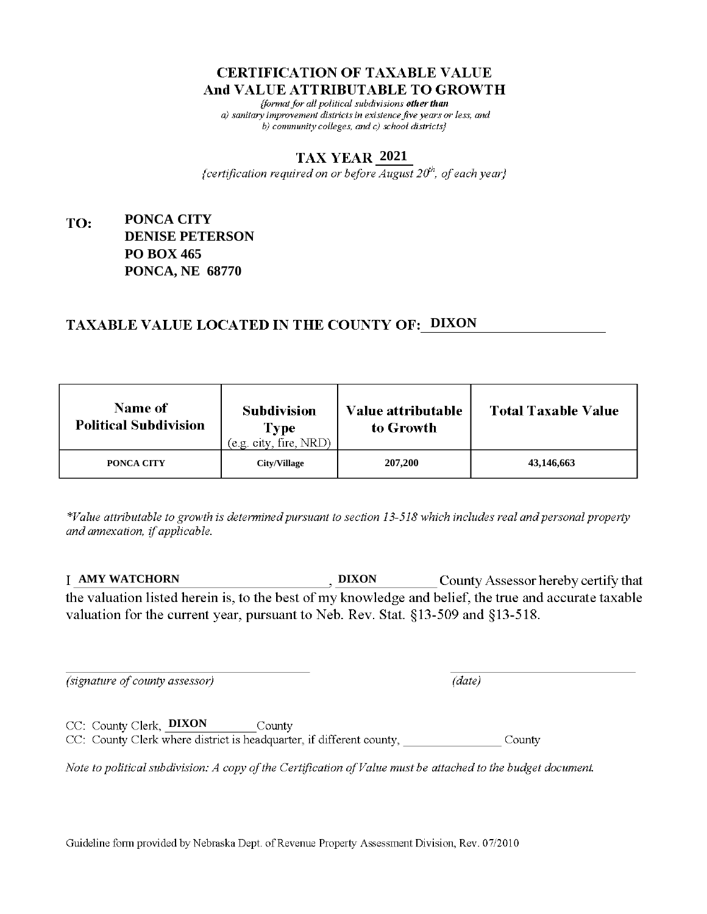# CERTIFICATION OF TAXABLE VALUE
# And VALUE ATTRIBUTABLE TO GROWTH

*{format for all political subdivisions **other than** a) sanitary improvement districts in existence five years or less, and b) community colleges, and c) school districts}*

## TAX YEAR 2021

*{certification required on or before August 20th, of each year}*

**TO:** **PONCA CITY**
**DENISE PETERSON**
**PO BOX 465**
**PONCA, NE 68770**

## TAXABLE VALUE LOCATED IN THE COUNTY OF: DIXON

| Name of Political Subdivision | Subdivision Type (e.g. city, fire, NRD) | Value attributable to Growth | Total Taxable Value |
|---|---|---|---|
| PONCA CITY | City/Village | 207,200 | 43,146,663 |

*\*Value attributable to growth is determined pursuant to section 13-518 which includes real and personal property and annexation, if applicable.*

I **AMY WATCHORN**, **DIXON** County Assessor hereby certify that the valuation listed herein is, to the best of my knowledge and belief, the true and accurate taxable valuation for the current year, pursuant to Neb. Rev. Stat. §13-509 and §13-518.

_______________________________ *(signature of county assessor)*

_______________________________ *(date)*

CC: County Clerk, **DIXON** County

CC: County Clerk where district is headquarter, if different county, ________________ County

*Note to political subdivision: A copy of the Certification of Value must be attached to the budget document.*

Guideline form provided by Nebraska Dept. of Revenue Property Assessment Division, Rev. 07/2010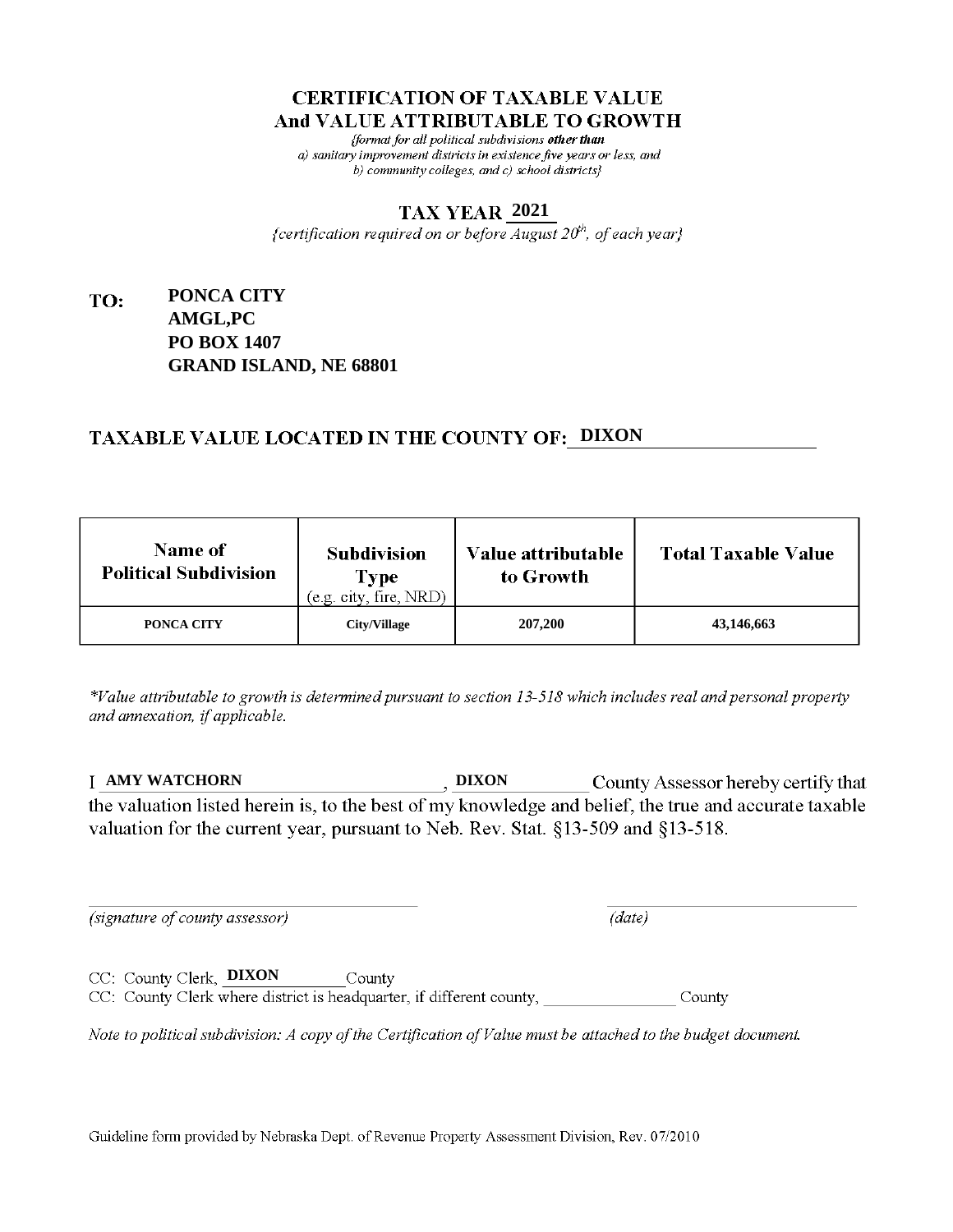# CERTIFICATION OF TAXABLE VALUE
# And VALUE ATTRIBUTABLE TO GROWTH

*{format for all political subdivisions **other than** a) sanitary improvement districts in existence five years or less, and b) community colleges, and c) school districts}*

## TAX YEAR 2021

*{certification required on or before August 20th, of each year}*

**TO:** **PONCA CITY**
**AMGL,PC**
**PO BOX 1407**
**GRAND ISLAND, NE 68801**

## TAXABLE VALUE LOCATED IN THE COUNTY OF: DIXON

| Name of Political Subdivision | Subdivision Type (e.g. city, fire, NRD) | Value attributable to Growth | Total Taxable Value |
|---|---|---|---|
| PONCA CITY | City/Village | 207,200 | 43,146,663 |

*\*Value attributable to growth is determined pursuant to section 13-518 which includes real and personal property and annexation, if applicable.*

I **AMY WATCHORN**, **DIXON** County Assessor hereby certify that the valuation listed herein is, to the best of my knowledge and belief, the true and accurate taxable valuation for the current year, pursuant to Neb. Rev. Stat. §13-509 and §13-518.

_______________________________ *(signature of county assessor)*

_______________________________ *(date)*

CC: County Clerk, **DIXON** County
CC: County Clerk where district is headquarter, if different county, ______________ County

*Note to political subdivision: A copy of the Certification of Value must be attached to the budget document.*

Guideline form provided by Nebraska Dept. of Revenue Property Assessment Division, Rev. 07/2010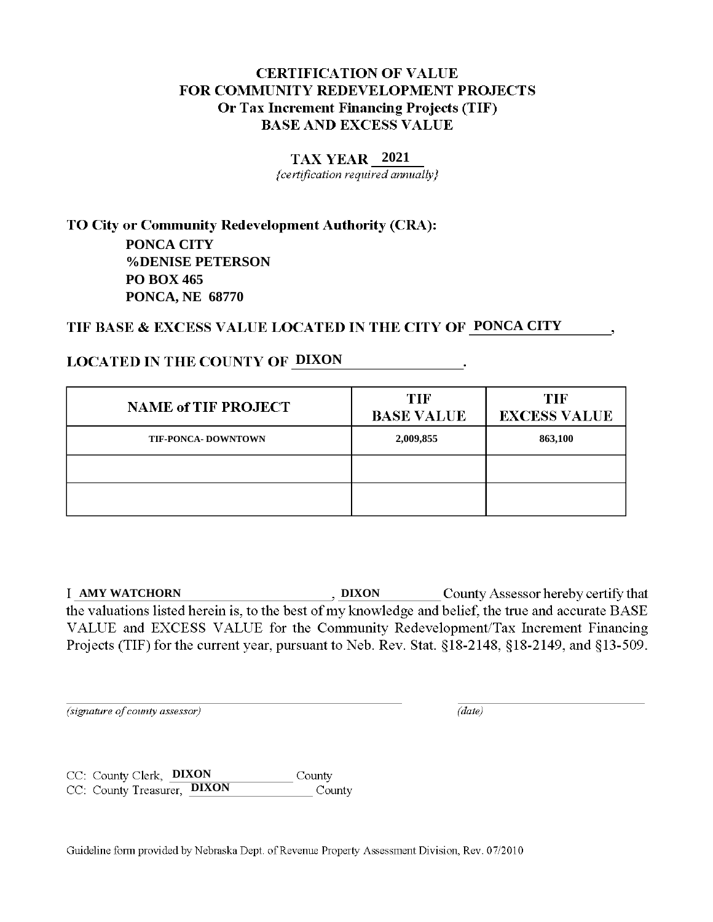# CERTIFICATION OF VALUE
# FOR COMMUNITY REDEVELOPMENT PROJECTS
## Or Tax Increment Financing Projects (TIF)
## BASE AND EXCESS VALUE

**TAX YEAR 2021**

*{certification required annually}*

**TO City or Community Redevelopment Authority (CRA):**

**PONCA CITY**
**%DENISE PETERSON**
**PO BOX 465**
**PONCA, NE 68770**

**TIF BASE & EXCESS VALUE LOCATED IN THE CITY OF PONCA CITY,**

**LOCATED IN THE COUNTY OF DIXON.**

| NAME of TIF PROJECT | TIF BASE VALUE | TIF EXCESS VALUE |
|---|---|---|
| TIF-PONCA- DOWNTOWN | 2,009,855 | 863,100 |
| | | |
| | | |

I **AMY WATCHORN**, **DIXON** County Assessor hereby certify that the valuations listed herein is, to the best of my knowledge and belief, the true and accurate BASE VALUE and EXCESS VALUE for the Community Redevelopment/Tax Increment Financing Projects (TIF) for the current year, pursuant to Neb. Rev. Stat. §18-2148, §18-2149, and §13-509.

_______________________________ *(signature of county assessor)*

_______________________________ *(date)*

CC: County Clerk, **DIXON** County
CC: County Treasurer, **DIXON** County

Guideline form provided by Nebraska Dept. of Revenue Property Assessment Division, Rev. 07/2010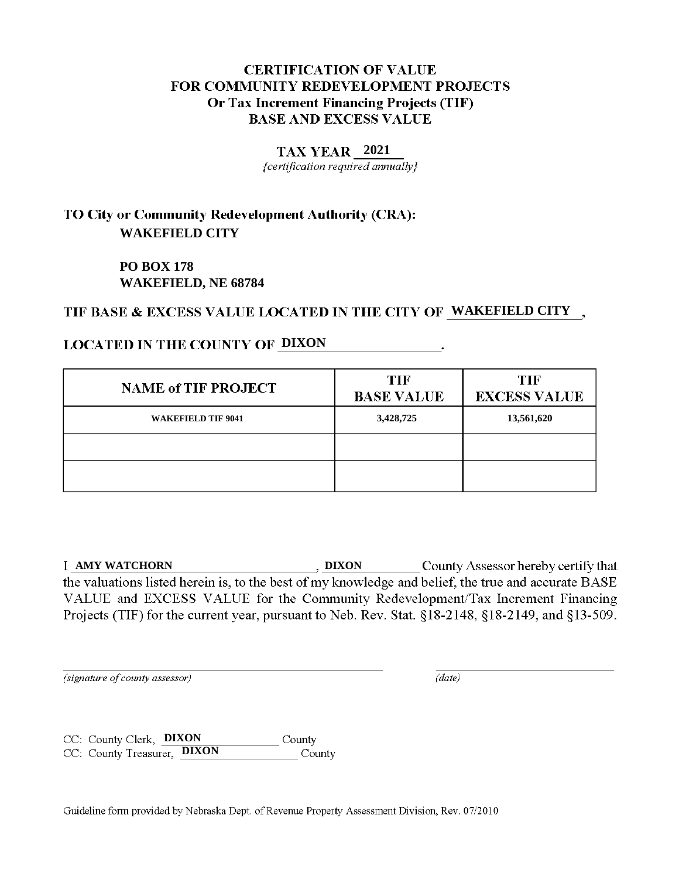# CERTIFICATION OF VALUE
# FOR COMMUNITY REDEVELOPMENT PROJECTS
## Or Tax Increment Financing Projects (TIF)
## BASE AND EXCESS VALUE

**TAX YEAR 2021**

*{certification required annually}*

**TO City or Community Redevelopment Authority (CRA):**

**WAKEFIELD CITY**

**PO BOX 178**
**WAKEFIELD, NE 68784**

**TIF BASE & EXCESS VALUE LOCATED IN THE CITY OF WAKEFIELD CITY,**

**LOCATED IN THE COUNTY OF DIXON.**

| NAME of TIF PROJECT | TIF BASE VALUE | TIF EXCESS VALUE |
|---|---|---|
| WAKEFIELD TIF 9041 | 3,428,725 | 13,561,620 |
| | | |
| | | |

I **AMY WATCHORN**, **DIXON** County Assessor hereby certify that the valuations listed herein is, to the best of my knowledge and belief, the true and accurate BASE VALUE and EXCESS VALUE for the Community Redevelopment/Tax Increment Financing Projects (TIF) for the current year, pursuant to Neb. Rev. Stat. §18-2148, §18-2149, and §13-509.

_______________________________ *(signature of county assessor)*

_______________________________ *(date)*

CC: County Clerk, **DIXON** County
CC: County Treasurer, **DIXON** County

Guideline form provided by Nebraska Dept. of Revenue Property Assessment Division, Rev. 07/2010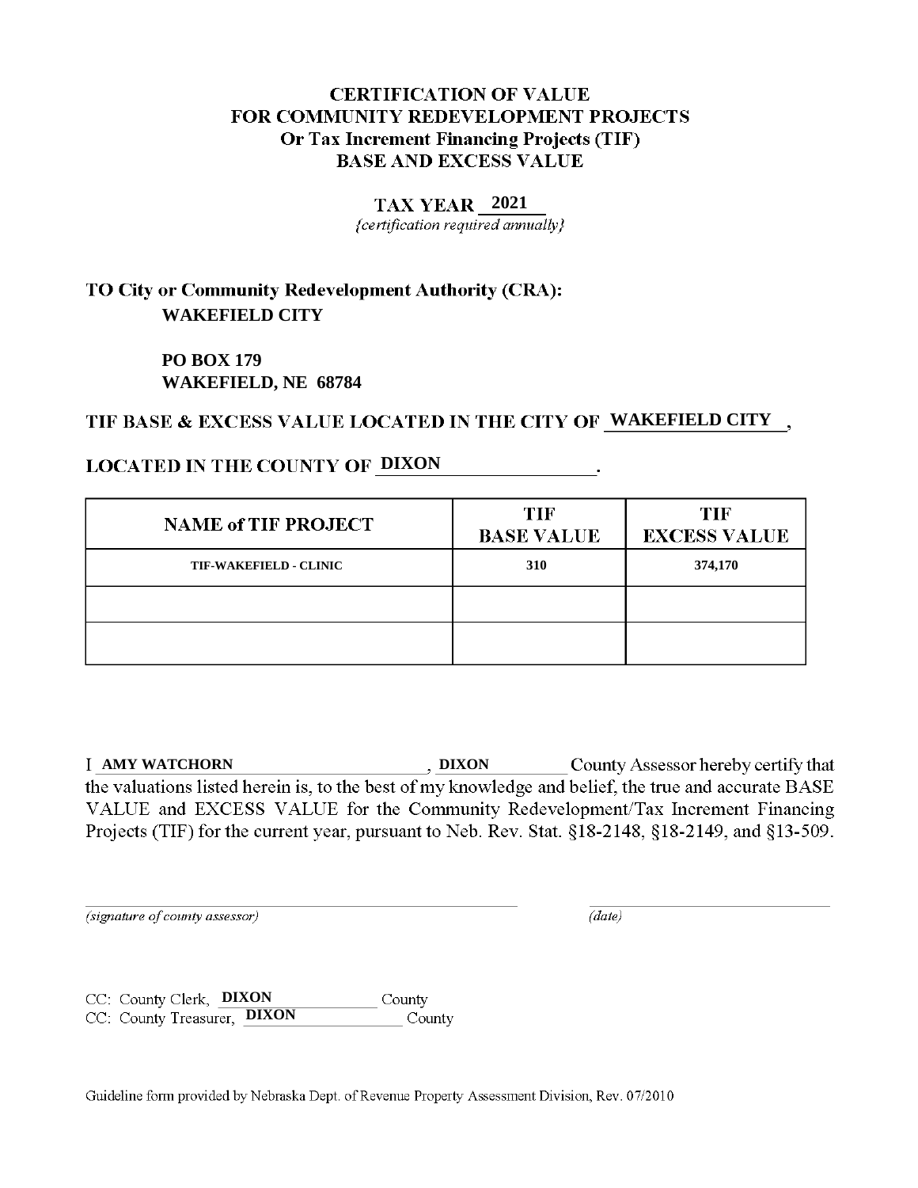# CERTIFICATION OF VALUE FOR COMMUNITY REDEVELOPMENT PROJECTS Or Tax Increment Financing Projects (TIF) BASE AND EXCESS VALUE

**TAX YEAR 2021**

*{certification required annually}*

**TO City or Community Redevelopment Authority (CRA):**

**WAKEFIELD CITY**

**PO BOX 179**
**WAKEFIELD, NE 68784**

**TIF BASE & EXCESS VALUE LOCATED IN THE CITY OF WAKEFIELD CITY ,**

**LOCATED IN THE COUNTY OF DIXON .**

| NAME of TIF PROJECT | TIF BASE VALUE | TIF EXCESS VALUE |
|---|---|---|
| TIF-WAKEFIELD - CLINIC | 310 | 374,170 |
| | | |
| | | |

I **AMY WATCHORN** , **DIXON** County Assessor hereby certify that the valuations listed herein is, to the best of my knowledge and belief, the true and accurate BASE VALUE and EXCESS VALUE for the Community Redevelopment/Tax Increment Financing Projects (TIF) for the current year, pursuant to Neb. Rev. Stat. §18-2148, §18-2149, and §13-509.

*(signature of county assessor)* *(date)*

CC: County Clerk, **DIXON** County
CC: County Treasurer, **DIXON** County

Guideline form provided by Nebraska Dept. of Revenue Property Assessment Division, Rev. 07/2010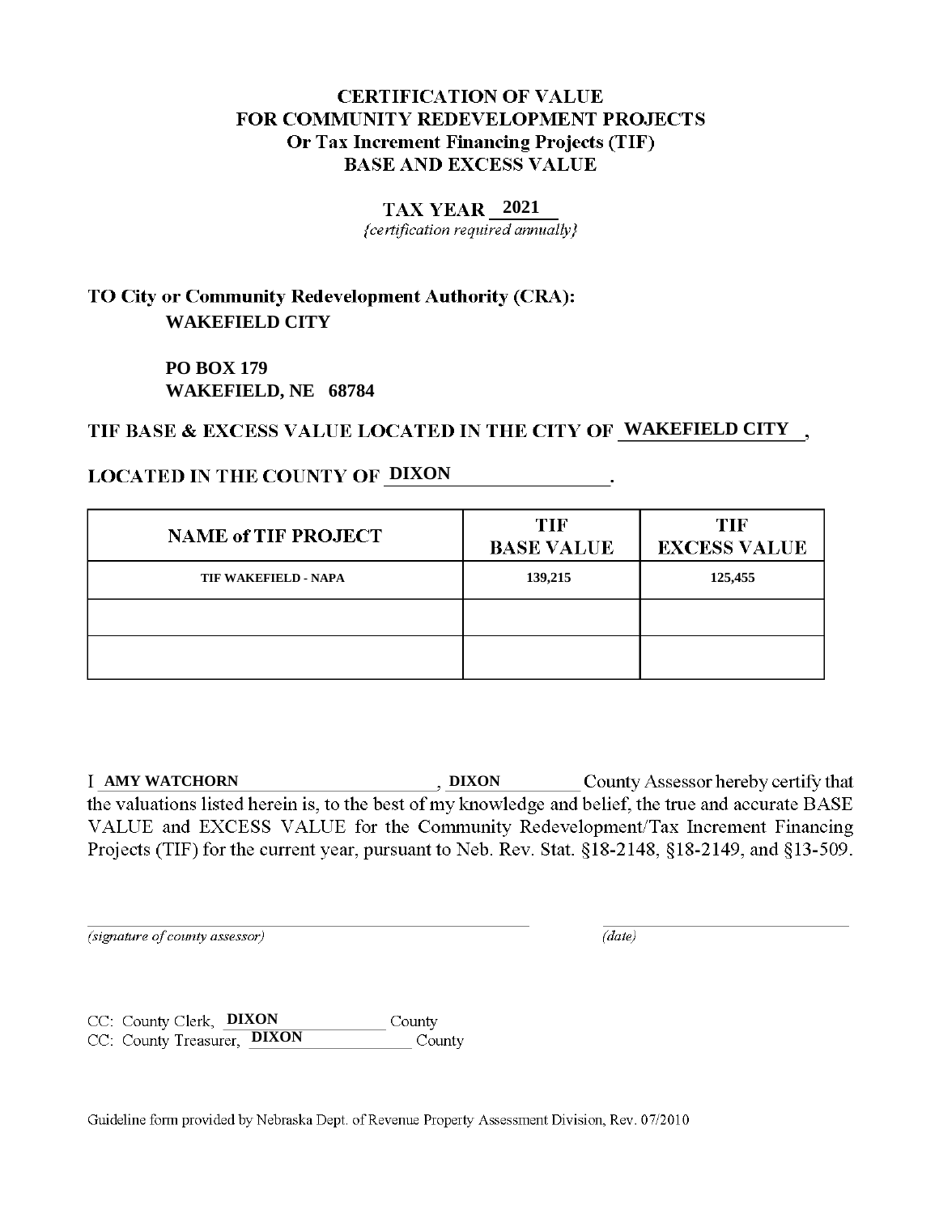# CERTIFICATION OF VALUE
# FOR COMMUNITY REDEVELOPMENT PROJECTS
## Or Tax Increment Financing Projects (TIF)
## BASE AND EXCESS VALUE

**TAX YEAR 2021**

*(certification required annually)*

**TO City or Community Redevelopment Authority (CRA):**

**WAKEFIELD CITY**

**PO BOX 179**
**WAKEFIELD, NE 68784**

**TIF BASE & EXCESS VALUE LOCATED IN THE CITY OF WAKEFIELD CITY,**

**LOCATED IN THE COUNTY OF DIXON.**

| NAME of TIF PROJECT | TIF BASE VALUE | TIF EXCESS VALUE |
|---|---|---|
| TIF WAKEFIELD - NAPA | 139,215 | 125,455 |
| | | |
| | | |

I **AMY WATCHORN**, **DIXON** County Assessor hereby certify that the valuations listed herein is, to the best of my knowledge and belief, the true and accurate BASE VALUE and EXCESS VALUE for the Community Redevelopment/Tax Increment Financing Projects (TIF) for the current year, pursuant to Neb. Rev. Stat. §18-2148, §18-2149, and §13-509.

*(signature of county assessor)*

*(date)*

CC: County Clerk, **DIXON** County
CC: County Treasurer, **DIXON** County

Guideline form provided by Nebraska Dept. of Revenue Property Assessment Division, Rev. 07/2010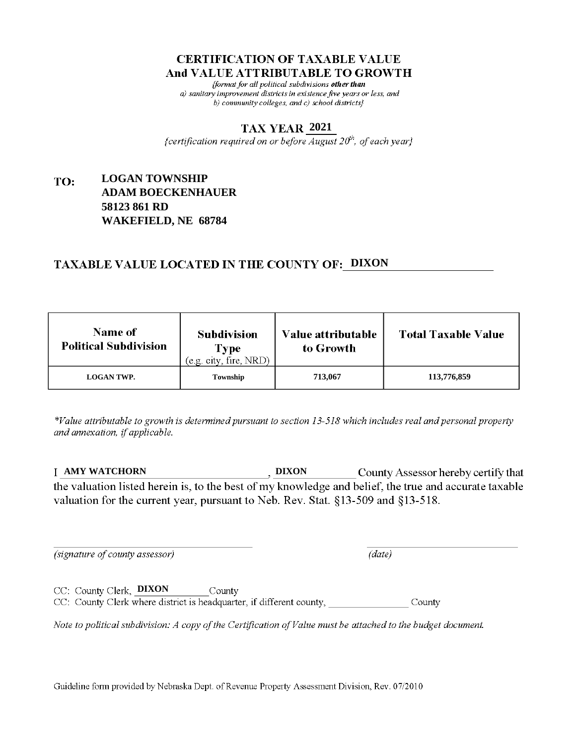# CERTIFICATION OF TAXABLE VALUE
# And VALUE ATTRIBUTABLE TO GROWTH

*{format for all political subdivisions **other than** a) sanitary improvement districts in existence five years or less, and b) community colleges, and c) school districts}*

## TAX YEAR 2021

*{certification required on or before August 20th, of each year}*

**TO: LOGAN TOWNSHIP**
**ADAM BOECKENHAUER**
**58123 861 RD**
**WAKEFIELD, NE 68784**

## TAXABLE VALUE LOCATED IN THE COUNTY OF: DIXON

| Name of Political Subdivision | Subdivision Type (e.g. city, fire, NRD) | Value attributable to Growth | Total Taxable Value |
|---|---|---|---|
| LOGAN TWP. | Township | 713,067 | 113,776,859 |

*\*Value attributable to growth is determined pursuant to section 13-518 which includes real and personal property and annexation, if applicable.*

I **AMY WATCHORN**, **DIXON** County Assessor hereby certify that the valuation listed herein is, to the best of my knowledge and belief, the true and accurate taxable valuation for the current year, pursuant to Neb. Rev. Stat. §13-509 and §13-518.

_______________________________ _______________________________
*(signature of county assessor)* *(date)*

CC: County Clerk, **DIXON** County
CC: County Clerk where district is headquarter, if different county, ________________ County

*Note to political subdivision: A copy of the Certification of Value must be attached to the budget document.*

Guideline form provided by Nebraska Dept. of Revenue Property Assessment Division, Rev. 07/2010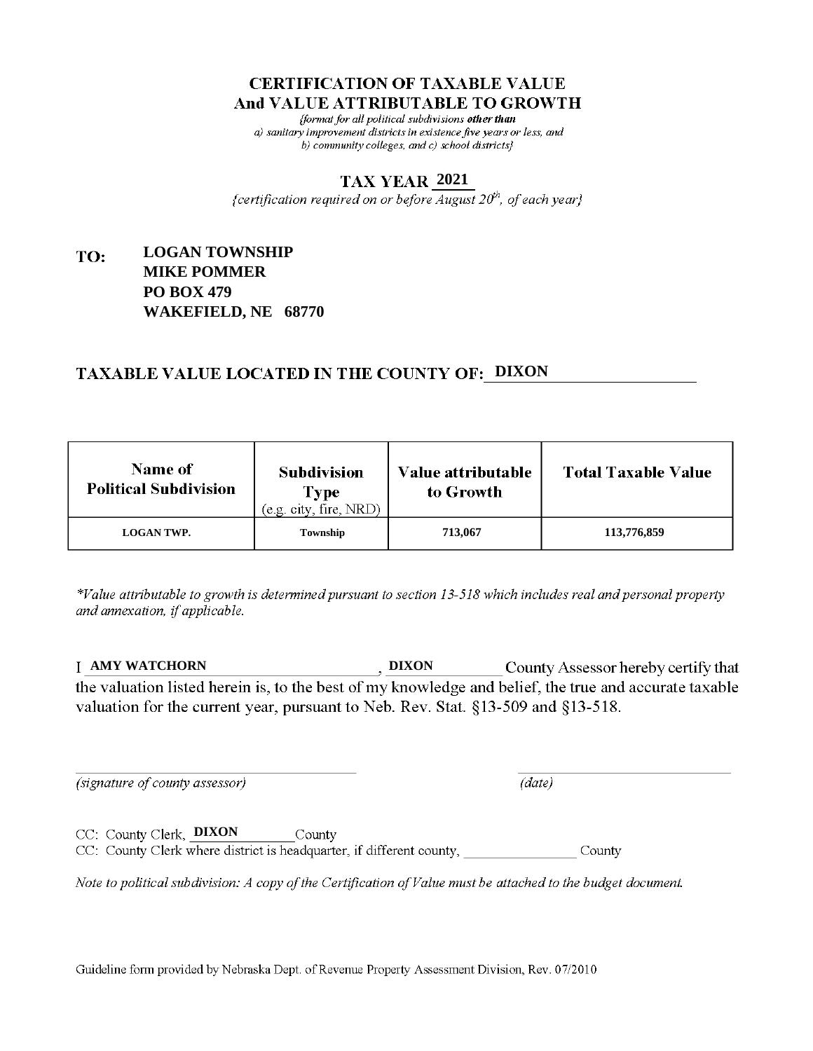# CERTIFICATION OF TAXABLE VALUE
# And VALUE ATTRIBUTABLE TO GROWTH

*{format for all political subdivisions **other than** a) sanitary improvement districts in existence five years or less, and b) community colleges, and c) school districts}*

## TAX YEAR 2021

*{certification required on or before August 20th, of each year}*

**TO:** **LOGAN TOWNSHIP**
**MIKE POMMER**
**PO BOX 479**
**WAKEFIELD, NE 68770**

## TAXABLE VALUE LOCATED IN THE COUNTY OF: DIXON

| Name of Political Subdivision | Subdivision Type (e.g. city, fire, NRD) | Value attributable to Growth | Total Taxable Value |
|---|---|---|---|
| LOGAN TWP. | Township | 713,067 | 113,776,859 |

*\*Value attributable to growth is determined pursuant to section 13-518 which includes real and personal property and annexation, if applicable.*

I **AMY WATCHORN**, **DIXON** County Assessor hereby certify that the valuation listed herein is, to the best of my knowledge and belief, the true and accurate taxable valuation for the current year, pursuant to Neb. Rev. Stat. §13-509 and §13-518.

_______________________________ *(signature of county assessor)*

_______________________________ *(date)*

CC: County Clerk, **DIXON** County

CC: County Clerk where district is headquarter, if different county, _______________ County

*Note to political subdivision: A copy of the Certification of Value must be attached to the budget document.*

Guideline form provided by Nebraska Dept. of Revenue Property Assessment Division, Rev. 07/2010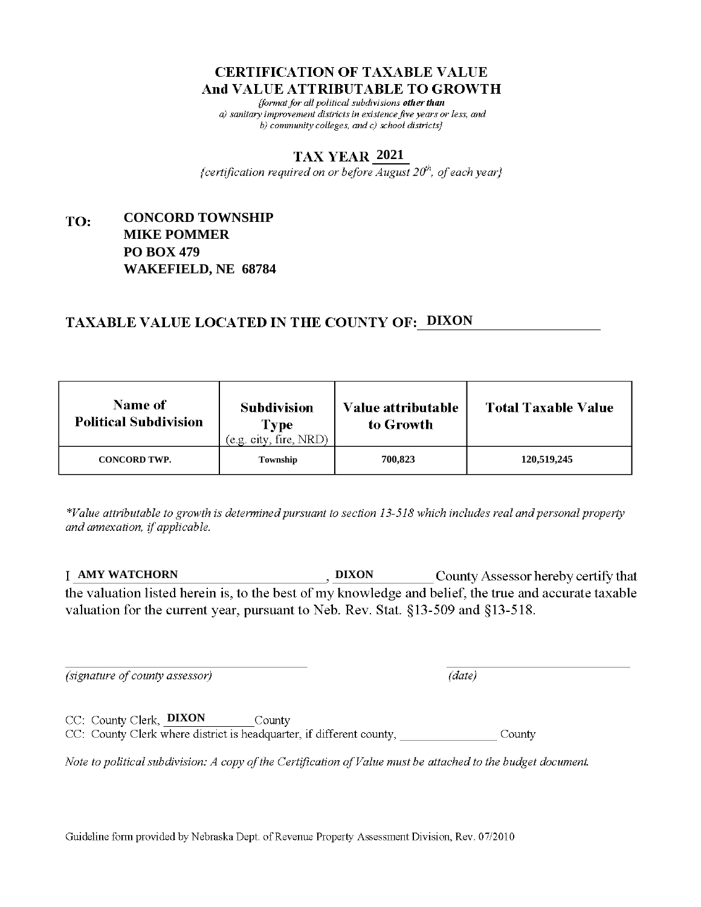# CERTIFICATION OF TAXABLE VALUE
# And VALUE ATTRIBUTABLE TO GROWTH

*{format for all political subdivisions **other than** a) sanitary improvement districts in existence five years or less, and b) community colleges, and c) school districts}*

## TAX YEAR 2021

*{certification required on or before August 20th, of each year}*

**TO: CONCORD TOWNSHIP**
**MIKE POMMER**
**PO BOX 479**
**WAKEFIELD, NE 68784**

## TAXABLE VALUE LOCATED IN THE COUNTY OF: DIXON

| Name of Political Subdivision | Subdivision Type (e.g. city, fire, NRD) | Value attributable to Growth | Total Taxable Value |
|---|---|---|---|
| CONCORD TWP. | Township | 700,823 | 120,519,245 |

*\*Value attributable to growth is determined pursuant to section 13-518 which includes real and personal property and annexation, if applicable.*

I **AMY WATCHORN**, **DIXON** County Assessor hereby certify that the valuation listed herein is, to the best of my knowledge and belief, the true and accurate taxable valuation for the current year, pursuant to Neb. Rev. Stat. §13-509 and §13-518.

_________________________ *(signature of county assessor)*

_________________________ *(date)*

CC: County Clerk, **DIXON** County

CC: County Clerk where district is headquarter, if different county, ______________ County

*Note to political subdivision: A copy of the Certification of Value must be attached to the budget document.*

Guideline form provided by Nebraska Dept. of Revenue Property Assessment Division, Rev. 07/2010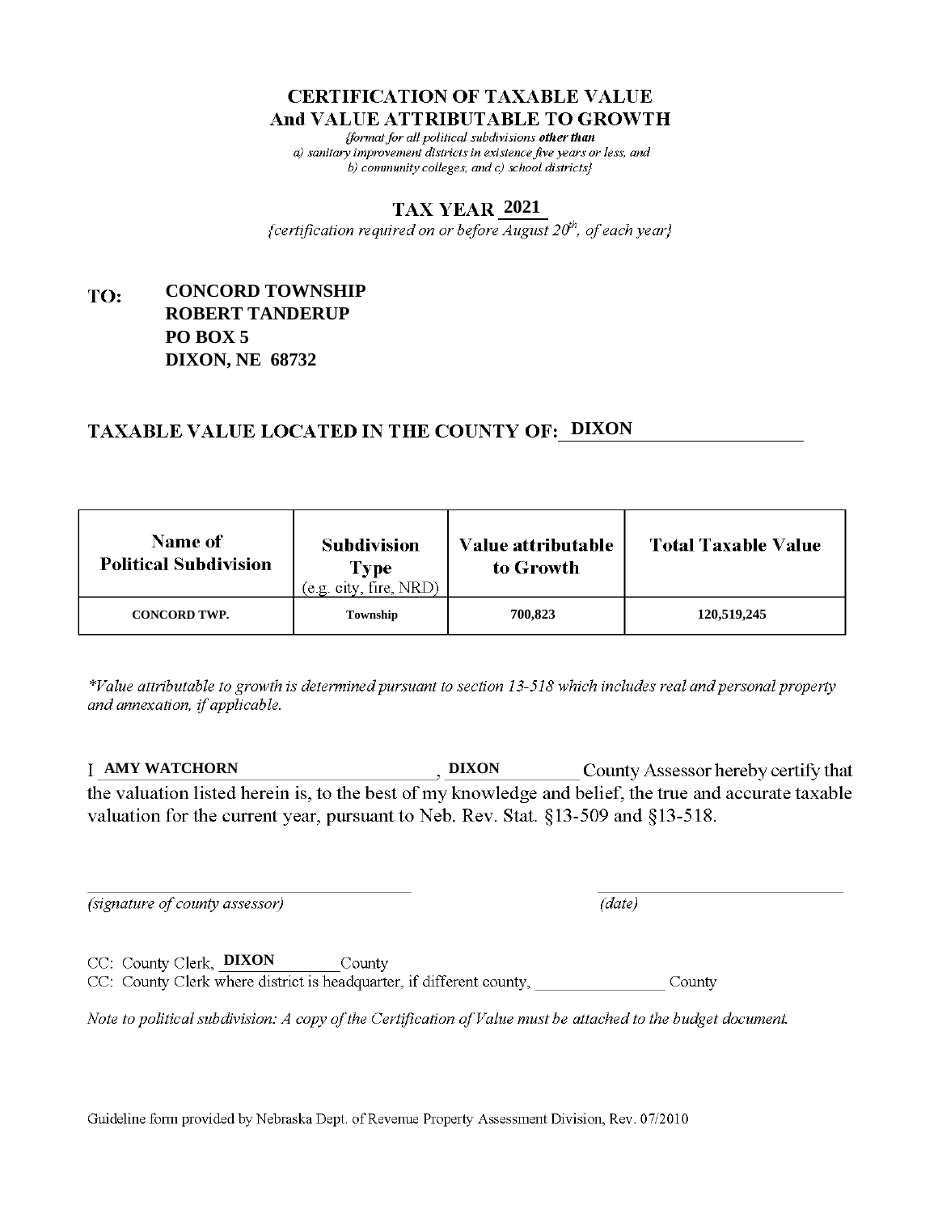# CERTIFICATION OF TAXABLE VALUE
# And VALUE ATTRIBUTABLE TO GROWTH

*{format for all political subdivisions **other than** a) sanitary improvement districts in existence five years or less, and b) community colleges, and c) school districts}*

## TAX YEAR 2021

*{certification required on or before August 20th, of each year}*

**TO:** **CONCORD TOWNSHIP**
**ROBERT TANDERUP**
**PO BOX 5**
**DIXON, NE 68732**

## TAXABLE VALUE LOCATED IN THE COUNTY OF: DIXON

| Name of Political Subdivision | Subdivision Type (e.g. city, fire, NRD) | Value attributable to Growth | Total Taxable Value |
|---|---|---|---|
| CONCORD TWP. | Township | 700,823 | 120,519,245 |

*\*Value attributable to growth is determined pursuant to section 13-518 which includes real and personal property and annexation, if applicable.*

I **AMY WATCHORN**, **DIXON** County Assessor hereby certify that the valuation listed herein is, to the best of my knowledge and belief, the true and accurate taxable valuation for the current year, pursuant to Neb. Rev. Stat. §13-509 and §13-518.

_______________________________ *(signature of county assessor)*

_______________________________ *(date)*

CC: County Clerk, **DIXON** County

CC: County Clerk where district is headquarter, if different county, _______________ County

*Note to political subdivision: A copy of the Certification of Value must be attached to the budget document.*

Guideline form provided by Nebraska Dept. of Revenue Property Assessment Division, Rev. 07/2010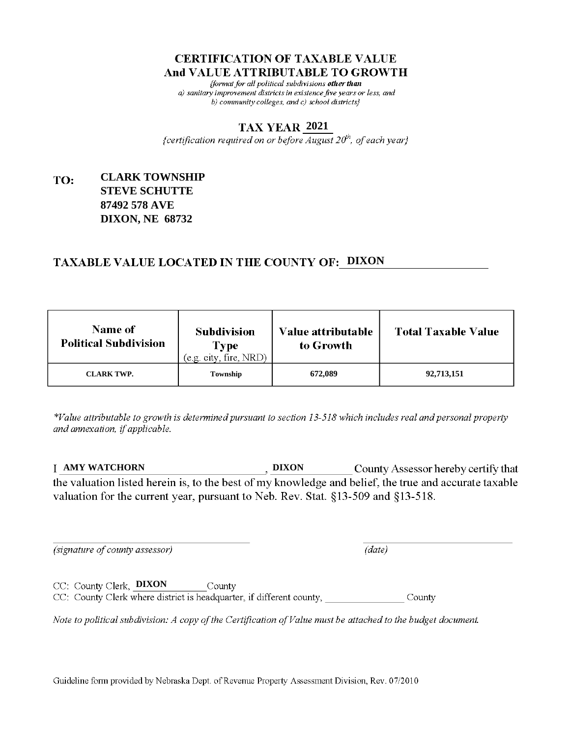# CERTIFICATION OF TAXABLE VALUE
# And VALUE ATTRIBUTABLE TO GROWTH

*{format for all political subdivisions **other than** a) sanitary improvement districts in existence five years or less, and b) community colleges, and c) school districts}*

## TAX YEAR 2021

*{certification required on or before August 20th, of each year}*

**TO:** **CLARK TOWNSHIP**
**STEVE SCHUTTE**
**87492 578 AVE**
**DIXON, NE 68732**

## TAXABLE VALUE LOCATED IN THE COUNTY OF: DIXON

| Name of Political Subdivision | Subdivision Type (e.g. city, fire, NRD) | Value attributable to Growth | Total Taxable Value |
|---|---|---|---|
| CLARK TWP. | Township | 672,089 | 92,713,151 |

*\*Value attributable to growth is determined pursuant to section 13-518 which includes real and personal property and annexation, if applicable.*

I **AMY WATCHORN**, **DIXON** County Assessor hereby certify that the valuation listed herein is, to the best of my knowledge and belief, the true and accurate taxable valuation for the current year, pursuant to Neb. Rev. Stat. §13-509 and §13-518.

*(signature of county assessor)* *(date)*

CC: County Clerk, **DIXON** County
CC: County Clerk where district is headquarter, if different county, ________________ County

*Note to political subdivision: A copy of the Certification of Value must be attached to the budget document.*

Guideline form provided by Nebraska Dept. of Revenue Property Assessment Division, Rev. 07/2010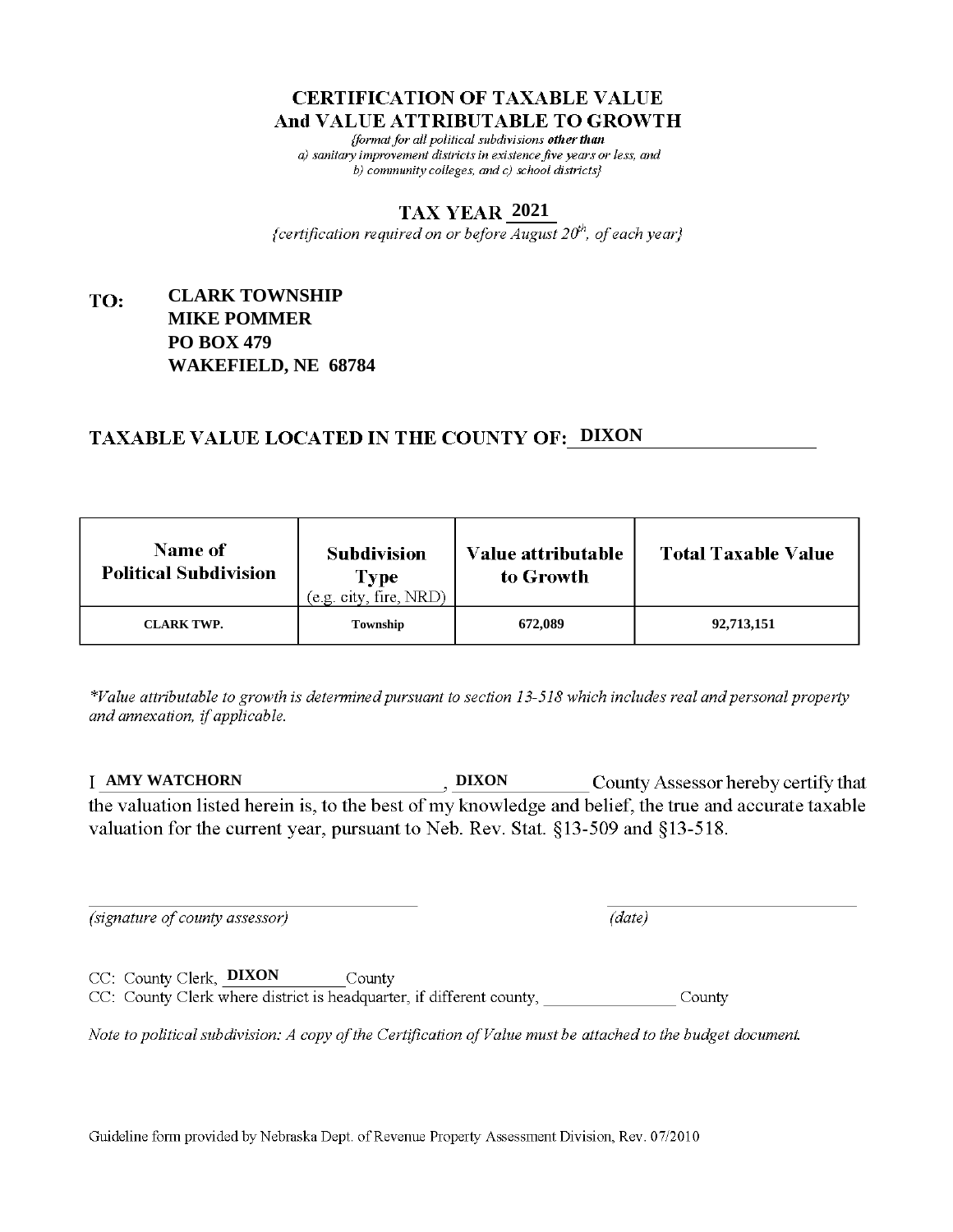# CERTIFICATION OF TAXABLE VALUE
# And VALUE ATTRIBUTABLE TO GROWTH

*{format for all political subdivisions **other than** a) sanitary improvement districts in existence five years or less, and b) community colleges, and c) school districts}*

## TAX YEAR 2021

*{certification required on or before August 20th, of each year}*

**TO:** **CLARK TOWNSHIP**
**MIKE POMMER**
**PO BOX 479**
**WAKEFIELD, NE 68784**

## TAXABLE VALUE LOCATED IN THE COUNTY OF: DIXON

| Name of Political Subdivision | Subdivision Type (e.g. city, fire, NRD) | Value attributable to Growth | Total Taxable Value |
|---|---|---|---|
| CLARK TWP. | Township | 672,089 | 92,713,151 |

*\*Value attributable to growth is determined pursuant to section 13-518 which includes real and personal property and annexation, if applicable.*

I **AMY WATCHORN**, **DIXON** County Assessor hereby certify that the valuation listed herein is, to the best of my knowledge and belief, the true and accurate taxable valuation for the current year, pursuant to Neb. Rev. Stat. §13-509 and §13-518.

_______________________________ *(signature of county assessor)*

_______________________________ *(date)*

CC: County Clerk, **DIXON** County

CC: County Clerk where district is headquarter, if different county, ________________ County

*Note to political subdivision: A copy of the Certification of Value must be attached to the budget document.*

Guideline form provided by Nebraska Dept. of Revenue Property Assessment Division, Rev. 07/2010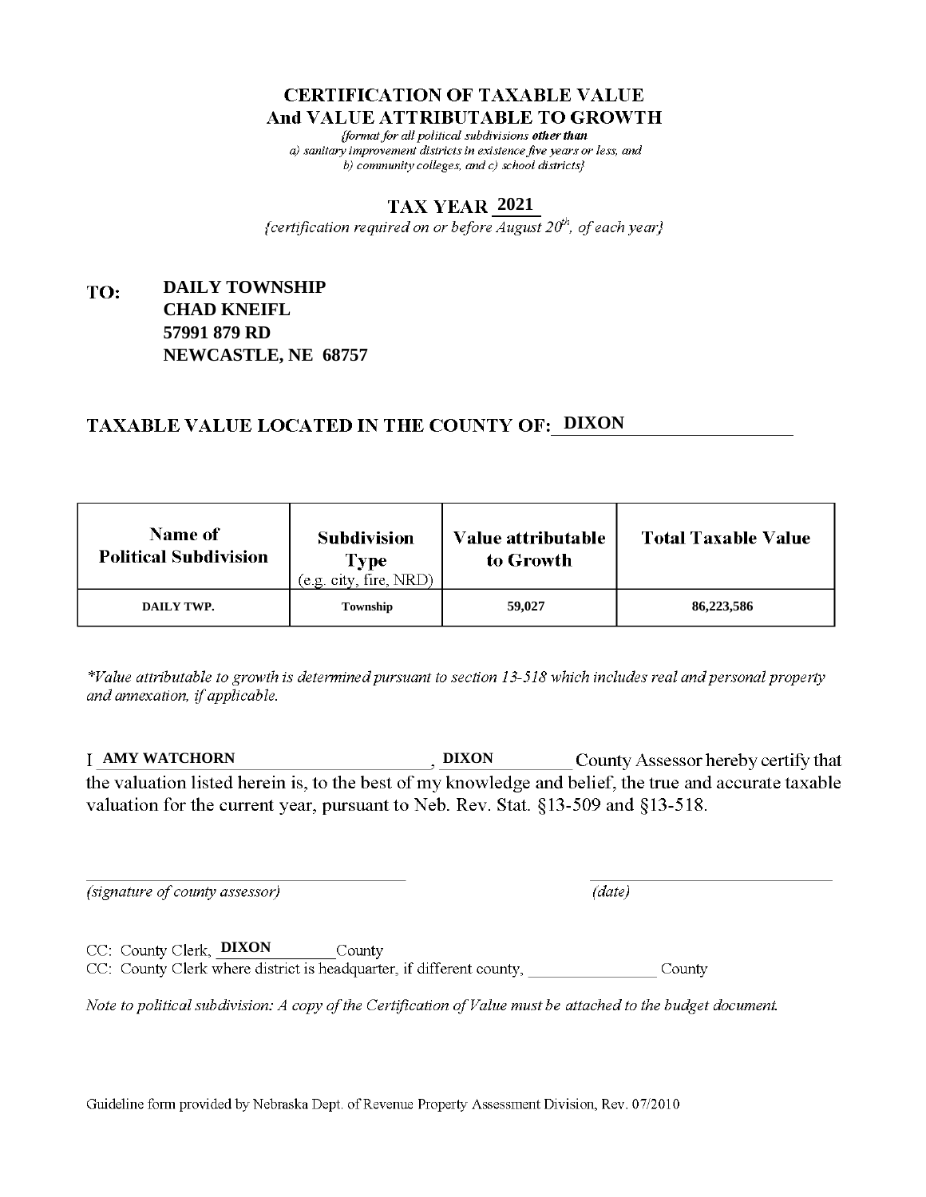# CERTIFICATION OF TAXABLE VALUE
# And VALUE ATTRIBUTABLE TO GROWTH

*{format for all political subdivisions **other than** a) sanitary improvement districts in existence five years or less, and b) community colleges, and c) school districts}*

## TAX YEAR 2021

*{certification required on or before August 20th, of each year}*

**TO:** **DAILY TOWNSHIP**
**CHAD KNEIFL**
**57991 879 RD**
**NEWCASTLE, NE 68757**

## TAXABLE VALUE LOCATED IN THE COUNTY OF: DIXON

| Name of Political Subdivision | Subdivision Type (e.g. city, fire, NRD) | Value attributable to Growth | Total Taxable Value |
|---|---|---|---|
| DAILY TWP. | Township | 59,027 | 86,223,586 |

*\*Value attributable to growth is determined pursuant to section 13-518 which includes real and personal property and annexation, if applicable.*

I **AMY WATCHORN**, **DIXON** County Assessor hereby certify that the valuation listed herein is, to the best of my knowledge and belief, the true and accurate taxable valuation for the current year, pursuant to Neb. Rev. Stat. §13-509 and §13-518.

_______________________________ _______________________
*(signature of county assessor)* *(date)*

CC: County Clerk, **DIXON** County
CC: County Clerk where district is headquarter, if different county, _______________ County

*Note to political subdivision: A copy of the Certification of Value must be attached to the budget document.*

Guideline form provided by Nebraska Dept. of Revenue Property Assessment Division, Rev. 07/2010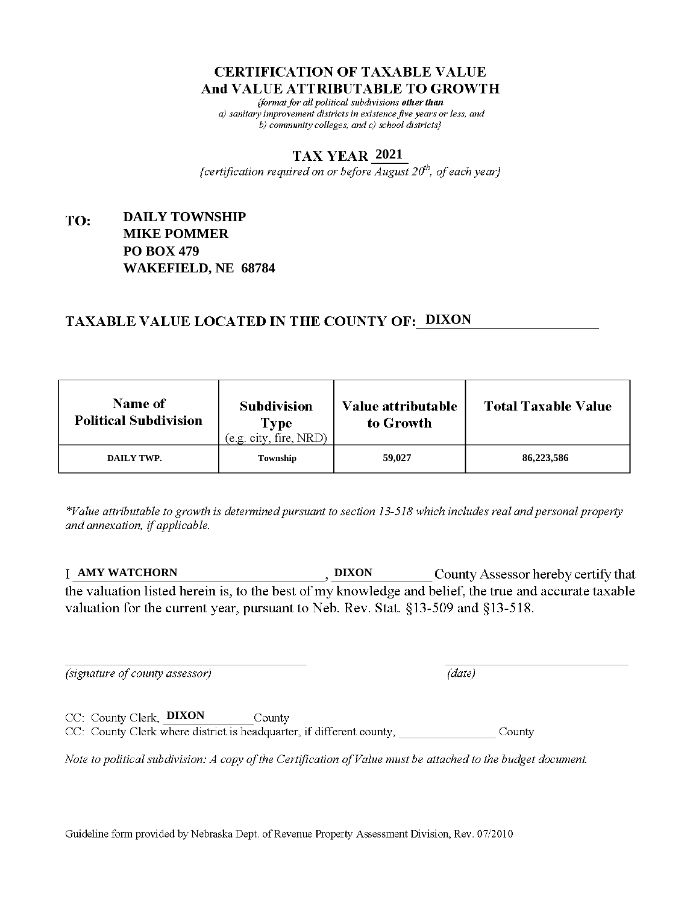# CERTIFICATION OF TAXABLE VALUE
# And VALUE ATTRIBUTABLE TO GROWTH

*{format for all political subdivisions **other than** a) sanitary improvement districts in existence five years or less, and b) community colleges, and c) school districts}*

## TAX YEAR 2021

*{certification required on or before August 20th, of each year}*

**TO:** **DAILY TOWNSHIP**
**MIKE POMMER**
**PO BOX 479**
**WAKEFIELD, NE 68784**

## TAXABLE VALUE LOCATED IN THE COUNTY OF: DIXON

| Name of Political Subdivision | Subdivision Type (e.g. city, fire, NRD) | Value attributable to Growth | Total Taxable Value |
|---|---|---|---|
| DAILY TWP. | Township | 59,027 | 86,223,586 |

*\*Value attributable to growth is determined pursuant to section 13-518 which includes real and personal property and annexation, if applicable.*

I **AMY WATCHORN**, **DIXON** County Assessor hereby certify that the valuation listed herein is, to the best of my knowledge and belief, the true and accurate taxable valuation for the current year, pursuant to Neb. Rev. Stat. §13-509 and §13-518.

_________________________ _________________________
*(signature of county assessor)* *(date)*

CC: County Clerk, **DIXON** County
CC: County Clerk where district is headquarter, if different county, ______________ County

*Note to political subdivision: A copy of the Certification of Value must be attached to the budget document.*

Guideline form provided by Nebraska Dept. of Revenue Property Assessment Division, Rev. 07/2010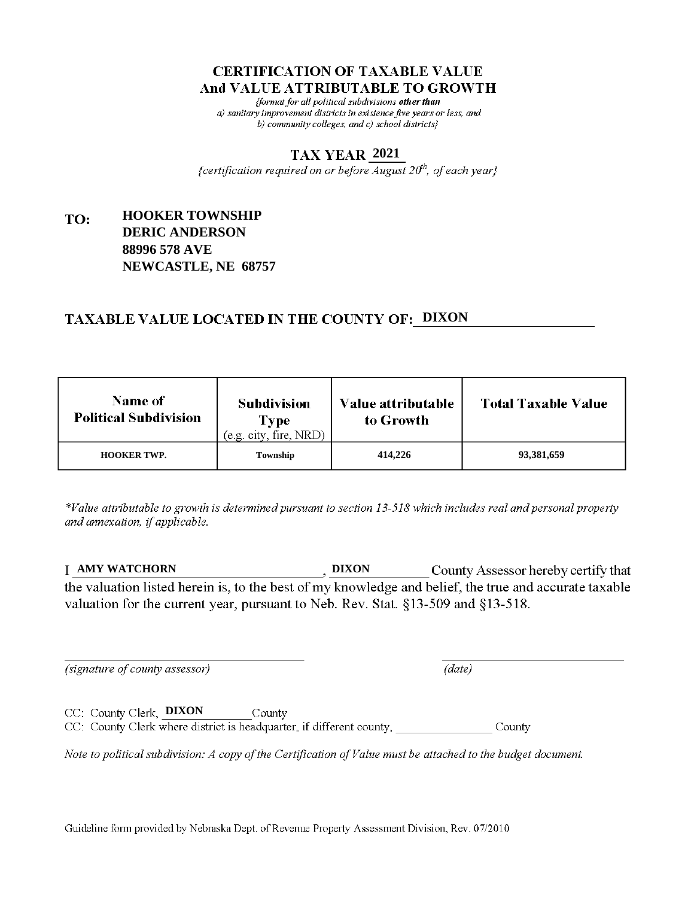# CERTIFICATION OF TAXABLE VALUE
# And VALUE ATTRIBUTABLE TO GROWTH

*{format for all political subdivisions **other than** a) sanitary improvement districts in existence five years or less, and b) community colleges, and c) school districts}*

## TAX YEAR 2021

*{certification required on or before August 20th, of each year}*

**TO:** **HOOKER TOWNSHIP**
**DERIC ANDERSON**
**88996 578 AVE**
**NEWCASTLE, NE 68757**

## TAXABLE VALUE LOCATED IN THE COUNTY OF: DIXON

| Name of Political Subdivision | Subdivision Type (e.g. city, fire, NRD) | Value attributable to Growth | Total Taxable Value |
|---|---|---|---|
| HOOKER TWP. | Township | 414,226 | 93,381,659 |

*\*Value attributable to growth is determined pursuant to section 13-518 which includes real and personal property and annexation, if applicable.*

I **AMY WATCHORN**, **DIXON** County Assessor hereby certify that the valuation listed herein is, to the best of my knowledge and belief, the true and accurate taxable valuation for the current year, pursuant to Neb. Rev. Stat. §13-509 and §13-518.

_______________________________ *(signature of county assessor)*  _______________________________ *(date)*

CC: County Clerk, **DIXON** County

CC: County Clerk where district is headquarter, if different county, ______________ County

*Note to political subdivision: A copy of the Certification of Value must be attached to the budget document.*

Guideline form provided by Nebraska Dept. of Revenue Property Assessment Division, Rev. 07/2010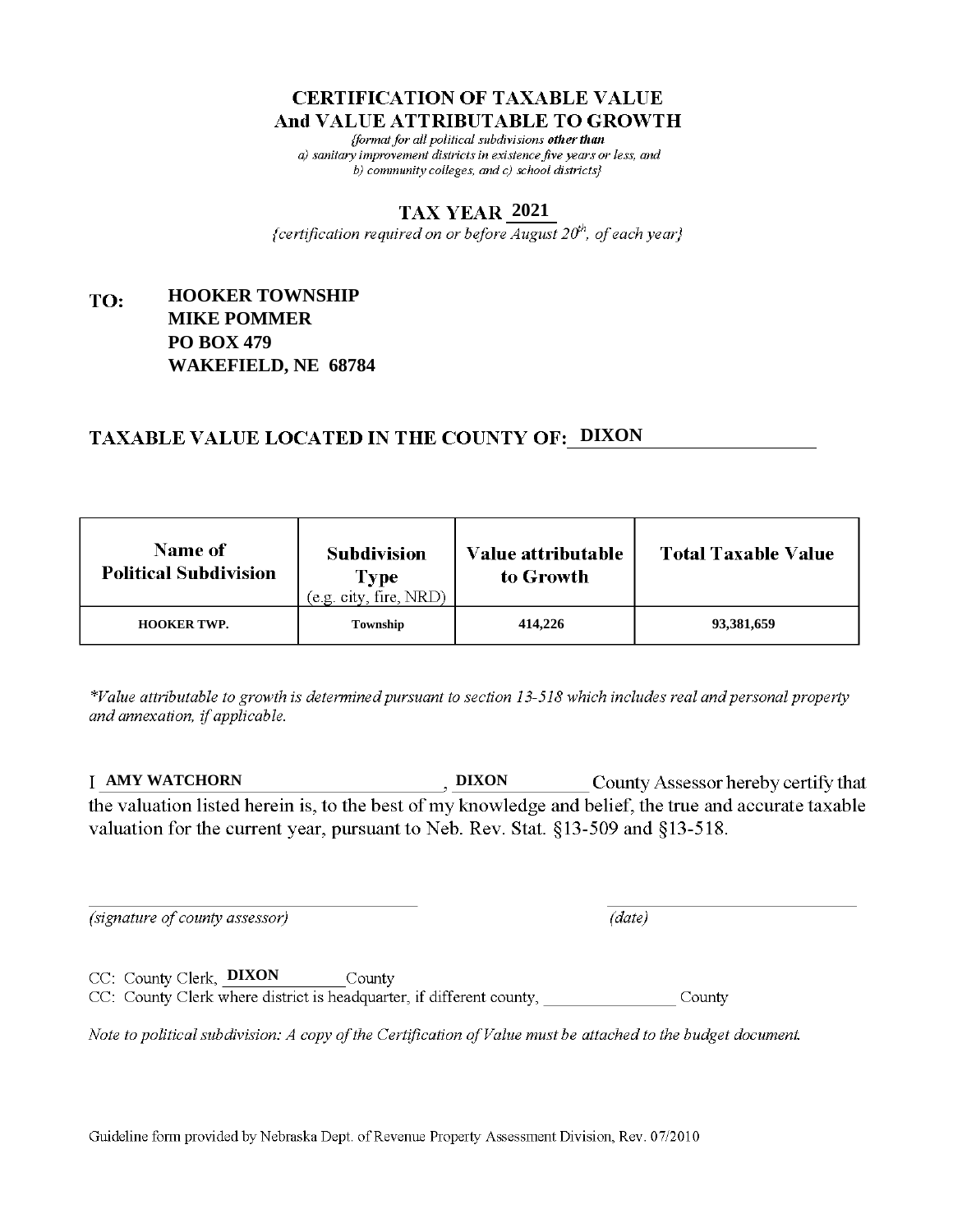# CERTIFICATION OF TAXABLE VALUE
## And VALUE ATTRIBUTABLE TO GROWTH

*{format for all political subdivisions **other than** a) sanitary improvement districts in existence five years or less, and b) community colleges, and c) school districts}*

## TAX YEAR 2021

*{certification required on or before August 20th, of each year}*

**TO: HOOKER TOWNSHIP**
**MIKE POMMER**
**PO BOX 479**
**WAKEFIELD, NE 68784**

### TAXABLE VALUE LOCATED IN THE COUNTY OF: DIXON

| Name of Political Subdivision | Subdivision Type (e.g. city, fire, NRD) | Value attributable to Growth | Total Taxable Value |
|---|---|---|---|
| HOOKER TWP. | Township | 414,226 | 93,381,659 |

*\*Value attributable to growth is determined pursuant to section 13-518 which includes real and personal property and annexation, if applicable.*

I **AMY WATCHORN**, **DIXON** County Assessor hereby certify that the valuation listed herein is, to the best of my knowledge and belief, the true and accurate taxable valuation for the current year, pursuant to Neb. Rev. Stat. §13-509 and §13-518.

_________________________ *(signature of county assessor)* _________________________ *(date)*

CC: County Clerk, **DIXON** County

CC: County Clerk where district is headquarter, if different county, ______________ County

*Note to political subdivision: A copy of the Certification of Value must be attached to the budget document.*

Guideline form provided by Nebraska Dept. of Revenue Property Assessment Division, Rev. 07/2010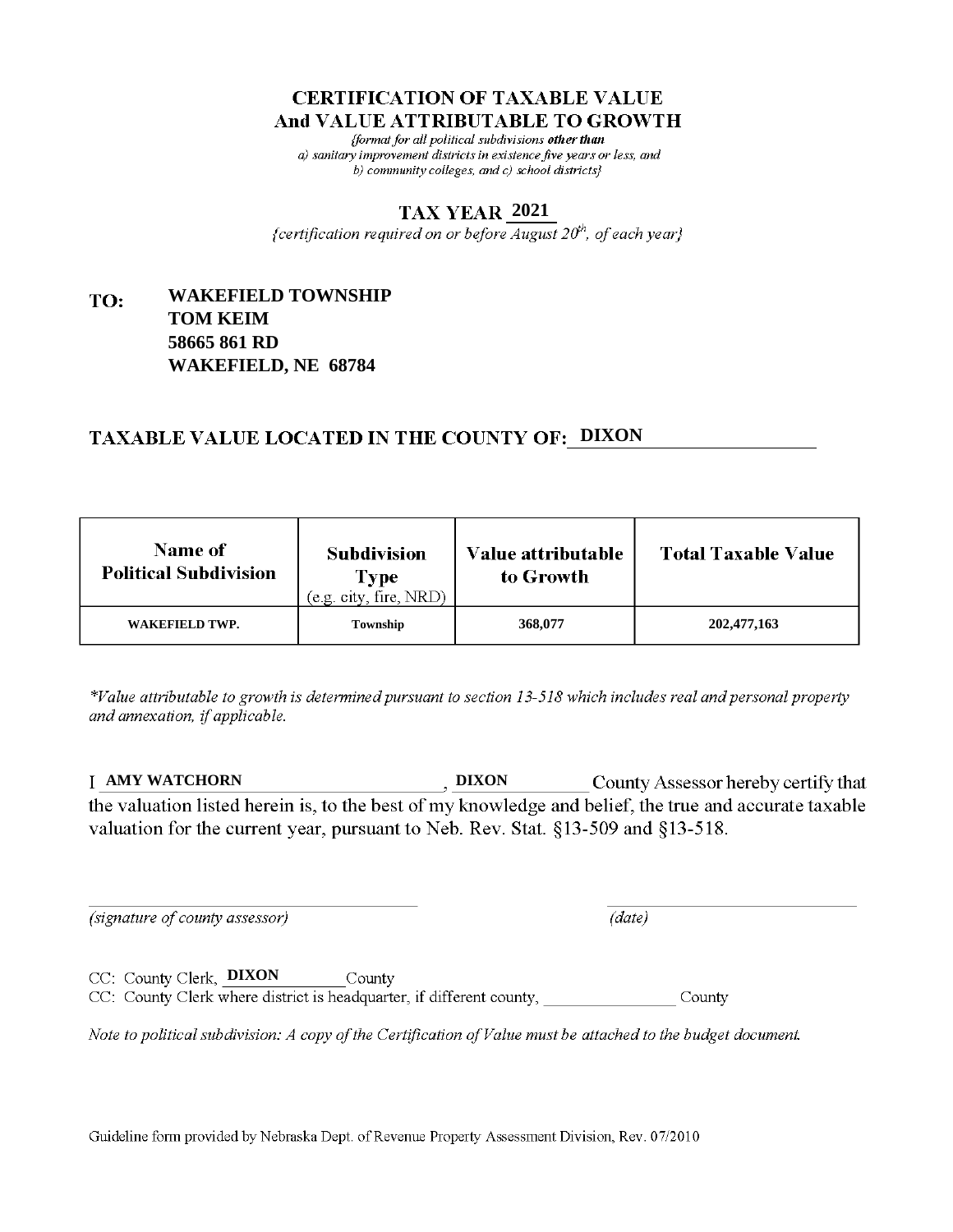# CERTIFICATION OF TAXABLE VALUE
# And VALUE ATTRIBUTABLE TO GROWTH

*{format for all political subdivisions **other than** a) sanitary improvement districts in existence five years or less, and b) community colleges, and c) school districts}*

## TAX YEAR 2021

*{certification required on or before August 20th, of each year}*

**TO:** **WAKEFIELD TOWNSHIP**
**TOM KEIM**
**58665 861 RD**
**WAKEFIELD, NE 68784**

## TAXABLE VALUE LOCATED IN THE COUNTY OF: DIXON

| Name of Political Subdivision | Subdivision Type (e.g. city, fire, NRD) | Value attributable to Growth | Total Taxable Value |
|---|---|---|---|
| WAKEFIELD TWP. | Township | 368,077 | 202,477,163 |

*\*Value attributable to growth is determined pursuant to section 13-518 which includes real and personal property and annexation, if applicable.*

I **AMY WATCHORN**, **DIXON** County Assessor hereby certify that the valuation listed herein is, to the best of my knowledge and belief, the true and accurate taxable valuation for the current year, pursuant to Neb. Rev. Stat. §13-509 and §13-518.

_______________________________ _______________________________
*(signature of county assessor)* *(date)*

CC: County Clerk, **DIXON** County
CC: County Clerk where district is headquarter, if different county, ______________ County

*Note to political subdivision: A copy of the Certification of Value must be attached to the budget document.*

Guideline form provided by Nebraska Dept. of Revenue Property Assessment Division, Rev. 07/2010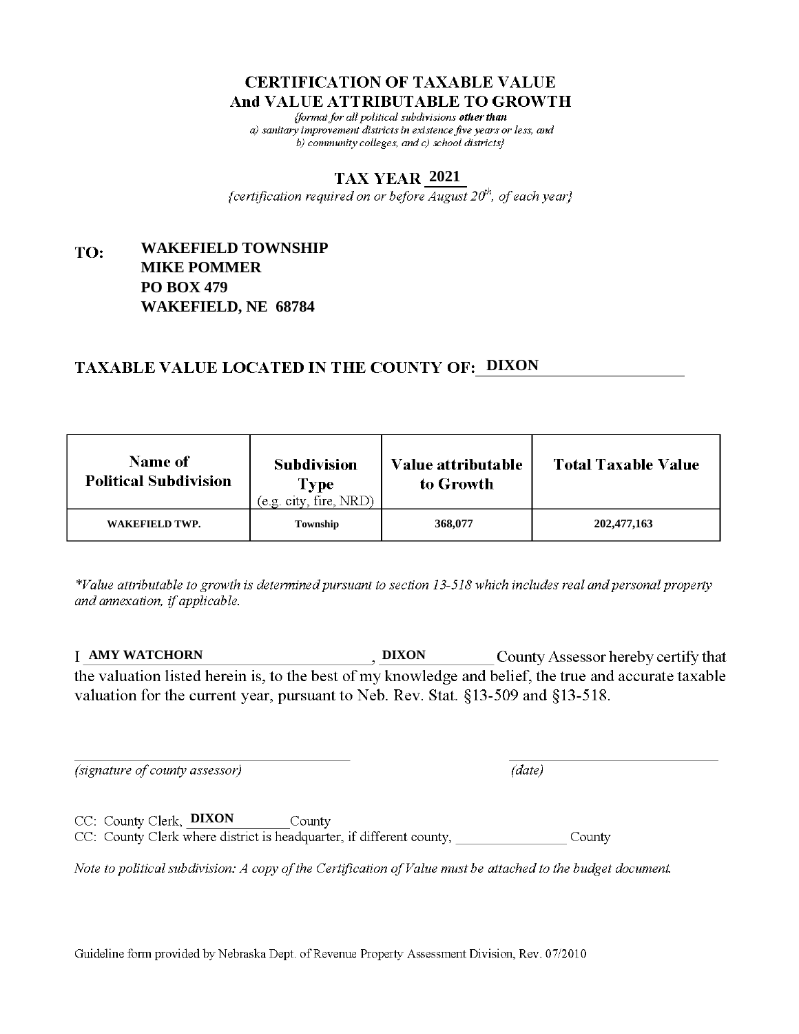# CERTIFICATION OF TAXABLE VALUE
# And VALUE ATTRIBUTABLE TO GROWTH

*{format for all political subdivisions **other than** a) sanitary improvement districts in existence five years or less, and b) community colleges, and c) school districts}*

## TAX YEAR 2021

*{certification required on or before August 20th, of each year}*

**TO:** **WAKEFIELD TOWNSHIP**
**MIKE POMMER**
**PO BOX 479**
**WAKEFIELD, NE 68784**

## TAXABLE VALUE LOCATED IN THE COUNTY OF: DIXON

| Name of Political Subdivision | Subdivision Type (e.g. city, fire, NRD) | Value attributable to Growth | Total Taxable Value |
|---|---|---|---|
| WAKEFIELD TWP. | Township | 368,077 | 202,477,163 |

*\*Value attributable to growth is determined pursuant to section 13-518 which includes real and personal property and annexation, if applicable.*

I **AMY WATCHORN**, **DIXON** County Assessor hereby certify that the valuation listed herein is, to the best of my knowledge and belief, the true and accurate taxable valuation for the current year, pursuant to Neb. Rev. Stat. §13-509 and §13-518.

_______________________________ *(signature of county assessor)*

_______________________________ *(date)*

CC: County Clerk, **DIXON** County

CC: County Clerk where district is headquarter, if different county, ________________ County

*Note to political subdivision: A copy of the Certification of Value must be attached to the budget document.*

Guideline form provided by Nebraska Dept. of Revenue Property Assessment Division, Rev. 07/2010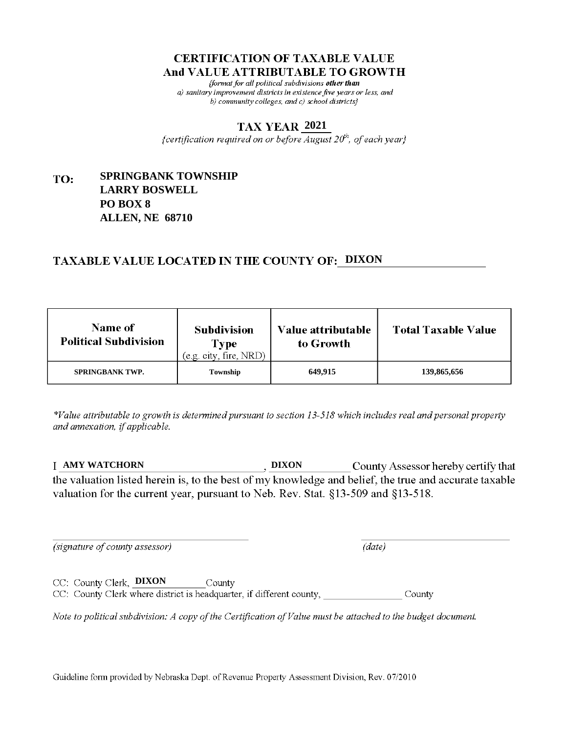# CERTIFICATION OF TAXABLE VALUE
# And VALUE ATTRIBUTABLE TO GROWTH

*{format for all political subdivisions **other than** a) sanitary improvement districts in existence five years or less, and b) community colleges, and c) school districts}*

## TAX YEAR 2021

*{certification required on or before August 20th, of each year}*

**TO:** **SPRINGBANK TOWNSHIP**
**LARRY BOSWELL**
**PO BOX 8**
**ALLEN, NE 68710**

## TAXABLE VALUE LOCATED IN THE COUNTY OF: DIXON

| Name of Political Subdivision | Subdivision Type (e.g. city, fire, NRD) | Value attributable to Growth | Total Taxable Value |
|---|---|---|---|
| SPRINGBANK TWP. | Township | 649,915 | 139,865,656 |

*\*Value attributable to growth is determined pursuant to section 13-518 which includes real and personal property and annexation, if applicable.*

I **AMY WATCHORN**, **DIXON** County Assessor hereby certify that the valuation listed herein is, to the best of my knowledge and belief, the true and accurate taxable valuation for the current year, pursuant to Neb. Rev. Stat. §13-509 and §13-518.

_____________________________ *(signature of county assessor)*

_____________________________ *(date)*

CC: County Clerk, **DIXON** County
CC: County Clerk where district is headquarter, if different county, ______________ County

*Note to political subdivision: A copy of the Certification of Value must be attached to the budget document.*

Guideline form provided by Nebraska Dept. of Revenue Property Assessment Division, Rev. 07/2010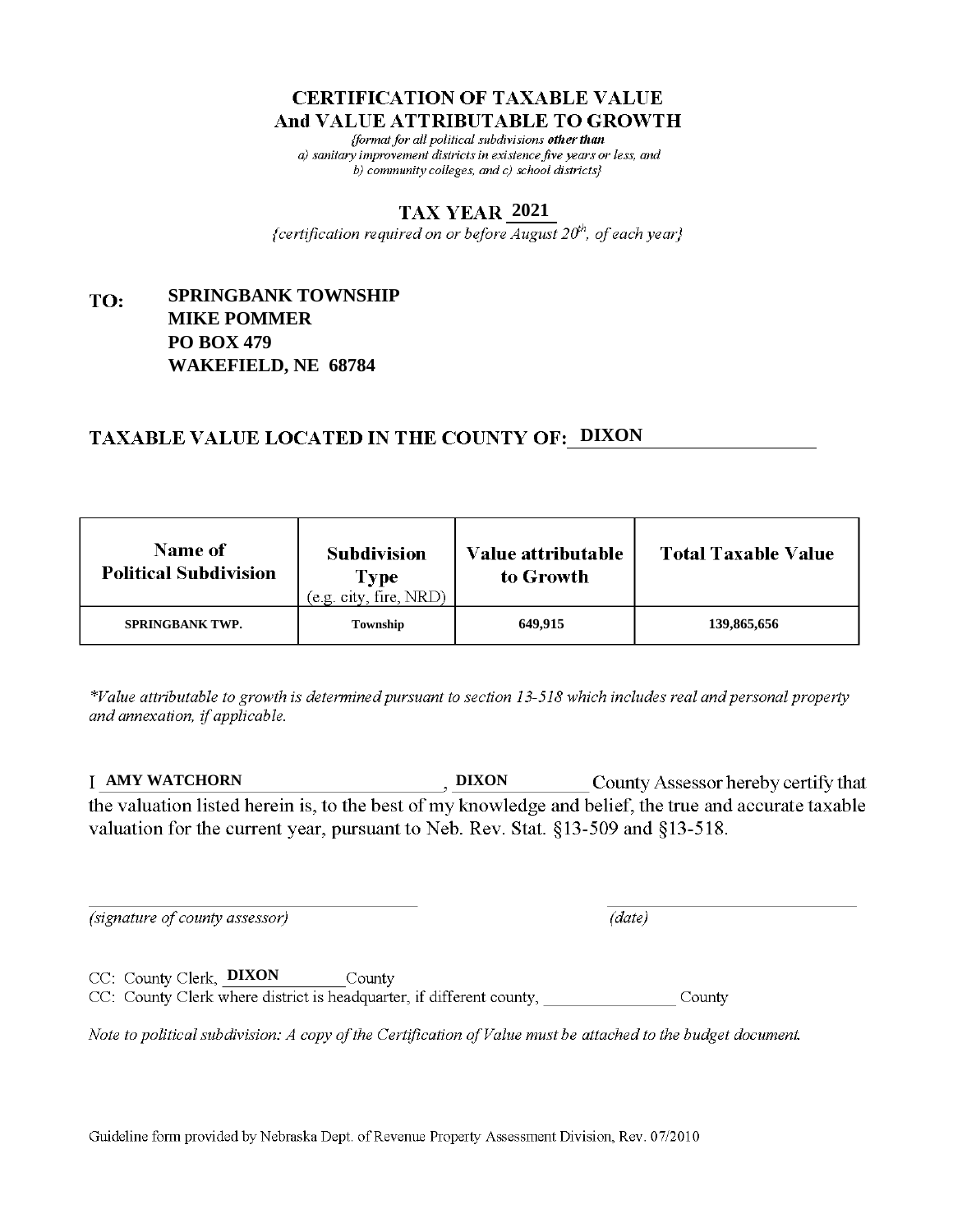# CERTIFICATION OF TAXABLE VALUE And VALUE ATTRIBUTABLE TO GROWTH

*{format for all political subdivisions **other than** a) sanitary improvement districts in existence five years or less, and b) community colleges, and c) school districts}*

## TAX YEAR 2021

*{certification required on or before August 20th, of each year}*

**TO:** **SPRINGBANK TOWNSHIP**
**MIKE POMMER**
**PO BOX 479**
**WAKEFIELD, NE 68784**

## TAXABLE VALUE LOCATED IN THE COUNTY OF: DIXON

| Name of Political Subdivision | Subdivision Type (e.g. city, fire, NRD) | Value attributable to Growth | Total Taxable Value |
|---|---|---|---|
| SPRINGBANK TWP. | Township | 649,915 | 139,865,656 |

*\*Value attributable to growth is determined pursuant to section 13-518 which includes real and personal property and annexation, if applicable.*

I **AMY WATCHORN**, **DIXON** County Assessor hereby certify that the valuation listed herein is, to the best of my knowledge and belief, the true and accurate taxable valuation for the current year, pursuant to Neb. Rev. Stat. §13-509 and §13-518.

_______________________________ *(signature of county assessor)*

_______________________________ *(date)*

CC: County Clerk, **DIXON** County

CC: County Clerk where district is headquarter, if different county, _______________ County

*Note to political subdivision: A copy of the Certification of Value must be attached to the budget document.*

Guideline form provided by Nebraska Dept. of Revenue Property Assessment Division, Rev. 07/2010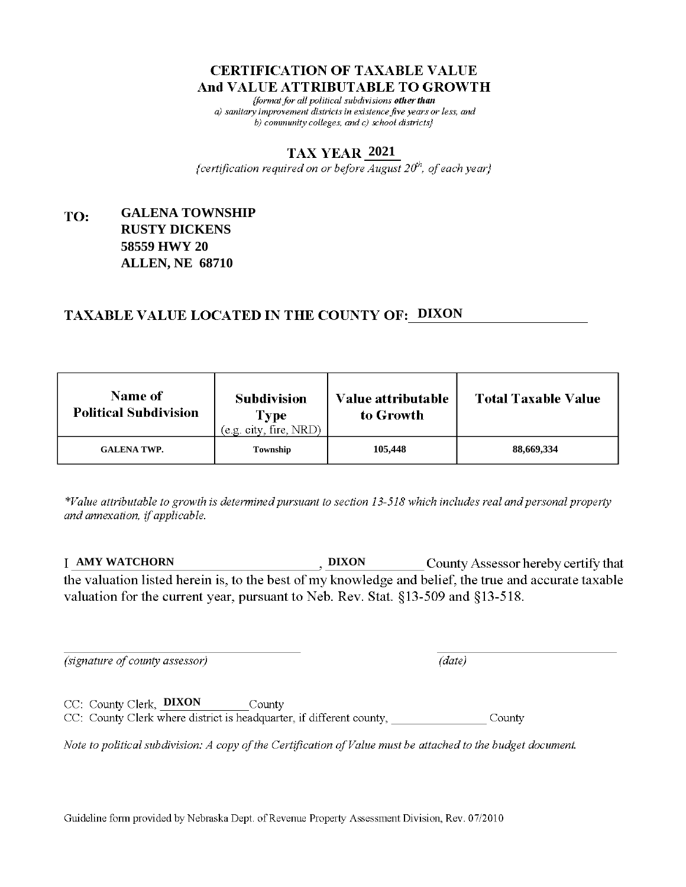# CERTIFICATION OF TAXABLE VALUE
# And VALUE ATTRIBUTABLE TO GROWTH

*{format for all political subdivisions **other than** a) sanitary improvement districts in existence five years or less, and b) community colleges, and c) school districts}*

## TAX YEAR 2021

*{certification required on or before August 20th, of each year}*

**TO:** **GALENA TOWNSHIP**
**RUSTY DICKENS**
**58559 HWY 20**
**ALLEN, NE 68710**

## TAXABLE VALUE LOCATED IN THE COUNTY OF: DIXON

| Name of Political Subdivision | Subdivision Type (e.g. city, fire, NRD) | Value attributable to Growth | Total Taxable Value |
|---|---|---|---|
| GALENA TWP. | Township | 105,448 | 88,669,334 |

*\*Value attributable to growth is determined pursuant to section 13-518 which includes real and personal property and annexation, if applicable.*

I **AMY WATCHORN**, **DIXON** County Assessor hereby certify that the valuation listed herein is, to the best of my knowledge and belief, the true and accurate taxable valuation for the current year, pursuant to Neb. Rev. Stat. §13-509 and §13-518.

_______________________________ (signature of county assessor)   _______________________ (date)

CC: County Clerk, **DIXON** County
CC: County Clerk where district is headquarter, if different county, ________________ County

*Note to political subdivision: A copy of the Certification of Value must be attached to the budget document.*

Guideline form provided by Nebraska Dept. of Revenue Property Assessment Division, Rev. 07/2010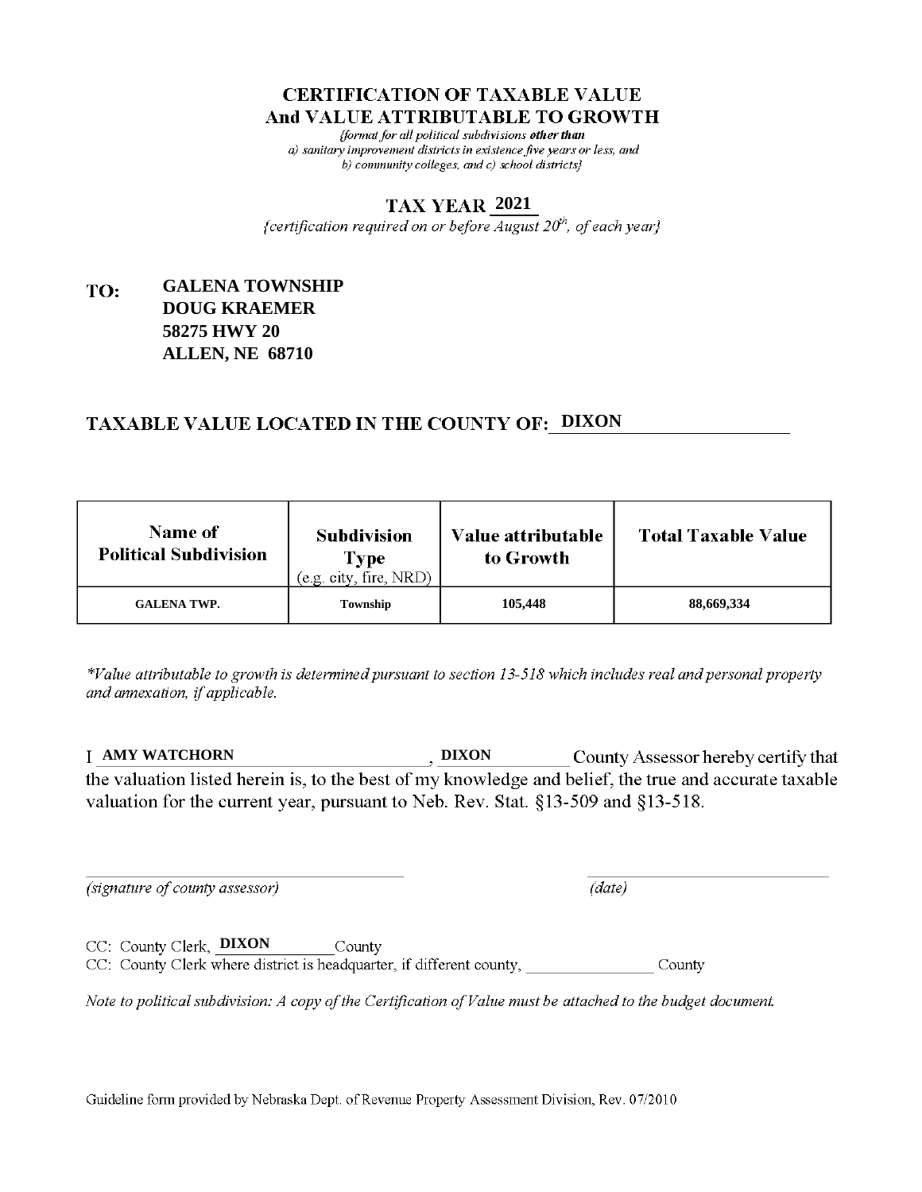# CERTIFICATION OF TAXABLE VALUE
# And VALUE ATTRIBUTABLE TO GROWTH

*{format for all political subdivisions **other than** a) sanitary improvement districts in existence five years or less, and b) community colleges, and c) school districts}*

## TAX YEAR 2021

*{certification required on or before August 20th, of each year}*

**TO:** **GALENA TOWNSHIP**
**DOUG KRAEMER**
**58275 HWY 20**
**ALLEN, NE 68710**

## TAXABLE VALUE LOCATED IN THE COUNTY OF: DIXON

| Name of Political Subdivision | Subdivision Type (e.g. city, fire, NRD) | Value attributable to Growth | Total Taxable Value |
|---|---|---|---|
| GALENA TWP. | Township | 105,448 | 88,669,334 |

*\*Value attributable to growth is determined pursuant to section 13-518 which includes real and personal property and annexation, if applicable.*

I **AMY WATCHORN**, **DIXON** County Assessor hereby certify that the valuation listed herein is, to the best of my knowledge and belief, the true and accurate taxable valuation for the current year, pursuant to Neb. Rev. Stat. §13-509 and §13-518.

_______________________________ _______________________________
*(signature of county assessor)* *(date)*

CC: County Clerk, **DIXON** County
CC: County Clerk where district is headquarter, if different county, ________________ County

*Note to political subdivision: A copy of the Certification of Value must be attached to the budget document.*

Guideline form provided by Nebraska Dept. of Revenue Property Assessment Division, Rev. 07/2010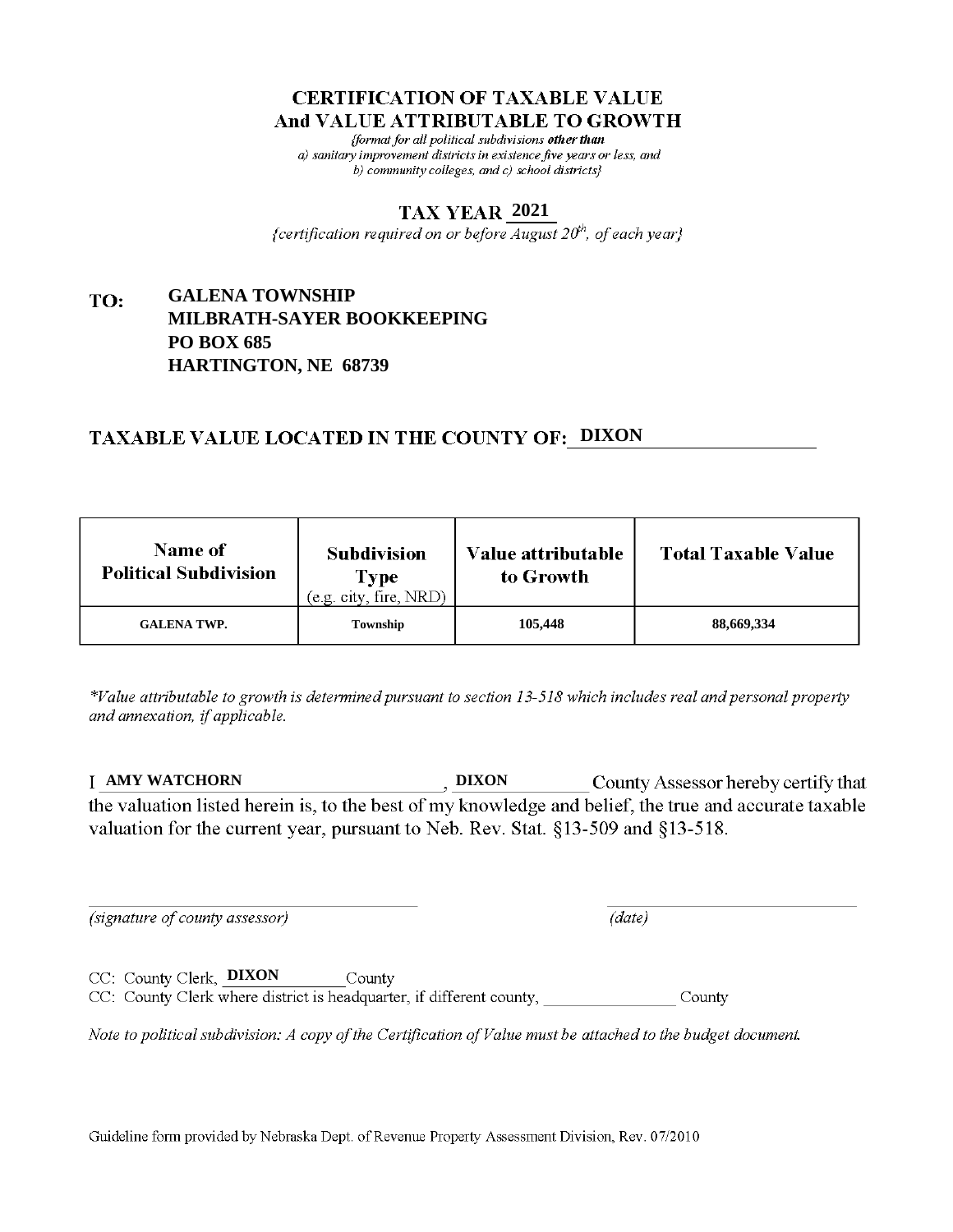# CERTIFICATION OF TAXABLE VALUE
# And VALUE ATTRIBUTABLE TO GROWTH

*{format for all political subdivisions **other than** a) sanitary improvement districts in existence five years or less, and b) community colleges, and c) school districts}*

## TAX YEAR 2021

*{certification required on or before August 20th, of each year}*

**TO: GALENA TOWNSHIP**
**MILBRATH-SAYER BOOKKEEPING**
**PO BOX 685**
**HARTINGTON, NE 68739**

## TAXABLE VALUE LOCATED IN THE COUNTY OF: DIXON

| Name of Political Subdivision | Subdivision Type (e.g. city, fire, NRD) | Value attributable to Growth | Total Taxable Value |
|---|---|---|---|
| GALENA TWP. | Township | 105,448 | 88,669,334 |

*\*Value attributable to growth is determined pursuant to section 13-518 which includes real and personal property and annexation, if applicable.*

I **AMY WATCHORN**, **DIXON** County Assessor hereby certify that the valuation listed herein is, to the best of my knowledge and belief, the true and accurate taxable valuation for the current year, pursuant to Neb. Rev. Stat. §13-509 and §13-518.

_______________________________ *(signature of county assessor)*

_______________________________ *(date)*

CC: County Clerk, **DIXON** County

CC: County Clerk where district is headquarter, if different county, _______________ County

*Note to political subdivision: A copy of the Certification of Value must be attached to the budget document.*

Guideline form provided by Nebraska Dept. of Revenue Property Assessment Division, Rev. 07/2010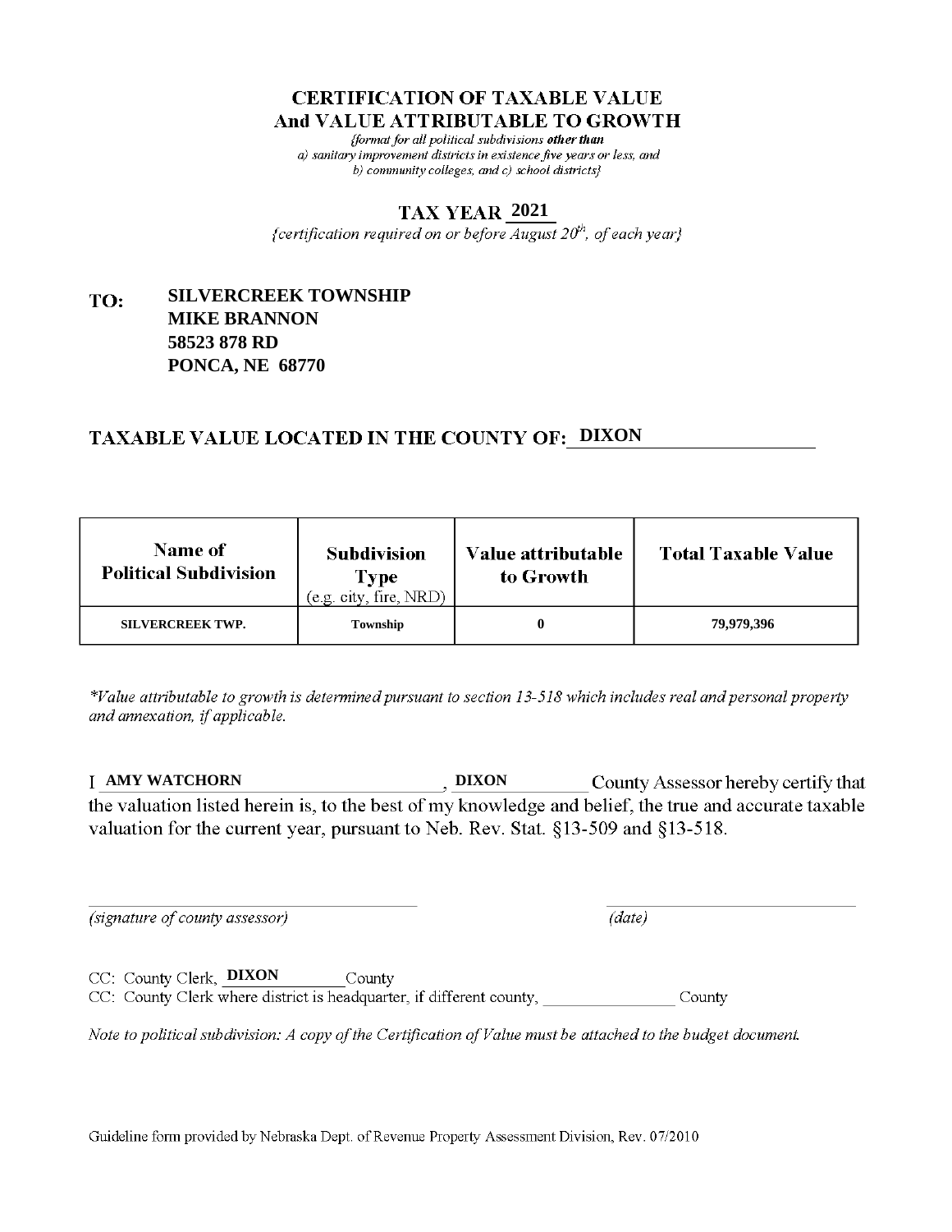# CERTIFICATION OF TAXABLE VALUE
# And VALUE ATTRIBUTABLE TO GROWTH

*{format for all political subdivisions **other than** a) sanitary improvement districts in existence five years or less, and b) community colleges, and c) school districts}*

## TAX YEAR 2021

*{certification required on or before August 20th, of each year}*

**TO:** **SILVERCREEK TOWNSHIP**
**MIKE BRANNON**
**58523 878 RD**
**PONCA, NE 68770**

## TAXABLE VALUE LOCATED IN THE COUNTY OF: DIXON

| Name of Political Subdivision | Subdivision Type (e.g. city, fire, NRD) | Value attributable to Growth | Total Taxable Value |
|---|---|---|---|
| SILVERCREEK TWP. | Township | 0 | 79,979,396 |

*\*Value attributable to growth is determined pursuant to section 13-518 which includes real and personal property and annexation, if applicable.*

I **AMY WATCHORN**, **DIXON** County Assessor hereby certify that the valuation listed herein is, to the best of my knowledge and belief, the true and accurate taxable valuation for the current year, pursuant to Neb. Rev. Stat. §13-509 and §13-518.

_________________________ *(signature of county assessor)*

_________________________ *(date)*

CC: County Clerk, **DIXON** County
CC: County Clerk where district is headquarter, if different county, _______________ County

*Note to political subdivision: A copy of the Certification of Value must be attached to the budget document.*

Guideline form provided by Nebraska Dept. of Revenue Property Assessment Division, Rev. 07/2010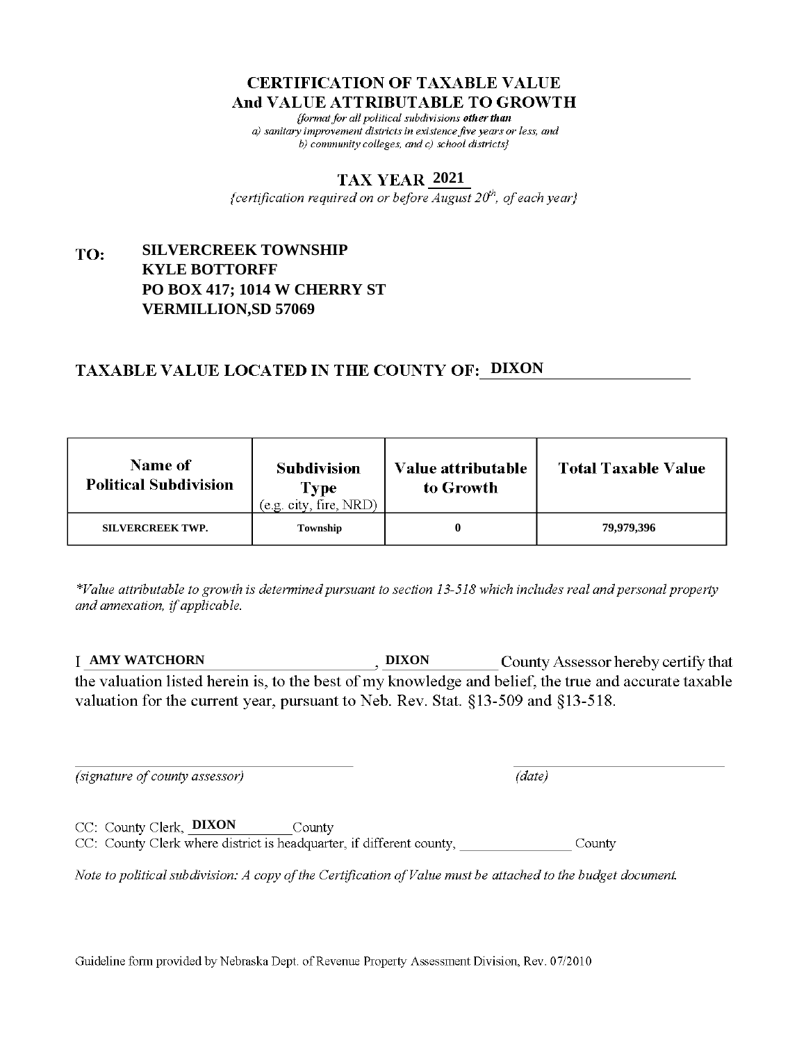# CERTIFICATION OF TAXABLE VALUE
# And VALUE ATTRIBUTABLE TO GROWTH

*{format for all political subdivisions **other than***
*a) sanitary improvement districts in existence five years or less, and*
*b) community colleges, and c) school districts}*

## TAX YEAR 2021

*{certification required on or before August 20th, of each year}*

**TO:** **SILVERCREEK TOWNSHIP**
**KYLE BOTTORFF**
**PO BOX 417; 1014 W CHERRY ST**
**VERMILLION,SD 57069**

## TAXABLE VALUE LOCATED IN THE COUNTY OF: DIXON

| Name of Political Subdivision | Subdivision Type (e.g. city, fire, NRD) | Value attributable to Growth | Total Taxable Value |
|---|---|---|---|
| SILVERCREEK TWP. | Township | 0 | 79,979,396 |

*\*Value attributable to growth is determined pursuant to section 13-518 which includes real and personal property and annexation, if applicable.*

I **AMY WATCHORN**, **DIXON** County Assessor hereby certify that the valuation listed herein is, to the best of my knowledge and belief, the true and accurate taxable valuation for the current year, pursuant to Neb. Rev. Stat. §13-509 and §13-518.

_______________________________ _______________________________
*(signature of county assessor)* *(date)*

CC: County Clerk, **DIXON** County
CC: County Clerk where district is headquarter, if different county, _______________ County

*Note to political subdivision: A copy of the Certification of Value must be attached to the budget document.*

Guideline form provided by Nebraska Dept. of Revenue Property Assessment Division, Rev. 07/2010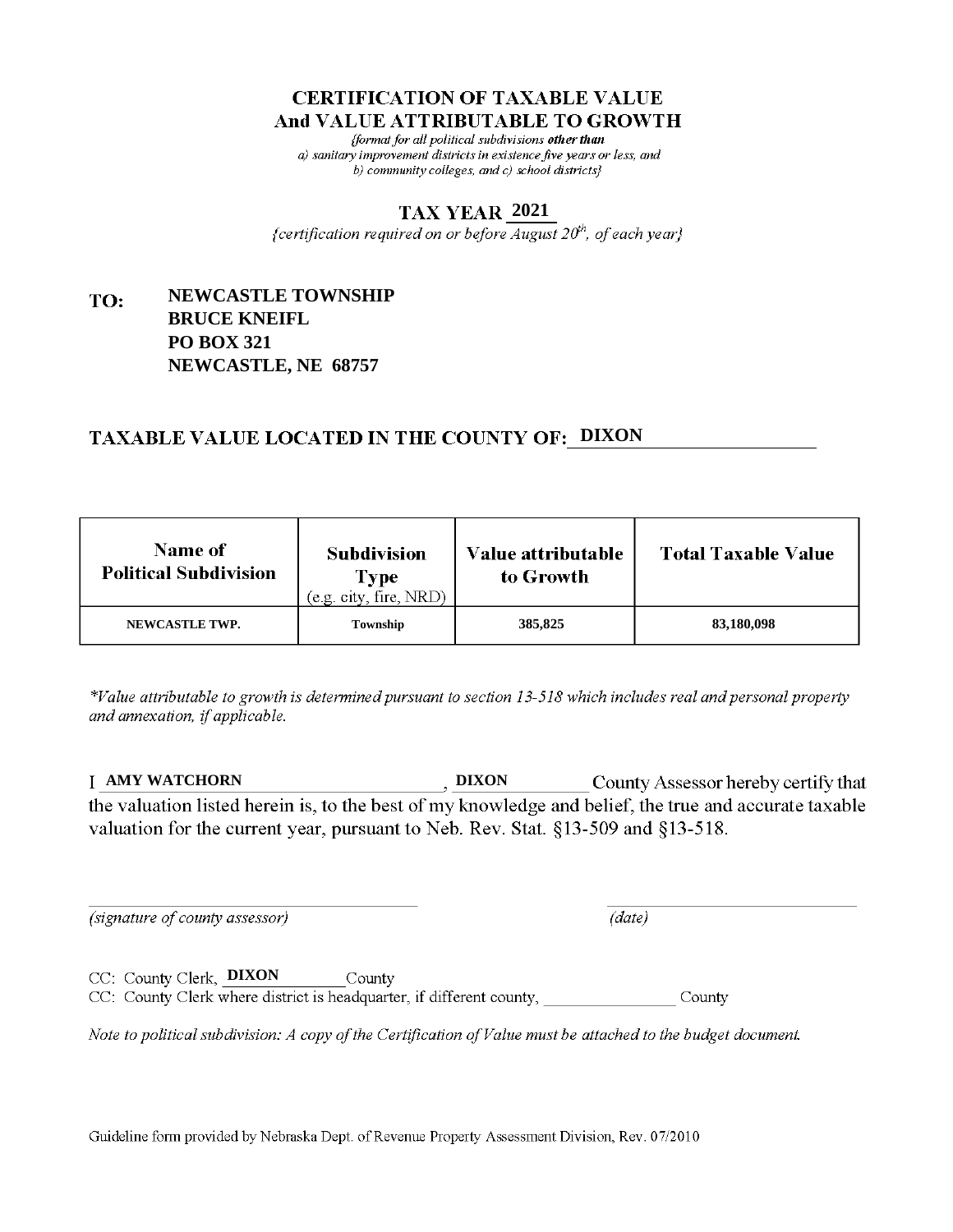# CERTIFICATION OF TAXABLE VALUE
# And VALUE ATTRIBUTABLE TO GROWTH

*{format for all political subdivisions **other than** a) sanitary improvement districts in existence five years or less, and b) community colleges, and c) school districts}*

## TAX YEAR 2021

*{certification required on or before August 20th, of each year}*

**TO:** **NEWCASTLE TOWNSHIP**
**BRUCE KNEIFL**
**PO BOX 321**
**NEWCASTLE, NE 68757**

## TAXABLE VALUE LOCATED IN THE COUNTY OF: DIXON

| Name of Political Subdivision | Subdivision Type (e.g. city, fire, NRD) | Value attributable to Growth | Total Taxable Value |
|---|---|---|---|
| NEWCASTLE TWP. | Township | 385,825 | 83,180,098 |

*\*Value attributable to growth is determined pursuant to section 13-518 which includes real and personal property and annexation, if applicable.*

I **AMY WATCHORN**, **DIXON** County Assessor hereby certify that the valuation listed herein is, to the best of my knowledge and belief, the true and accurate taxable valuation for the current year, pursuant to Neb. Rev. Stat. §13-509 and §13-518.

_______________________________ *(signature of county assessor)*

_______________________________ *(date)*

CC: County Clerk, **DIXON** County

CC: County Clerk where district is headquarter, if different county, ______________ County

*Note to political subdivision: A copy of the Certification of Value must be attached to the budget document.*

Guideline form provided by Nebraska Dept. of Revenue Property Assessment Division, Rev. 07/2010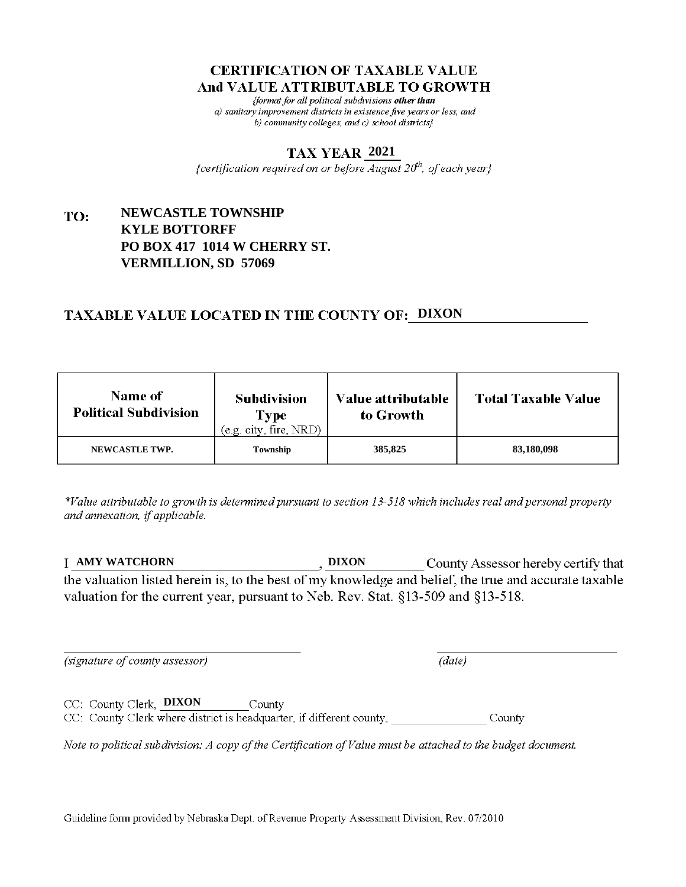# CERTIFICATION OF TAXABLE VALUE
# And VALUE ATTRIBUTABLE TO GROWTH

*{format for all political subdivisions **other than** a) sanitary improvement districts in existence five years or less, and b) community colleges, and c) school districts}*

## TAX YEAR 2021

*{certification required on or before August 20th, of each year}*

**TO:** **NEWCASTLE TOWNSHIP**
**KYLE BOTTORFF**
**PO BOX 417 1014 W CHERRY ST.**
**VERMILLION, SD 57069**

## TAXABLE VALUE LOCATED IN THE COUNTY OF: DIXON

| Name of Political Subdivision | Subdivision Type (e.g. city, fire, NRD) | Value attributable to Growth | Total Taxable Value |
|---|---|---|---|
| NEWCASTLE TWP. | Township | 385,825 | 83,180,098 |

*\*Value attributable to growth is determined pursuant to section 13-518 which includes real and personal property and annexation, if applicable.*

I **AMY WATCHORN**, **DIXON** County Assessor hereby certify that the valuation listed herein is, to the best of my knowledge and belief, the true and accurate taxable valuation for the current year, pursuant to Neb. Rev. Stat. §13-509 and §13-518.

_______________________________ *(signature of county assessor)*

_______________________________ *(date)*

CC: County Clerk, **DIXON** County

CC: County Clerk where district is headquarter, if different county, _______________ County

*Note to political subdivision: A copy of the Certification of Value must be attached to the budget document.*

Guideline form provided by Nebraska Dept. of Revenue Property Assessment Division, Rev. 07/2010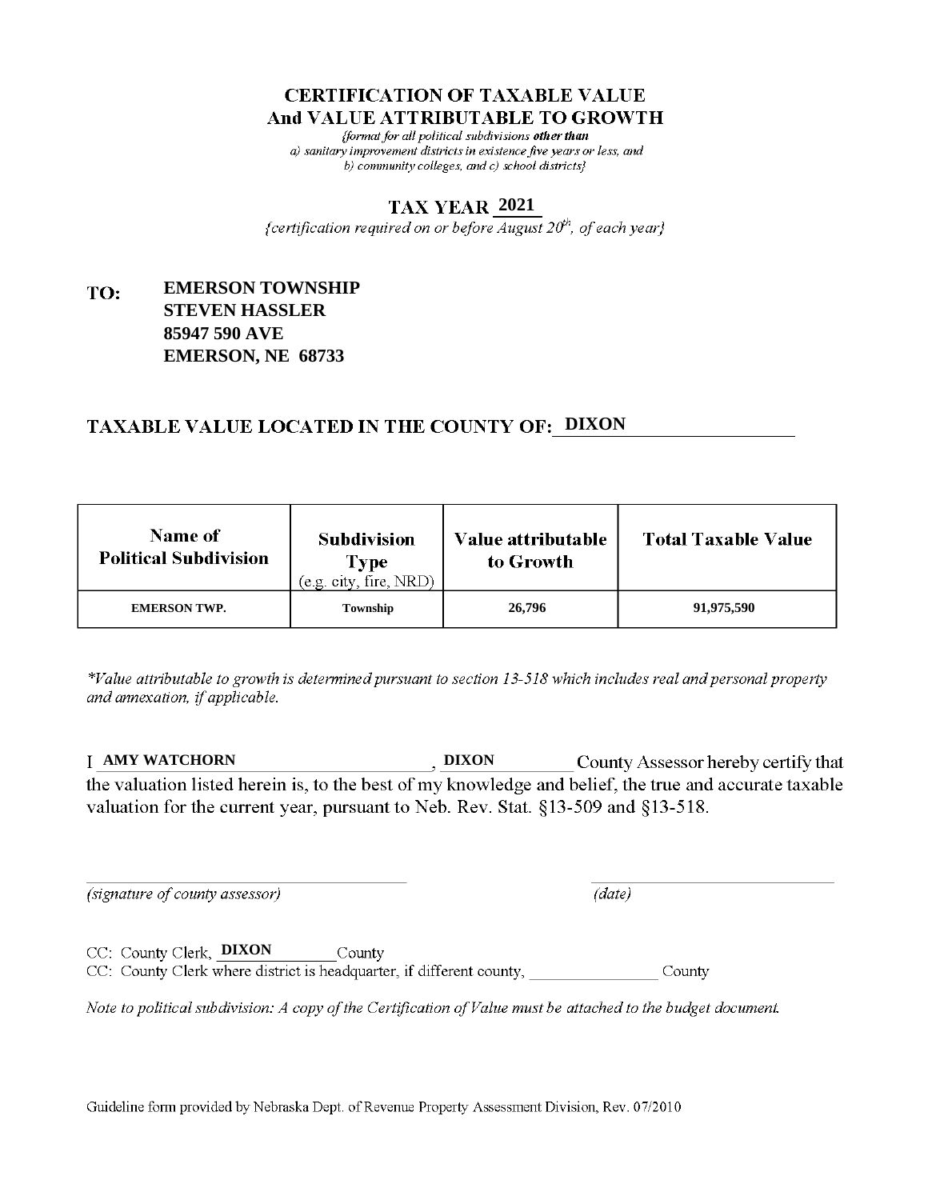# CERTIFICATION OF TAXABLE VALUE
## And VALUE ATTRIBUTABLE TO GROWTH

*{format for all political subdivisions **other than** a) sanitary improvement districts in existence five years or less, and b) community colleges, and c) school districts}*

## TAX YEAR 2021

*{certification required on or before August 20th, of each year}*

**TO:** **EMERSON TOWNSHIP**
**STEVEN HASSLER**
**85947 590 AVE**
**EMERSON, NE 68733**

## TAXABLE VALUE LOCATED IN THE COUNTY OF: DIXON

| Name of Political Subdivision | Subdivision Type (e.g. city, fire, NRD) | Value attributable to Growth | Total Taxable Value |
|---|---|---|---|
| EMERSON TWP. | Township | 26,796 | 91,975,590 |

*\*Value attributable to growth is determined pursuant to section 13-518 which includes real and personal property and annexation, if applicable.*

I **AMY WATCHORN**, **DIXON** County Assessor hereby certify that the valuation listed herein is, to the best of my knowledge and belief, the true and accurate taxable valuation for the current year, pursuant to Neb. Rev. Stat. §13-509 and §13-518.

*(signature of county assessor)* *(date)*

CC: County Clerk, **DIXON** County
CC: County Clerk where district is headquarter, if different county, ______________ County

*Note to political subdivision: A copy of the Certification of Value must be attached to the budget document.*

Guideline form provided by Nebraska Dept. of Revenue Property Assessment Division, Rev. 07/2010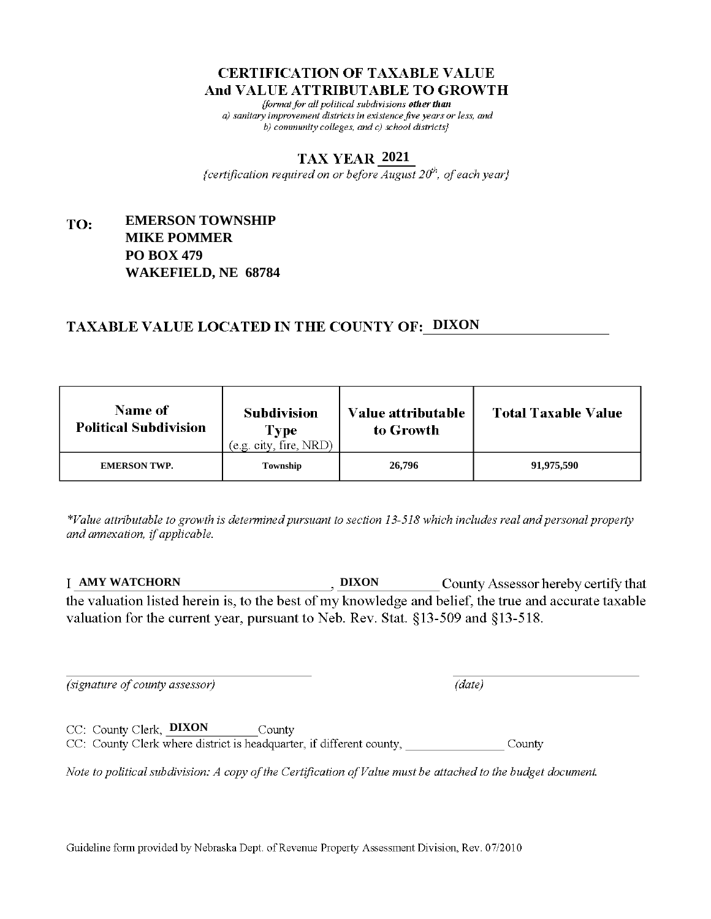# CERTIFICATION OF TAXABLE VALUE
# And VALUE ATTRIBUTABLE TO GROWTH

*{format for all political subdivisions **other than** a) sanitary improvement districts in existence five years or less, and b) community colleges, and c) school districts}*

## TAX YEAR 2021

*{certification required on or before August 20th, of each year}*

**TO:** **EMERSON TOWNSHIP**
**MIKE POMMER**
**PO BOX 479**
**WAKEFIELD, NE 68784**

## TAXABLE VALUE LOCATED IN THE COUNTY OF: DIXON

| Name of Political Subdivision | Subdivision Type (e.g. city, fire, NRD) | Value attributable to Growth | Total Taxable Value |
|---|---|---|---|
| EMERSON TWP. | Township | 26,796 | 91,975,590 |

*\*Value attributable to growth is determined pursuant to section 13-518 which includes real and personal property and annexation, if applicable.*

I **AMY WATCHORN**, **DIXON** County Assessor hereby certify that the valuation listed herein is, to the best of my knowledge and belief, the true and accurate taxable valuation for the current year, pursuant to Neb. Rev. Stat. §13-509 and §13-518.

_______________________________ *(signature of county assessor)*

_______________________________ *(date)*

CC: County Clerk, **DIXON** County

CC: County Clerk where district is headquarter, if different county, ________________ County

*Note to political subdivision: A copy of the Certification of Value must be attached to the budget document.*

Guideline form provided by Nebraska Dept. of Revenue Property Assessment Division, Rev. 07/2010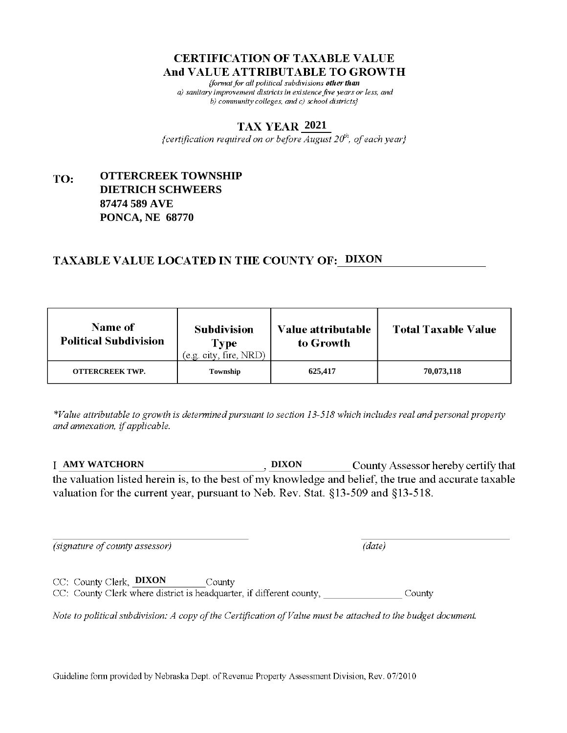# CERTIFICATION OF TAXABLE VALUE
# And VALUE ATTRIBUTABLE TO GROWTH

*{format for all political subdivisions **other than** a) sanitary improvement districts in existence five years or less, and b) community colleges, and c) school districts}*

## TAX YEAR 2021

*{certification required on or before August 20th, of each year}*

**TO:** **OTTERCREEK TOWNSHIP**
**DIETRICH SCHWEERS**
**87474 589 AVE**
**PONCA, NE 68770**

## TAXABLE VALUE LOCATED IN THE COUNTY OF: DIXON

| Name of Political Subdivision | Subdivision Type (e.g. city, fire, NRD) | Value attributable to Growth | Total Taxable Value |
|---|---|---|---|
| OTTERCREEK TWP. | Township | 625,417 | 70,073,118 |

*\*Value attributable to growth is determined pursuant to section 13-518 which includes real and personal property and annexation, if applicable.*

I **AMY WATCHORN**, **DIXON** County Assessor hereby certify that the valuation listed herein is, to the best of my knowledge and belief, the true and accurate taxable valuation for the current year, pursuant to Neb. Rev. Stat. §13-509 and §13-518.

_______________________________ *(signature of county assessor)*

_______________________________ *(date)*

CC: County Clerk, **DIXON** County
CC: County Clerk where district is headquarter, if different county, ________________ County

*Note to political subdivision: A copy of the Certification of Value must be attached to the budget document.*

Guideline form provided by Nebraska Dept. of Revenue Property Assessment Division, Rev. 07/2010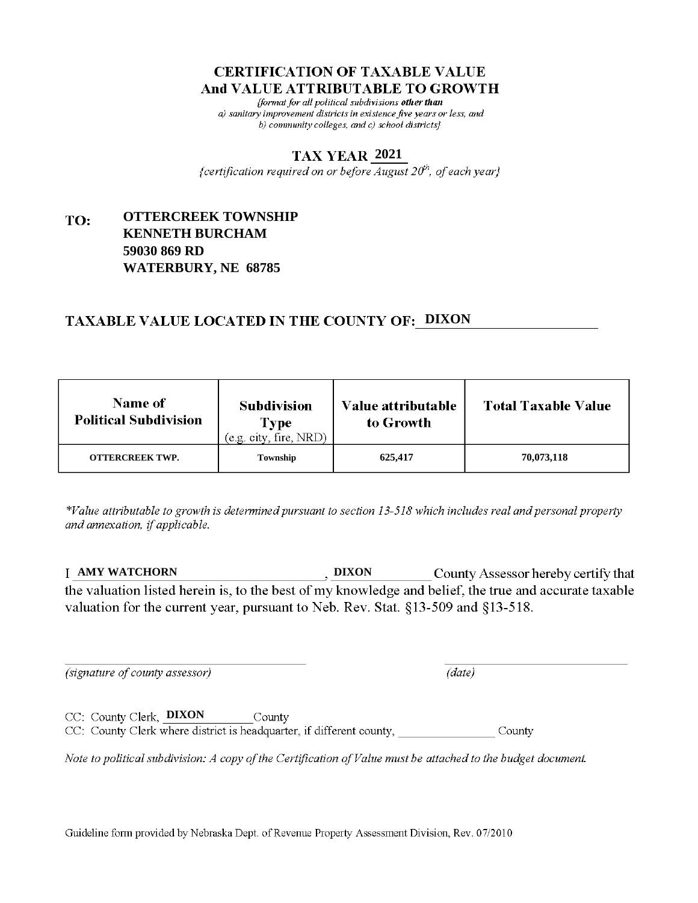# CERTIFICATION OF TAXABLE VALUE
# And VALUE ATTRIBUTABLE TO GROWTH

*{format for all political subdivisions **other than** a) sanitary improvement districts in existence five years or less, and b) community colleges, and c) school districts}*

## TAX YEAR 2021

*{certification required on or before August 20th, of each year}*

**TO:** **OTTERCREEK TOWNSHIP**
**KENNETH BURCHAM**
**59030 869 RD**
**WATERBURY, NE 68785**

## TAXABLE VALUE LOCATED IN THE COUNTY OF: DIXON

| Name of Political Subdivision | Subdivision Type (e.g. city, fire, NRD) | Value attributable to Growth | Total Taxable Value |
|---|---|---|---|
| OTTERCREEK TWP. | Township | 625,417 | 70,073,118 |

*\*Value attributable to growth is determined pursuant to section 13-518 which includes real and personal property and annexation, if applicable.*

I **AMY WATCHORN**, **DIXON** County Assessor hereby certify that the valuation listed herein is, to the best of my knowledge and belief, the true and accurate taxable valuation for the current year, pursuant to Neb. Rev. Stat. §13-509 and §13-518.

_______________________________ *(signature of county assessor)*

_______________________________ *(date)*

CC: County Clerk, **DIXON** County
CC: County Clerk where district is headquarter, if different county, ________________ County

*Note to political subdivision: A copy of the Certification of Value must be attached to the budget document.*

Guideline form provided by Nebraska Dept. of Revenue Property Assessment Division, Rev. 07/2010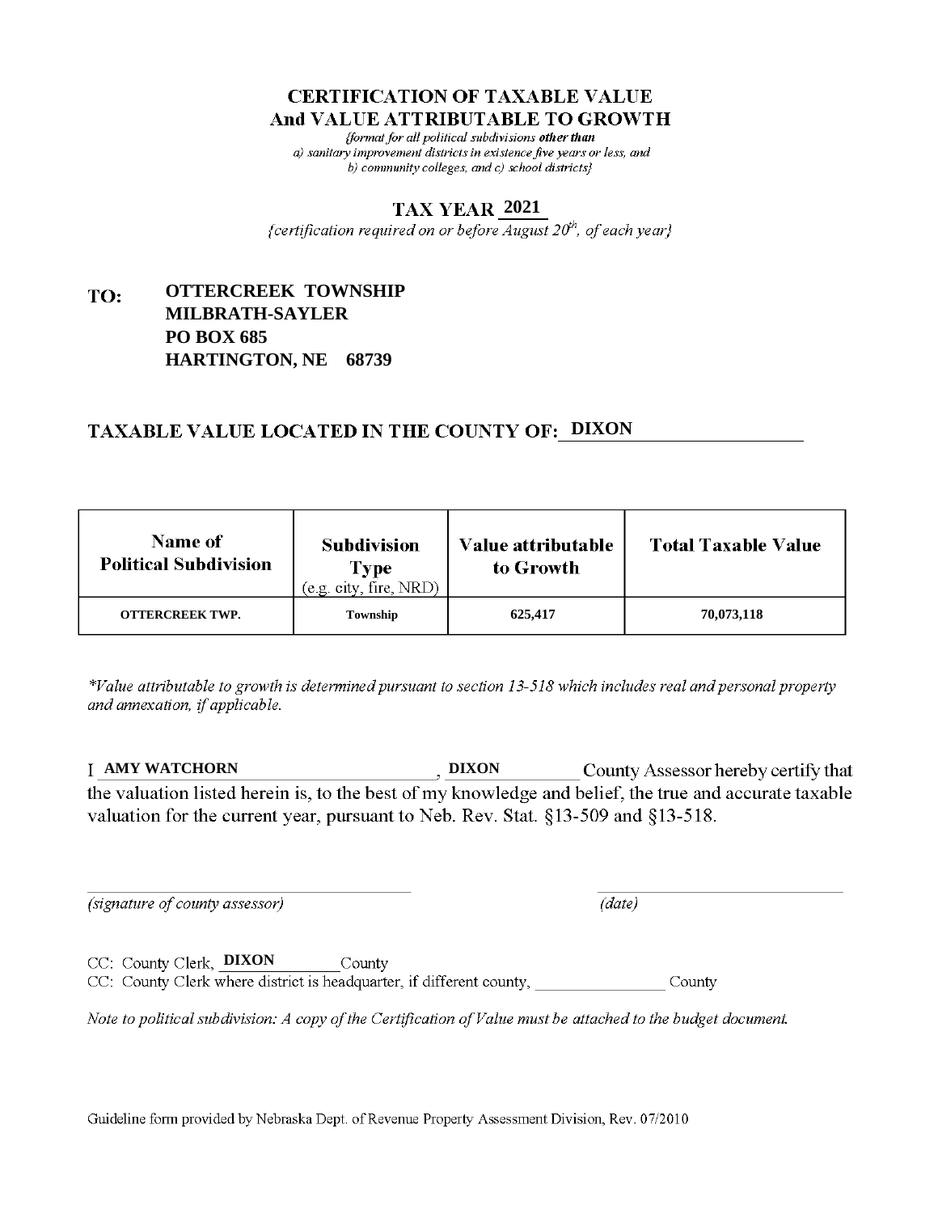# CERTIFICATION OF TAXABLE VALUE
# And VALUE ATTRIBUTABLE TO GROWTH

*{format for all political subdivisions **other than** a) sanitary improvement districts in existence five years or less, and b) community colleges, and c) school districts}*

## TAX YEAR 2021

*{certification required on or before August 20th, of each year}*

**TO: OTTERCREEK TOWNSHIP**
**MILBRATH-SAYLER**
**PO BOX 685**
**HARTINGTON, NE 68739**

## TAXABLE VALUE LOCATED IN THE COUNTY OF: DIXON

| Name of Political Subdivision | Subdivision Type (e.g. city, fire, NRD) | Value attributable to Growth | Total Taxable Value |
|---|---|---|---|
| OTTERCREEK TWP. | Township | 625,417 | 70,073,118 |

*\*Value attributable to growth is determined pursuant to section 13-518 which includes real and personal property and annexation, if applicable.*

I **AMY WATCHORN**, **DIXON** County Assessor hereby certify that the valuation listed herein is, to the best of my knowledge and belief, the true and accurate taxable valuation for the current year, pursuant to Neb. Rev. Stat. §13-509 and §13-518.

_______________________________ (signature of county assessor)

_______________________________ (date)

CC: County Clerk, **DIXON** County

CC: County Clerk where district is headquarter, if different county, ______________ County

*Note to political subdivision: A copy of the Certification of Value must be attached to the budget document.*

Guideline form provided by Nebraska Dept. of Revenue Property Assessment Division, Rev. 07/2010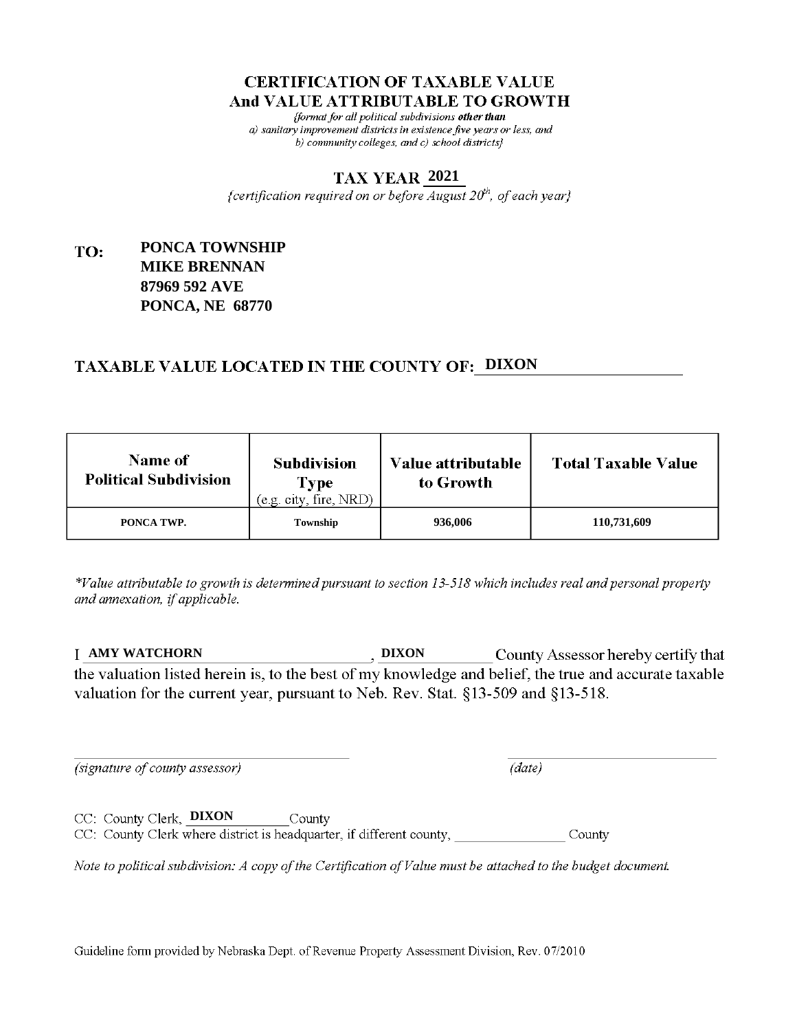# CERTIFICATION OF TAXABLE VALUE
# And VALUE ATTRIBUTABLE TO GROWTH

*{format for all political subdivisions **other than** a) sanitary improvement districts in existence five years or less, and b) community colleges, and c) school districts}*

## TAX YEAR 2021

*{certification required on or before August 20th, of each year}*

**TO:** **PONCA TOWNSHIP**
**MIKE BRENNAN**
**87969 592 AVE**
**PONCA, NE 68770**

## TAXABLE VALUE LOCATED IN THE COUNTY OF: DIXON

| Name of Political Subdivision | Subdivision Type (e.g. city, fire, NRD) | Value attributable to Growth | Total Taxable Value |
|---|---|---|---|
| PONCA TWP. | Township | 936,006 | 110,731,609 |

*\*Value attributable to growth is determined pursuant to section 13-518 which includes real and personal property and annexation, if applicable.*

I **AMY WATCHORN**, **DIXON** County Assessor hereby certify that the valuation listed herein is, to the best of my knowledge and belief, the true and accurate taxable valuation for the current year, pursuant to Neb. Rev. Stat. §13-509 and §13-518.

______________________________ ______________________________
*(signature of county assessor)* *(date)*

CC: County Clerk, **DIXON** County
CC: County Clerk where district is headquarter, if different county, ________________ County

*Note to political subdivision: A copy of the Certification of Value must be attached to the budget document.*

Guideline form provided by Nebraska Dept. of Revenue Property Assessment Division, Rev. 07/2010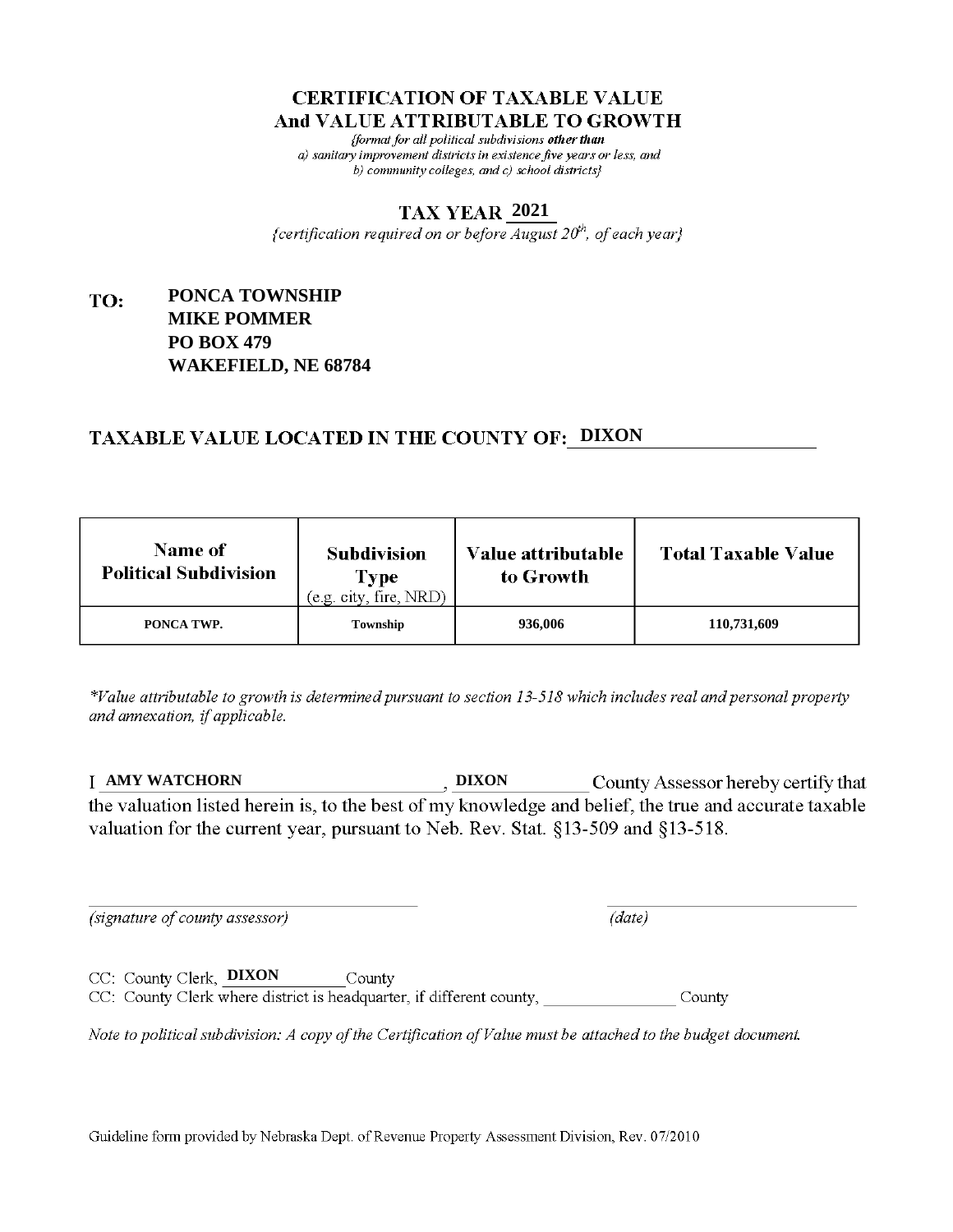# CERTIFICATION OF TAXABLE VALUE
## And VALUE ATTRIBUTABLE TO GROWTH

*{format for all political subdivisions **other than** a) sanitary improvement districts in existence five years or less, and b) community colleges, and c) school districts}*

## TAX YEAR 2021

*{certification required on or before August 20th, of each year}*

**TO:** **PONCA TOWNSHIP**
**MIKE POMMER**
**PO BOX 479**
**WAKEFIELD, NE 68784**

## TAXABLE VALUE LOCATED IN THE COUNTY OF: DIXON

| Name of Political Subdivision | Subdivision Type (e.g. city, fire, NRD) | Value attributable to Growth | Total Taxable Value |
|---|---|---|---|
| PONCA TWP. | Township | 936,006 | 110,731,609 |

*\*Value attributable to growth is determined pursuant to section 13-518 which includes real and personal property and annexation, if applicable.*

I **AMY WATCHORN**, **DIXON** County Assessor hereby certify that the valuation listed herein is, to the best of my knowledge and belief, the true and accurate taxable valuation for the current year, pursuant to Neb. Rev. Stat. §13-509 and §13-518.

_______________________________ *(signature of county assessor)*

_______________________________ *(date)*

CC: County Clerk, **DIXON** County

CC: County Clerk where district is headquarter, if different county, ______________ County

*Note to political subdivision: A copy of the Certification of Value must be attached to the budget document.*

Guideline form provided by Nebraska Dept. of Revenue Property Assessment Division, Rev. 07/2010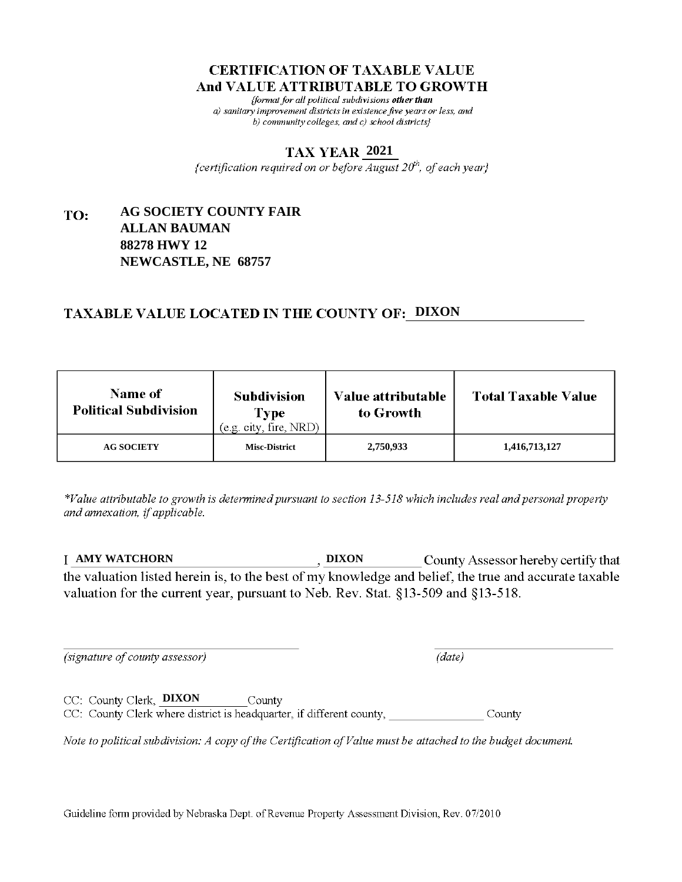# CERTIFICATION OF TAXABLE VALUE
# And VALUE ATTRIBUTABLE TO GROWTH

*{format for all political subdivisions **other than** a) sanitary improvement districts in existence five years or less, and b) community colleges, and c) school districts}*

## TAX YEAR 2021

*{certification required on or before August 20th, of each year}*

**TO:** **AG SOCIETY COUNTY FAIR**
**ALLAN BAUMAN**
**88278 HWY 12**
**NEWCASTLE, NE 68757**

## TAXABLE VALUE LOCATED IN THE COUNTY OF: DIXON

| Name of Political Subdivision | Subdivision Type (e.g. city, fire, NRD) | Value attributable to Growth | Total Taxable Value |
|---|---|---|---|
| AG SOCIETY | Misc-District | 2,750,933 | 1,416,713,127 |

*\*Value attributable to growth is determined pursuant to section 13-518 which includes real and personal property and annexation, if applicable.*

I **AMY WATCHORN**, **DIXON** County Assessor hereby certify that the valuation listed herein is, to the best of my knowledge and belief, the true and accurate taxable valuation for the current year, pursuant to Neb. Rev. Stat. §13-509 and §13-518.

*(signature of county assessor)* *(date)*

CC: County Clerk, **DIXON** County

CC: County Clerk where district is headquarter, if different county, ______________ County

*Note to political subdivision: A copy of the Certification of Value must be attached to the budget document.*

Guideline form provided by Nebraska Dept. of Revenue Property Assessment Division, Rev. 07/2010